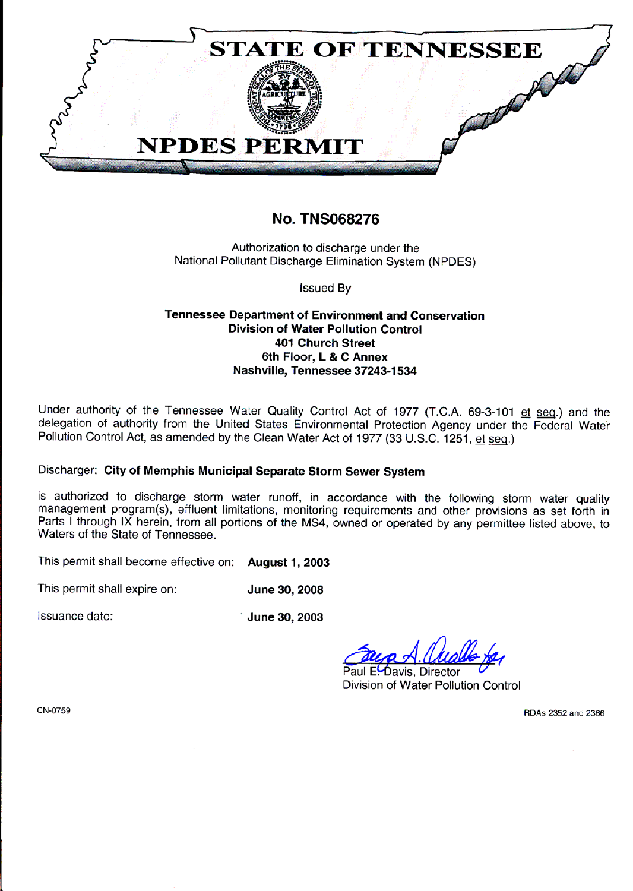# STATE OF TENNESSEE

# NPDES PERMIT

## No. TNS068276

Authorization to discharge under the
National Pollutant Discharge Elimination System (NPDES)

Issued By

**Tennessee Department of Environment and Conservation**
**Division of Water Pollution Control**
**401 Church Street**
**6th Floor, L & C Annex**
**Nashville, Tennessee 37243-1534**

Under authority of the Tennessee Water Quality Control Act of 1977 (T.C.A. 69-3-101 et seq.) and the delegation of authority from the United States Environmental Protection Agency under the Federal Water Pollution Control Act, as amended by the Clean Water Act of 1977 (33 U.S.C. 1251, et seq.)

Discharger: **City of Memphis Municipal Separate Storm Sewer System**

is authorized to discharge storm water runoff, in accordance with the following storm water quality management program(s), effluent limitations, monitoring requirements and other provisions as set forth in Parts I through IX herein, from all portions of the MS4, owned or operated by any permittee listed above, to Waters of the State of Tennessee.

This permit shall become effective on: **August 1, 2003**

This permit shall expire on: **June 30, 2008**

Issuance date: **June 30, 2003**

Paul E. Davis, Director
Division of Water Pollution Control

CN-0759

RDAs 2352 and 2366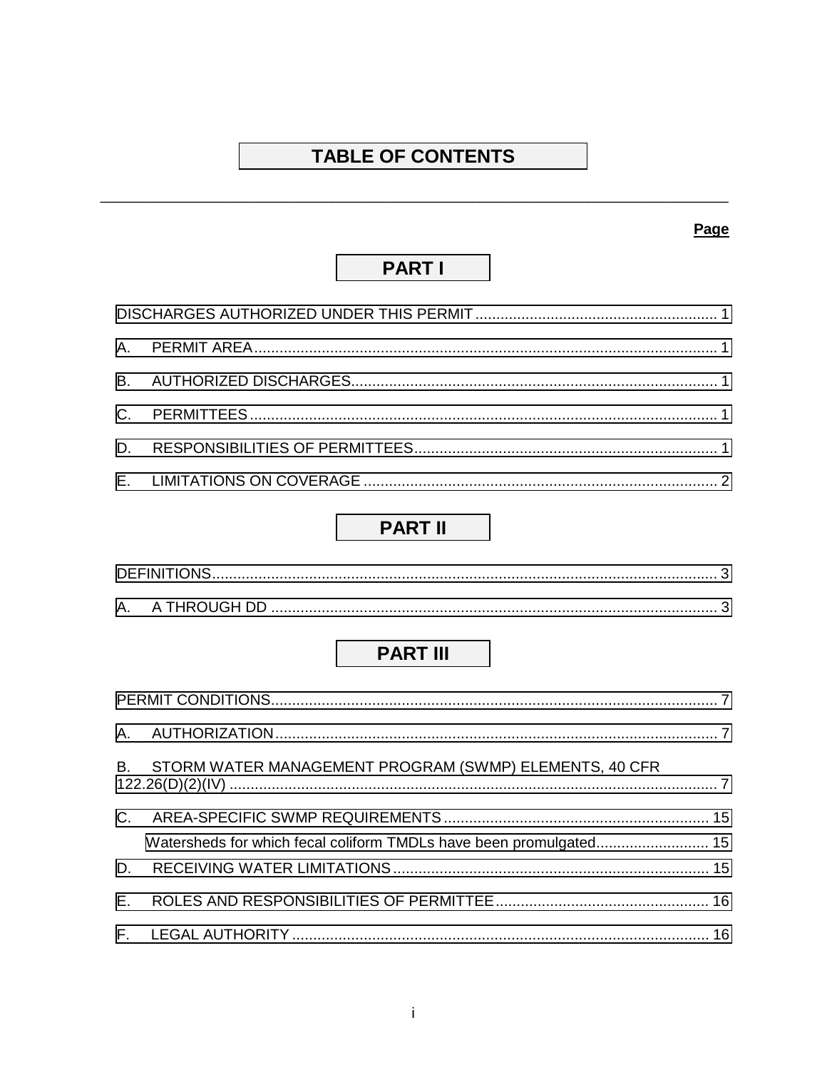# TABLE OF CONTENTS

**Page**

## PART I

DISCHARGES AUTHORIZED UNDER THIS PERMIT .......... 1

A. PERMIT AREA .......... 1

B. AUTHORIZED DISCHARGES .......... 1

C. PERMITTEES .......... 1

D. RESPONSIBILITIES OF PERMITTEES .......... 1

E. LIMITATIONS ON COVERAGE .......... 2

## PART II

DEFINITIONS .......... 3

A. A THROUGH DD .......... 3

## PART III

PERMIT CONDITIONS .......... 7

A. AUTHORIZATION .......... 7

B. STORM WATER MANAGEMENT PROGRAM (SWMP) ELEMENTS, 40 CFR 122.26(D)(2)(IV) .......... 7

C. AREA-SPECIFIC SWMP REQUIREMENTS .......... 15

Watersheds for which fecal coliform TMDLs have been promulgated .......... 15

D. RECEIVING WATER LIMITATIONS .......... 15

E. ROLES AND RESPONSIBILITIES OF PERMITTEE .......... 16

F. LEGAL AUTHORITY .......... 16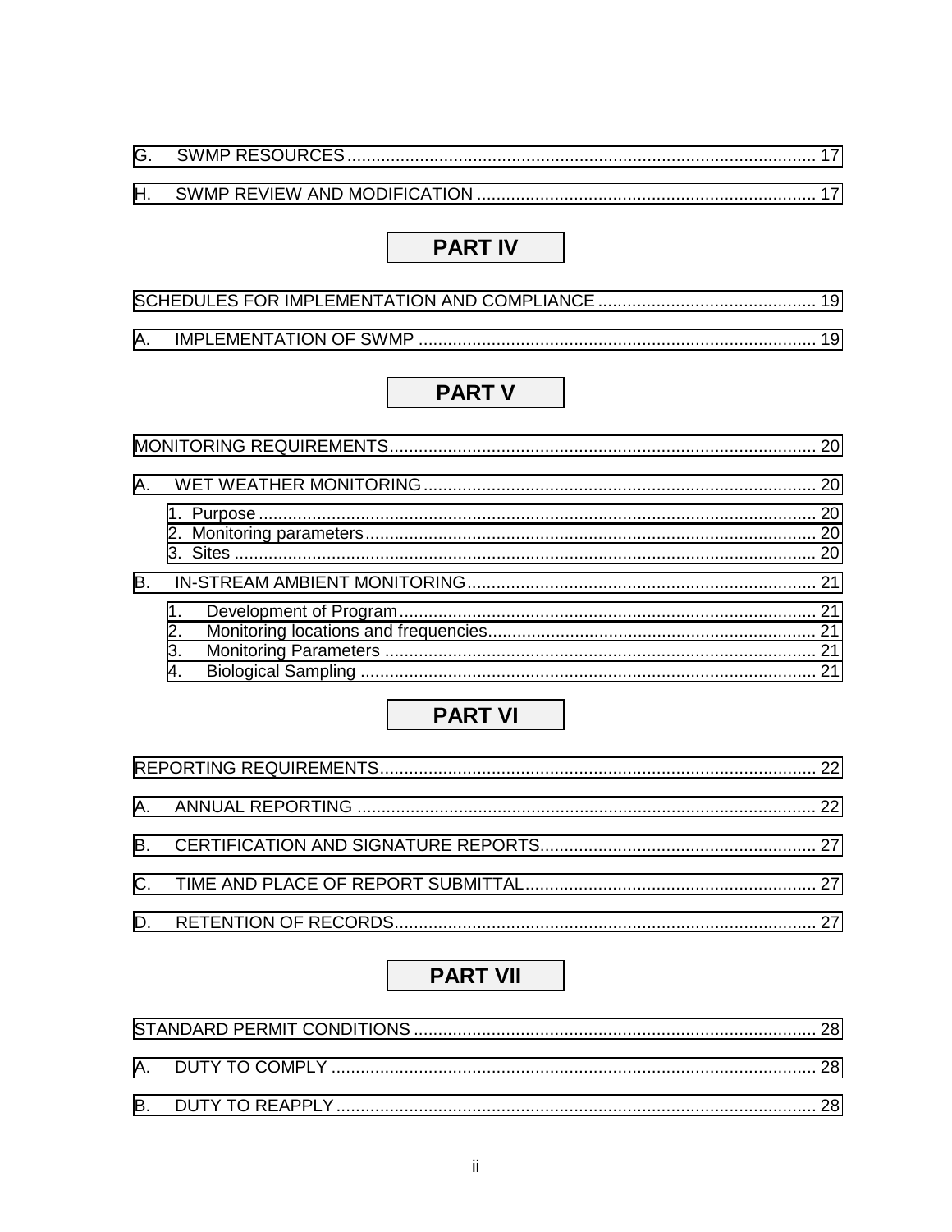G. SWMP RESOURCES ........................................................................................ 17

H. SWMP REVIEW AND MODIFICATION ...................................................................... 17

## PART IV

SCHEDULES FOR IMPLEMENTATION AND COMPLIANCE ............................................ 19

A. IMPLEMENTATION OF SWMP .................................................................................. 19

## PART V

MONITORING REQUIREMENTS......................................................................................... 20

A. WET WEATHER MONITORING.................................................................................. 20

1. Purpose ................................................................................................................... 20
2. Monitoring parameters............................................................................................. 20
3. Sites ........................................................................................................................ 20

B. IN-STREAM AMBIENT MONITORING........................................................................ 21

1. Development of Program......................................................................................... 21
2. Monitoring locations and frequencies...................................................................... 21
3. Monitoring Parameters ............................................................................................ 21
4. Biological Sampling ................................................................................................. 21

## PART VI

REPORTING REQUIREMENTS.......................................................................................... 22

A. ANNUAL REPORTING ............................................................................................... 22

B. CERTIFICATION AND SIGNATURE REPORTS......................................................... 27

C. TIME AND PLACE OF REPORT SUBMITTAL............................................................ 27

D. RETENTION OF RECORDS....................................................................................... 27

## PART VII

STANDARD PERMIT CONDITIONS .................................................................................. 28

A. DUTY TO COMPLY .................................................................................................... 28

B. DUTY TO REAPPLY ................................................................................................... 28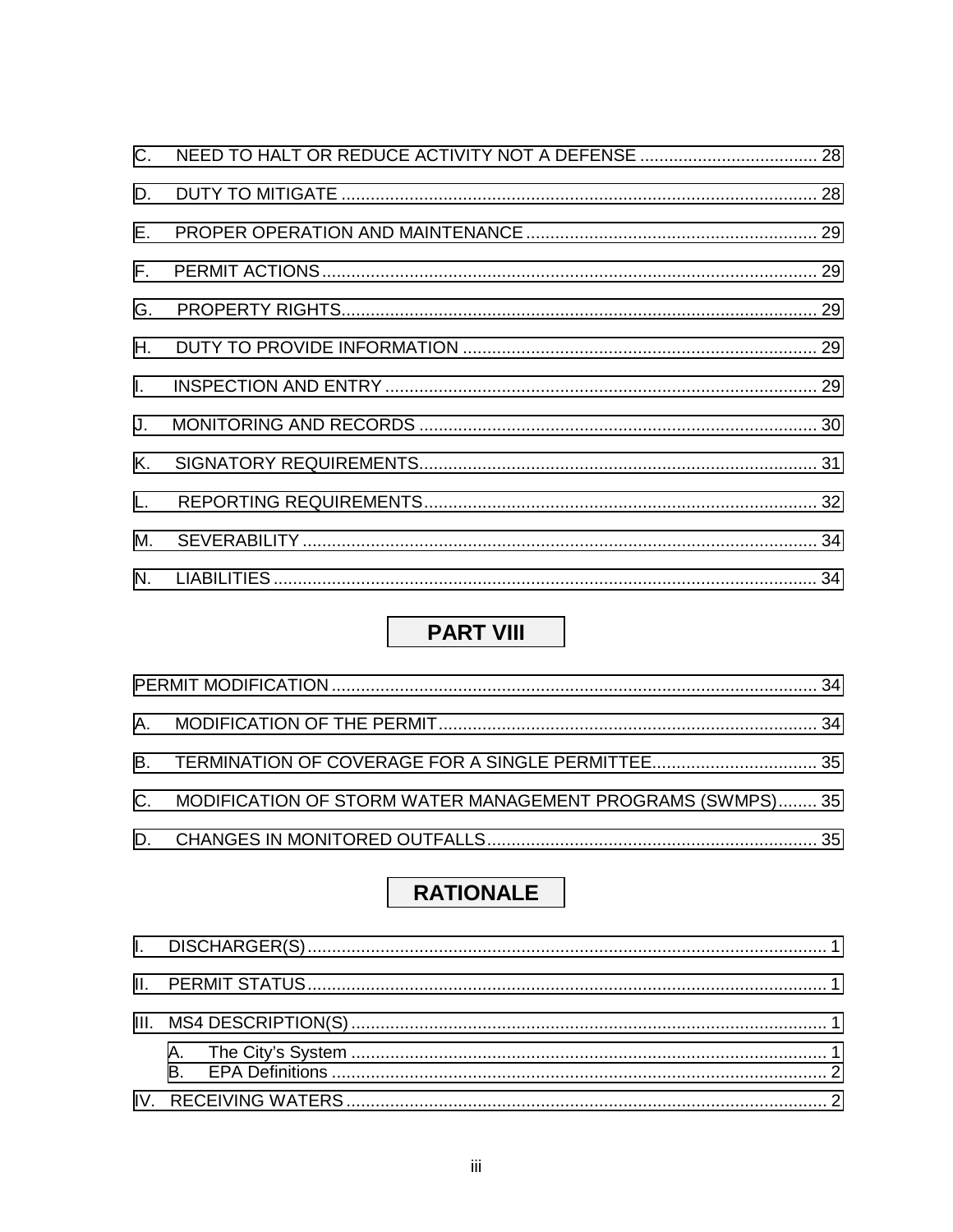C. NEED TO HALT OR REDUCE ACTIVITY NOT A DEFENSE ..................................... 28

D. DUTY TO MITIGATE .................................................................................................. 28

E. PROPER OPERATION AND MAINTENANCE ............................................................ 29

F. PERMIT ACTIONS ...................................................................................................... 29

G. PROPERTY RIGHTS .................................................................................................. 29

H. DUTY TO PROVIDE INFORMATION ......................................................................... 29

I. INSPECTION AND ENTRY ......................................................................................... 29

J. MONITORING AND RECORDS .................................................................................. 30

K. SIGNATORY REQUIREMENTS .................................................................................. 31

L. REPORTING REQUIREMENTS .................................................................................. 32

M. SEVERABILITY ........................................................................................................... 34

N. LIABILITIES ................................................................................................................ 34

## PART VIII

PERMIT MODIFICATION ..................................................................................................... 34

A. MODIFICATION OF THE PERMIT .............................................................................. 34

B. TERMINATION OF COVERAGE FOR A SINGLE PERMITTEE .................................. 35

C. MODIFICATION OF STORM WATER MANAGEMENT PROGRAMS (SWMPS) ........ 35

D. CHANGES IN MONITORED OUTFALLS .................................................................... 35

## RATIONALE

I. DISCHARGER(S) ........................................................................................................... 1

II. PERMIT STATUS ............................................................................................................ 1

III. MS4 DESCRIPTION(S) .................................................................................................. 1

- A. The City's System ................................................................................................... 1
- B. EPA Definitions ....................................................................................................... 2

IV. RECEIVING WATERS .................................................................................................... 2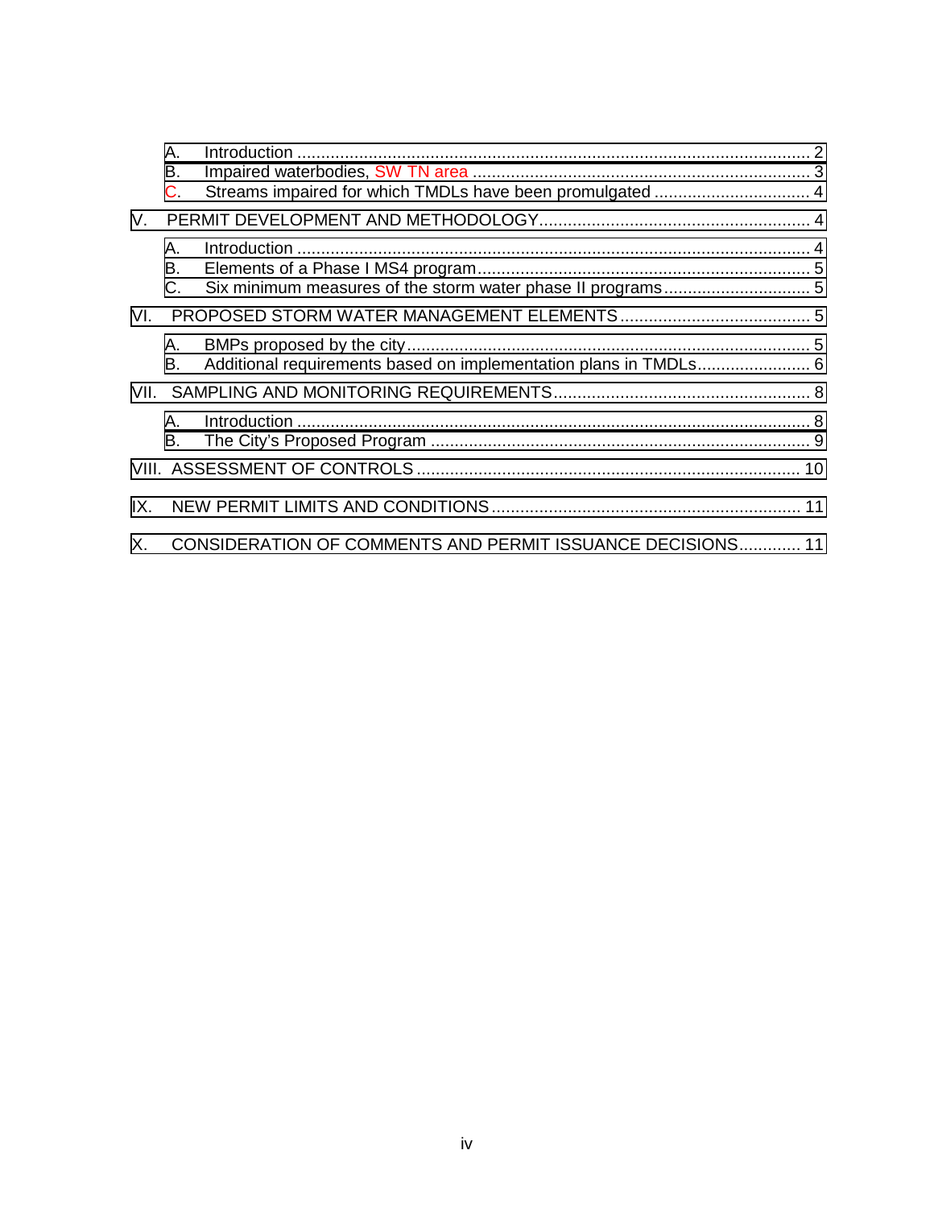- A. Introduction ............................................................................................................. 2
- B. Impaired waterbodies, SW TN area ........................................................................ 3
- C. Streams impaired for which TMDLs have been promulgated ................................. 4

V. PERMIT DEVELOPMENT AND METHODOLOGY......................................................... 4

- A. Introduction ............................................................................................................. 4
- B. Elements of a Phase I MS4 program...................................................................... 5
- C. Six minimum measures of the storm water phase II programs ............................... 5

VI. PROPOSED STORM WATER MANAGEMENT ELEMENTS ........................................ 5

- A. BMPs proposed by the city...................................................................................... 5
- B. Additional requirements based on implementation plans in TMDLs........................ 6

VII. SAMPLING AND MONITORING REQUIREMENTS...................................................... 8

- A. Introduction ............................................................................................................. 8
- B. The City's Proposed Program ................................................................................ 9

VIII. ASSESSMENT OF CONTROLS ................................................................................. 10

IX. NEW PERMIT LIMITS AND CONDITIONS ................................................................. 11

X. CONSIDERATION OF COMMENTS AND PERMIT ISSUANCE DECISIONS............. 11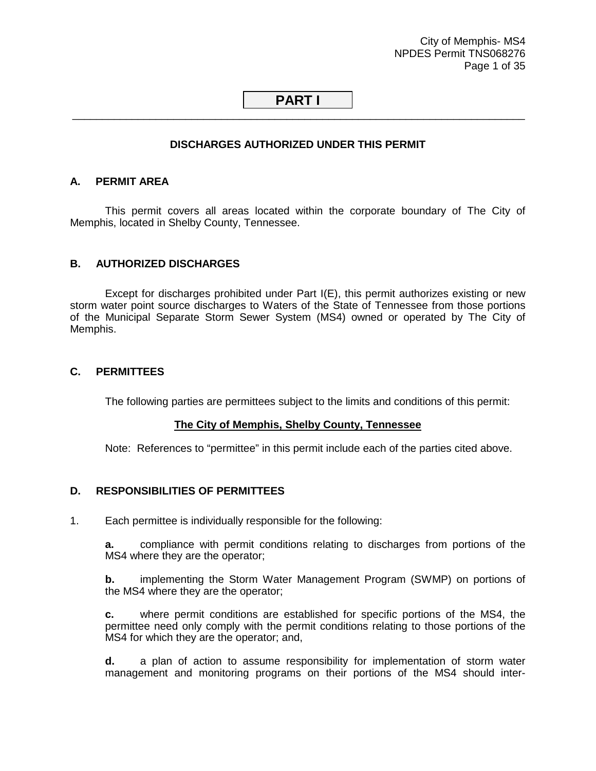# PART I

## DISCHARGES AUTHORIZED UNDER THIS PERMIT

### A. PERMIT AREA

This permit covers all areas located within the corporate boundary of The City of Memphis, located in Shelby County, Tennessee.

### B. AUTHORIZED DISCHARGES

Except for discharges prohibited under Part I(E), this permit authorizes existing or new storm water point source discharges to Waters of the State of Tennessee from those portions of the Municipal Separate Storm Sewer System (MS4) owned or operated by The City of Memphis.

### C. PERMITTEES

The following parties are permittees subject to the limits and conditions of this permit:

**The City of Memphis, Shelby County, Tennessee**

Note: References to "permittee" in this permit include each of the parties cited above.

### D. RESPONSIBILITIES OF PERMITTEES

1. Each permittee is individually responsible for the following:

   **a.** compliance with permit conditions relating to discharges from portions of the MS4 where they are the operator;

   **b.** implementing the Storm Water Management Program (SWMP) on portions of the MS4 where they are the operator;

   **c.** where permit conditions are established for specific portions of the MS4, the permittee need only comply with the permit conditions relating to those portions of the MS4 for which they are the operator; and,

   **d.** a plan of action to assume responsibility for implementation of storm water management and monitoring programs on their portions of the MS4 should inter-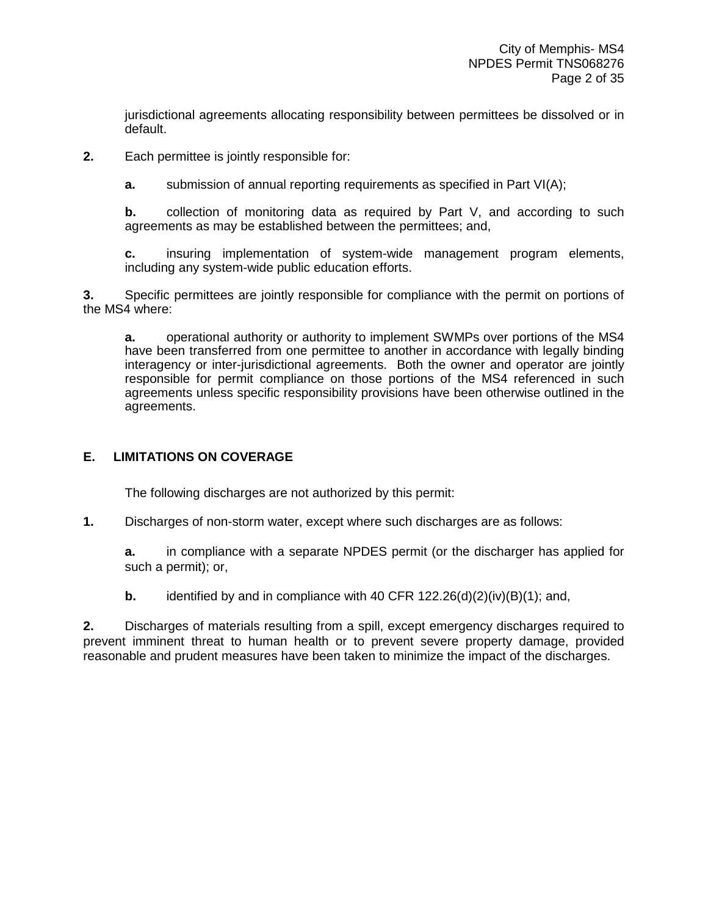jurisdictional agreements allocating responsibility between permittees be dissolved or in default.

**2.** Each permittee is jointly responsible for:

**a.** submission of annual reporting requirements as specified in Part VI(A);

**b.** collection of monitoring data as required by Part V, and according to such agreements as may be established between the permittees; and,

**c.** insuring implementation of system-wide management program elements, including any system-wide public education efforts.

**3.** Specific permittees are jointly responsible for compliance with the permit on portions of the MS4 where:

**a.** operational authority or authority to implement SWMPs over portions of the MS4 have been transferred from one permittee to another in accordance with legally binding interagency or inter-jurisdictional agreements. Both the owner and operator are jointly responsible for permit compliance on those portions of the MS4 referenced in such agreements unless specific responsibility provisions have been otherwise outlined in the agreements.

## E. LIMITATIONS ON COVERAGE

The following discharges are not authorized by this permit:

**1.** Discharges of non-storm water, except where such discharges are as follows:

**a.** in compliance with a separate NPDES permit (or the discharger has applied for such a permit); or,

**b.** identified by and in compliance with 40 CFR 122.26(d)(2)(iv)(B)(1); and,

**2.** Discharges of materials resulting from a spill, except emergency discharges required to prevent imminent threat to human health or to prevent severe property damage, provided reasonable and prudent measures have been taken to minimize the impact of the discharges.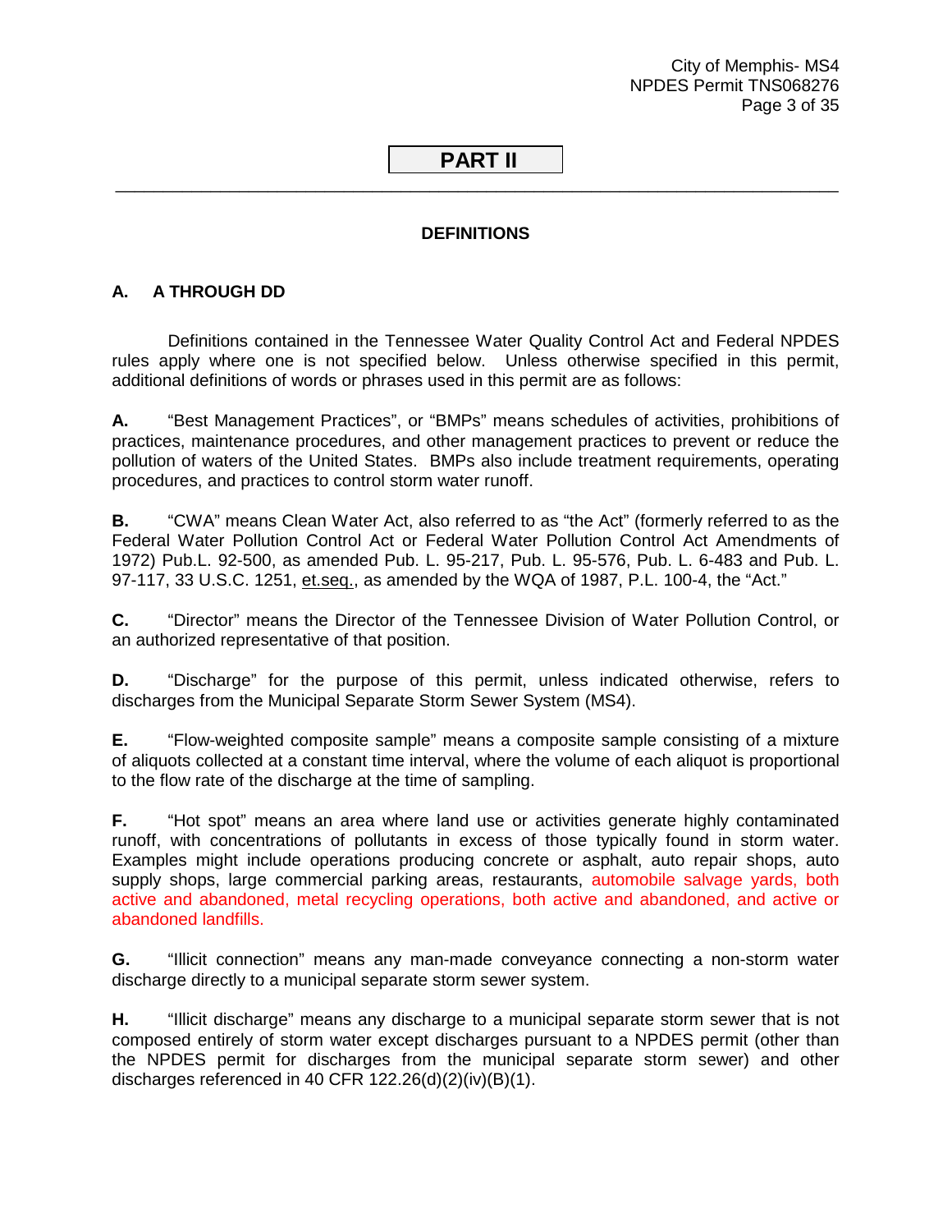# PART II

## DEFINITIONS

### A. A THROUGH DD

Definitions contained in the Tennessee Water Quality Control Act and Federal NPDES rules apply where one is not specified below. Unless otherwise specified in this permit, additional definitions of words or phrases used in this permit are as follows:

**A.** "Best Management Practices", or "BMPs" means schedules of activities, prohibitions of practices, maintenance procedures, and other management practices to prevent or reduce the pollution of waters of the United States. BMPs also include treatment requirements, operating procedures, and practices to control storm water runoff.

**B.** "CWA" means Clean Water Act, also referred to as "the Act" (formerly referred to as the Federal Water Pollution Control Act or Federal Water Pollution Control Act Amendments of 1972) Pub.L. 92-500, as amended Pub. L. 95-217, Pub. L. 95-576, Pub. L. 6-483 and Pub. L. 97-117, 33 U.S.C. 1251, et.seq., as amended by the WQA of 1987, P.L. 100-4, the "Act."

**C.** "Director" means the Director of the Tennessee Division of Water Pollution Control, or an authorized representative of that position.

**D.** "Discharge" for the purpose of this permit, unless indicated otherwise, refers to discharges from the Municipal Separate Storm Sewer System (MS4).

**E.** "Flow-weighted composite sample" means a composite sample consisting of a mixture of aliquots collected at a constant time interval, where the volume of each aliquot is proportional to the flow rate of the discharge at the time of sampling.

**F.** "Hot spot" means an area where land use or activities generate highly contaminated runoff, with concentrations of pollutants in excess of those typically found in storm water. Examples might include operations producing concrete or asphalt, auto repair shops, auto supply shops, large commercial parking areas, restaurants, automobile salvage yards, both active and abandoned, metal recycling operations, both active and abandoned, and active or abandoned landfills.

**G.** "Illicit connection" means any man-made conveyance connecting a non-storm water discharge directly to a municipal separate storm sewer system.

**H.** "Illicit discharge" means any discharge to a municipal separate storm sewer that is not composed entirely of storm water except discharges pursuant to a NPDES permit (other than the NPDES permit for discharges from the municipal separate storm sewer) and other discharges referenced in 40 CFR 122.26(d)(2)(iv)(B)(1).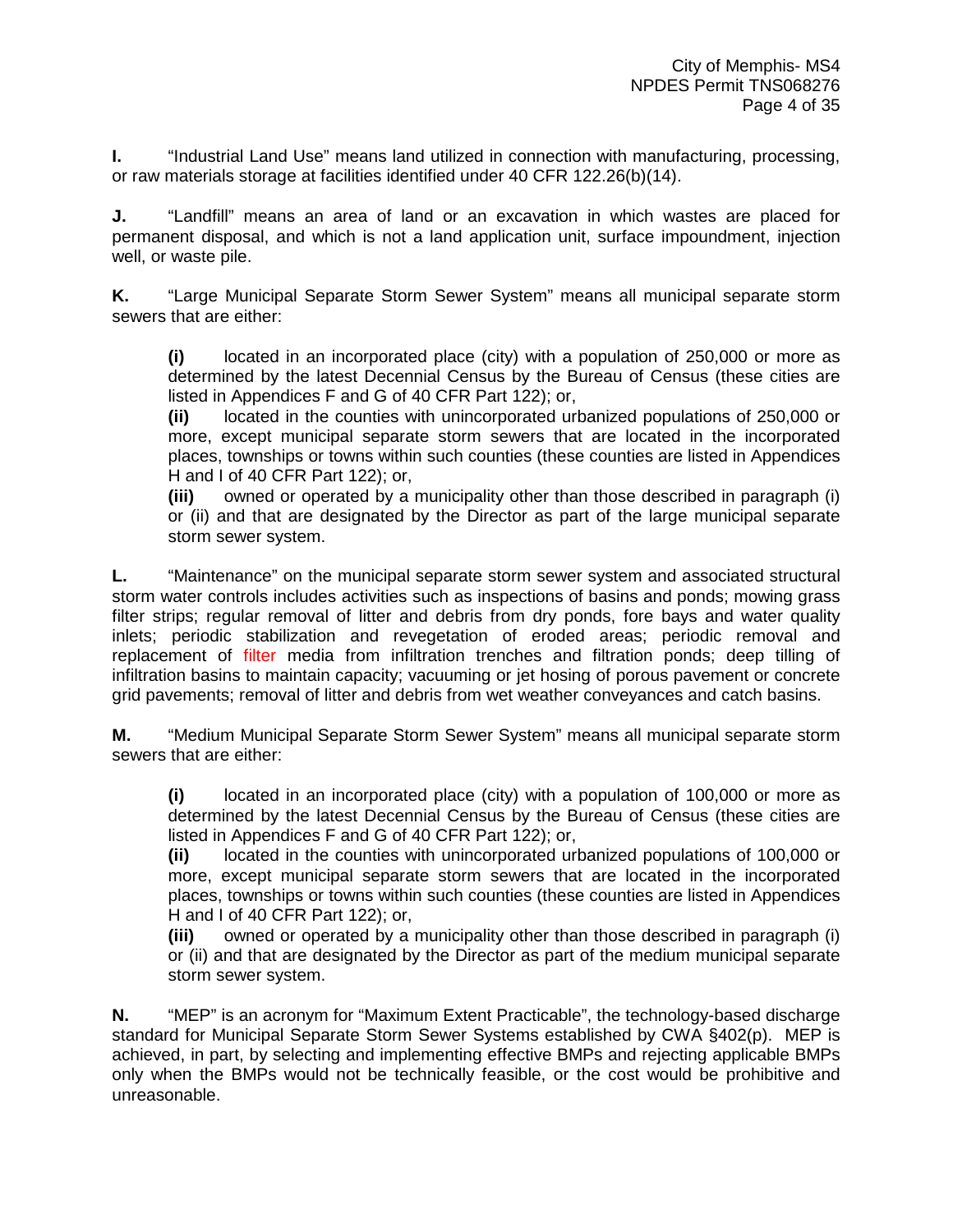**I.** "Industrial Land Use" means land utilized in connection with manufacturing, processing, or raw materials storage at facilities identified under 40 CFR 122.26(b)(14).

**J.** "Landfill" means an area of land or an excavation in which wastes are placed for permanent disposal, and which is not a land application unit, surface impoundment, injection well, or waste pile.

**K.** "Large Municipal Separate Storm Sewer System" means all municipal separate storm sewers that are either:

> **(i)** located in an incorporated place (city) with a population of 250,000 or more as determined by the latest Decennial Census by the Bureau of Census (these cities are listed in Appendices F and G of 40 CFR Part 122); or,
>
> **(ii)** located in the counties with unincorporated urbanized populations of 250,000 or more, except municipal separate storm sewers that are located in the incorporated places, townships or towns within such counties (these counties are listed in Appendices H and I of 40 CFR Part 122); or,
>
> **(iii)** owned or operated by a municipality other than those described in paragraph (i) or (ii) and that are designated by the Director as part of the large municipal separate storm sewer system.

**L.** "Maintenance" on the municipal separate storm sewer system and associated structural storm water controls includes activities such as inspections of basins and ponds; mowing grass filter strips; regular removal of litter and debris from dry ponds, fore bays and water quality inlets; periodic stabilization and revegetation of eroded areas; periodic removal and replacement of filter media from infiltration trenches and filtration ponds; deep tilling of infiltration basins to maintain capacity; vacuuming or jet hosing of porous pavement or concrete grid pavements; removal of litter and debris from wet weather conveyances and catch basins.

**M.** "Medium Municipal Separate Storm Sewer System" means all municipal separate storm sewers that are either:

> **(i)** located in an incorporated place (city) with a population of 100,000 or more as determined by the latest Decennial Census by the Bureau of Census (these cities are listed in Appendices F and G of 40 CFR Part 122); or,
>
> **(ii)** located in the counties with unincorporated urbanized populations of 100,000 or more, except municipal separate storm sewers that are located in the incorporated places, townships or towns within such counties (these counties are listed in Appendices H and I of 40 CFR Part 122); or,
>
> **(iii)** owned or operated by a municipality other than those described in paragraph (i) or (ii) and that are designated by the Director as part of the medium municipal separate storm sewer system.

**N.** "MEP" is an acronym for "Maximum Extent Practicable", the technology-based discharge standard for Municipal Separate Storm Sewer Systems established by CWA §402(p). MEP is achieved, in part, by selecting and implementing effective BMPs and rejecting applicable BMPs only when the BMPs would not be technically feasible, or the cost would be prohibitive and unreasonable.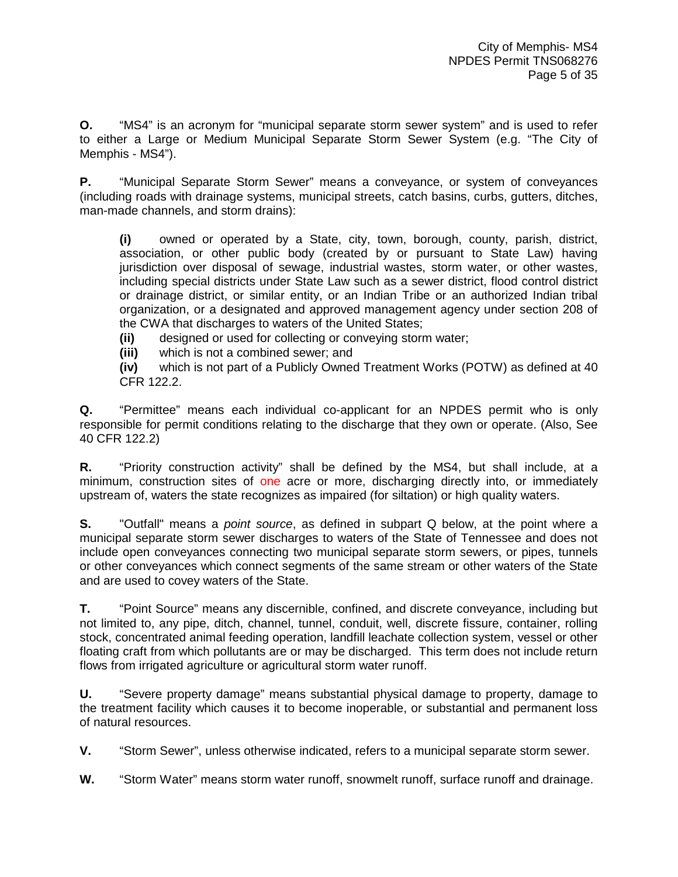**O.** "MS4" is an acronym for "municipal separate storm sewer system" and is used to refer to either a Large or Medium Municipal Separate Storm Sewer System (e.g. "The City of Memphis - MS4").

**P.** "Municipal Separate Storm Sewer" means a conveyance, or system of conveyances (including roads with drainage systems, municipal streets, catch basins, curbs, gutters, ditches, man-made channels, and storm drains):

> **(i)** owned or operated by a State, city, town, borough, county, parish, district, association, or other public body (created by or pursuant to State Law) having jurisdiction over disposal of sewage, industrial wastes, storm water, or other wastes, including special districts under State Law such as a sewer district, flood control district or drainage district, or similar entity, or an Indian Tribe or an authorized Indian tribal organization, or a designated and approved management agency under section 208 of the CWA that discharges to waters of the United States;
>
> **(ii)** designed or used for collecting or conveying storm water;
>
> **(iii)** which is not a combined sewer; and
>
> **(iv)** which is not part of a Publicly Owned Treatment Works (POTW) as defined at 40 CFR 122.2.

**Q.** "Permittee" means each individual co-applicant for an NPDES permit who is only responsible for permit conditions relating to the discharge that they own or operate. (Also, See 40 CFR 122.2)

**R.** "Priority construction activity" shall be defined by the MS4, but shall include, at a minimum, construction sites of one acre or more, discharging directly into, or immediately upstream of, waters the state recognizes as impaired (for siltation) or high quality waters.

**S.** "Outfall" means a *point source*, as defined in subpart Q below, at the point where a municipal separate storm sewer discharges to waters of the State of Tennessee and does not include open conveyances connecting two municipal separate storm sewers, or pipes, tunnels or other conveyances which connect segments of the same stream or other waters of the State and are used to covey waters of the State.

**T.** "Point Source" means any discernible, confined, and discrete conveyance, including but not limited to, any pipe, ditch, channel, tunnel, conduit, well, discrete fissure, container, rolling stock, concentrated animal feeding operation, landfill leachate collection system, vessel or other floating craft from which pollutants are or may be discharged. This term does not include return flows from irrigated agriculture or agricultural storm water runoff.

**U.** "Severe property damage" means substantial physical damage to property, damage to the treatment facility which causes it to become inoperable, or substantial and permanent loss of natural resources.

**V.** "Storm Sewer", unless otherwise indicated, refers to a municipal separate storm sewer.

**W.** "Storm Water" means storm water runoff, snowmelt runoff, surface runoff and drainage.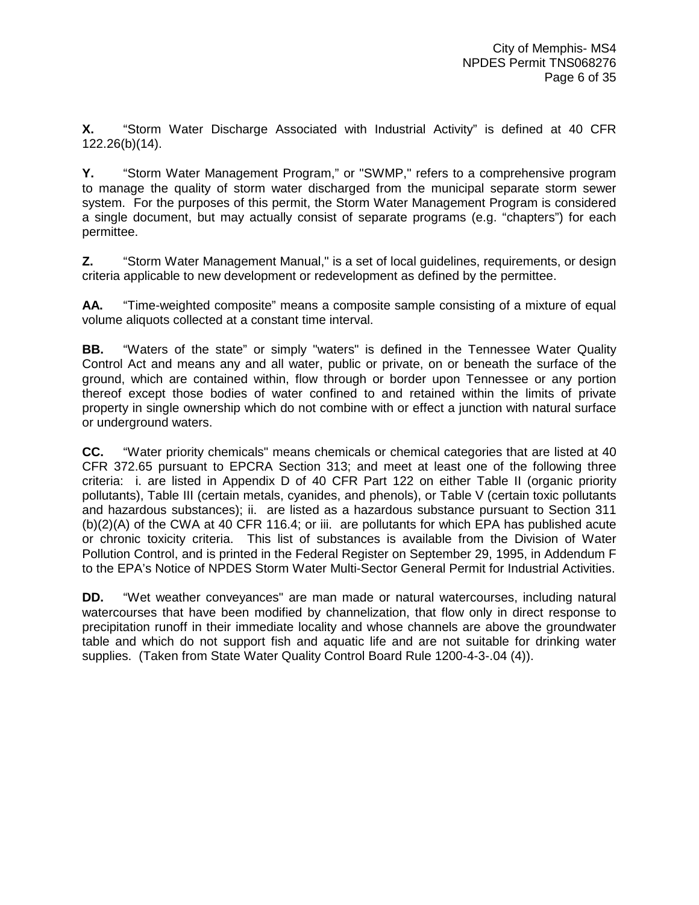**X.** "Storm Water Discharge Associated with Industrial Activity" is defined at 40 CFR 122.26(b)(14).

**Y.** "Storm Water Management Program," or "SWMP," refers to a comprehensive program to manage the quality of storm water discharged from the municipal separate storm sewer system. For the purposes of this permit, the Storm Water Management Program is considered a single document, but may actually consist of separate programs (e.g. "chapters") for each permittee.

**Z.** "Storm Water Management Manual," is a set of local guidelines, requirements, or design criteria applicable to new development or redevelopment as defined by the permittee.

**AA.** "Time-weighted composite" means a composite sample consisting of a mixture of equal volume aliquots collected at a constant time interval.

**BB.** "Waters of the state" or simply "waters" is defined in the Tennessee Water Quality Control Act and means any and all water, public or private, on or beneath the surface of the ground, which are contained within, flow through or border upon Tennessee or any portion thereof except those bodies of water confined to and retained within the limits of private property in single ownership which do not combine with or effect a junction with natural surface or underground waters.

**CC.** "Water priority chemicals" means chemicals or chemical categories that are listed at 40 CFR 372.65 pursuant to EPCRA Section 313; and meet at least one of the following three criteria: i. are listed in Appendix D of 40 CFR Part 122 on either Table II (organic priority pollutants), Table III (certain metals, cyanides, and phenols), or Table V (certain toxic pollutants and hazardous substances); ii. are listed as a hazardous substance pursuant to Section 311 (b)(2)(A) of the CWA at 40 CFR 116.4; or iii. are pollutants for which EPA has published acute or chronic toxicity criteria. This list of substances is available from the Division of Water Pollution Control, and is printed in the Federal Register on September 29, 1995, in Addendum F to the EPA's Notice of NPDES Storm Water Multi-Sector General Permit for Industrial Activities.

**DD.** "Wet weather conveyances" are man made or natural watercourses, including natural watercourses that have been modified by channelization, that flow only in direct response to precipitation runoff in their immediate locality and whose channels are above the groundwater table and which do not support fish and aquatic life and are not suitable for drinking water supplies. (Taken from State Water Quality Control Board Rule 1200-4-3-.04 (4)).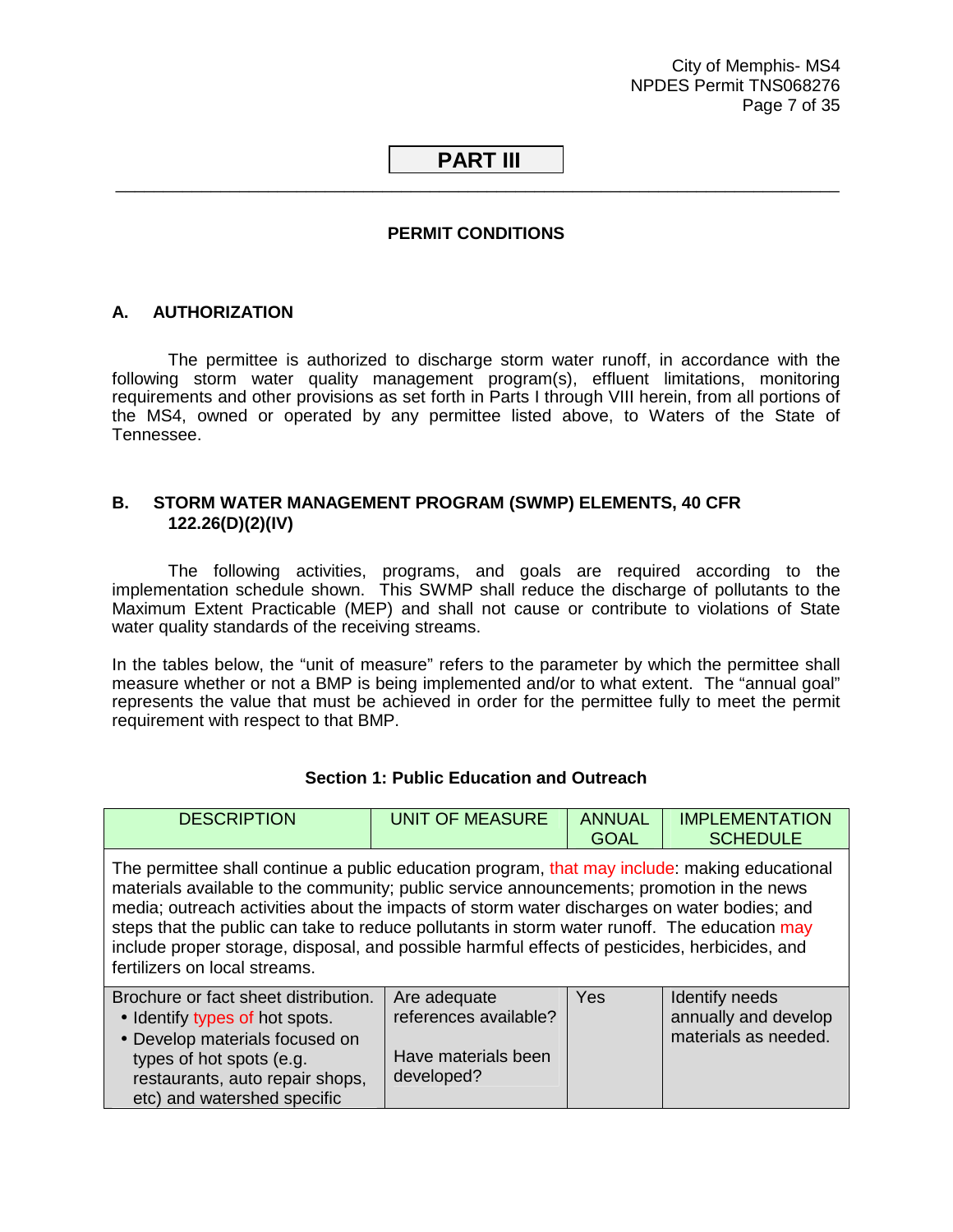## PART III

### PERMIT CONDITIONS

### A. AUTHORIZATION

The permittee is authorized to discharge storm water runoff, in accordance with the following storm water quality management program(s), effluent limitations, monitoring requirements and other provisions as set forth in Parts I through VIII herein, from all portions of the MS4, owned or operated by any permittee listed above, to Waters of the State of Tennessee.

### B. STORM WATER MANAGEMENT PROGRAM (SWMP) ELEMENTS, 40 CFR 122.26(D)(2)(IV)

The following activities, programs, and goals are required according to the implementation schedule shown. This SWMP shall reduce the discharge of pollutants to the Maximum Extent Practicable (MEP) and shall not cause or contribute to violations of State water quality standards of the receiving streams.

In the tables below, the "unit of measure" refers to the parameter by which the permittee shall measure whether or not a BMP is being implemented and/or to what extent. The "annual goal" represents the value that must be achieved in order for the permittee fully to meet the permit requirement with respect to that BMP.

#### Section 1: Public Education and Outreach

| DESCRIPTION | UNIT OF MEASURE | ANNUAL GOAL | IMPLEMENTATION SCHEDULE |
|---|---|---|---|
| The permittee shall continue a public education program, that may include: making educational materials available to the community; public service announcements; promotion in the news media; outreach activities about the impacts of storm water discharges on water bodies; and steps that the public can take to reduce pollutants in storm water runoff. The education may include proper storage, disposal, and possible harmful effects of pesticides, herbicides, and fertilizers on local streams. | | | |
| Brochure or fact sheet distribution.<br>• Identify types of hot spots.<br>• Develop materials focused on types of hot spots (e.g. restaurants, auto repair shops, etc) and watershed specific | Are adequate references available?<br><br>Have materials been developed? | Yes | Identify needs annually and develop materials as needed. |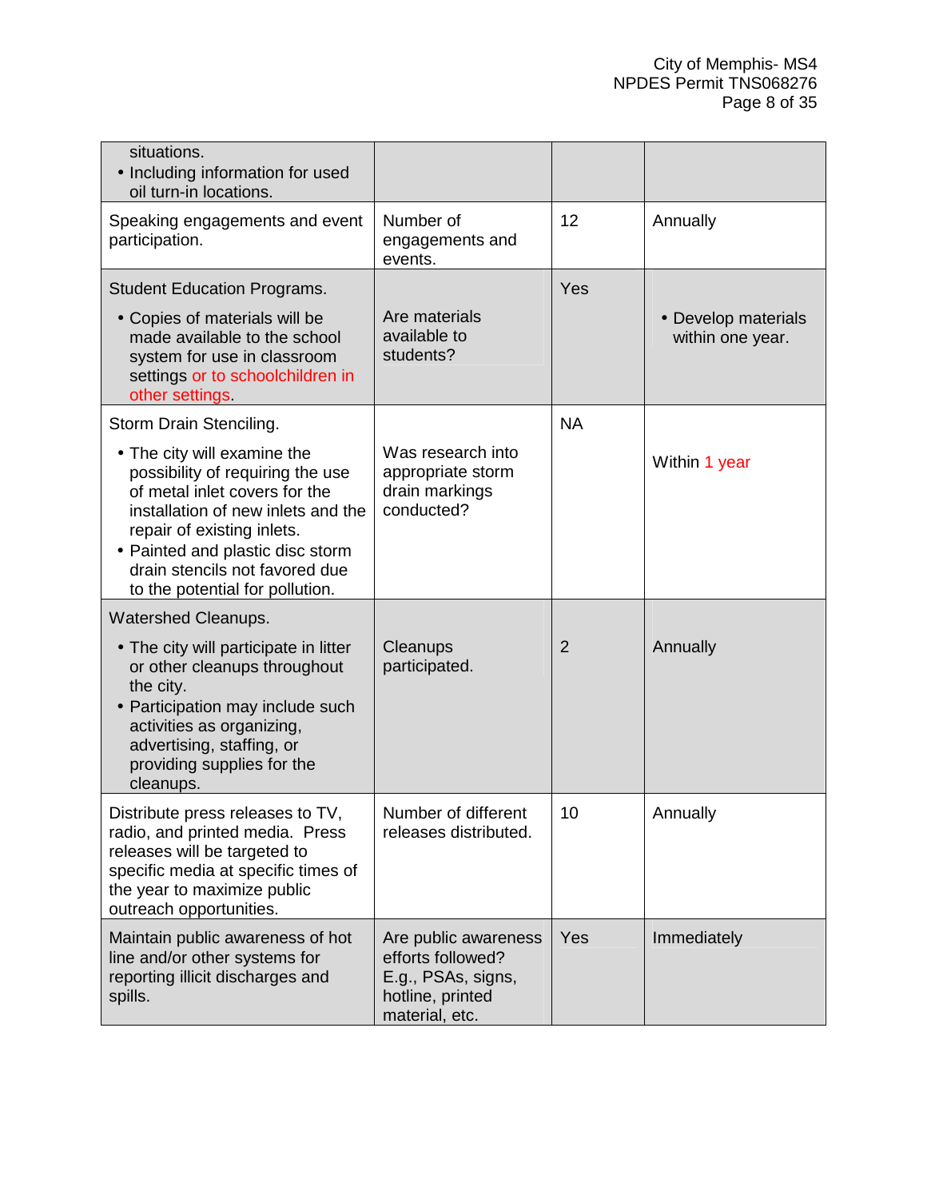| | | | |
|---|---|---|---|
| situations.<br>• Including information for used oil turn-in locations. | | | |
| Speaking engagements and event participation. | Number of engagements and events. | 12 | Annually |
| Student Education Programs.<br>• Copies of materials will be made available to the school system for use in classroom settings or to schoolchildren in other settings. | Are materials available to students? | Yes | • Develop materials within one year. |
| Storm Drain Stenciling.<br>• The city will examine the possibility of requiring the use of metal inlet covers for the installation of new inlets and the repair of existing inlets.<br>• Painted and plastic disc storm drain stencils not favored due to the potential for pollution. | Was research into appropriate storm drain markings conducted? | NA | Within 1 year |
| Watershed Cleanups.<br>• The city will participate in litter or other cleanups throughout the city.<br>• Participation may include such activities as organizing, advertising, staffing, or providing supplies for the cleanups. | Cleanups participated. | 2 | Annually |
| Distribute press releases to TV, radio, and printed media. Press releases will be targeted to specific media at specific times of the year to maximize public outreach opportunities. | Number of different releases distributed. | 10 | Annually |
| Maintain public awareness of hot line and/or other systems for reporting illicit discharges and spills. | Are public awareness efforts followed? E.g., PSAs, signs, hotline, printed material, etc. | Yes | Immediately |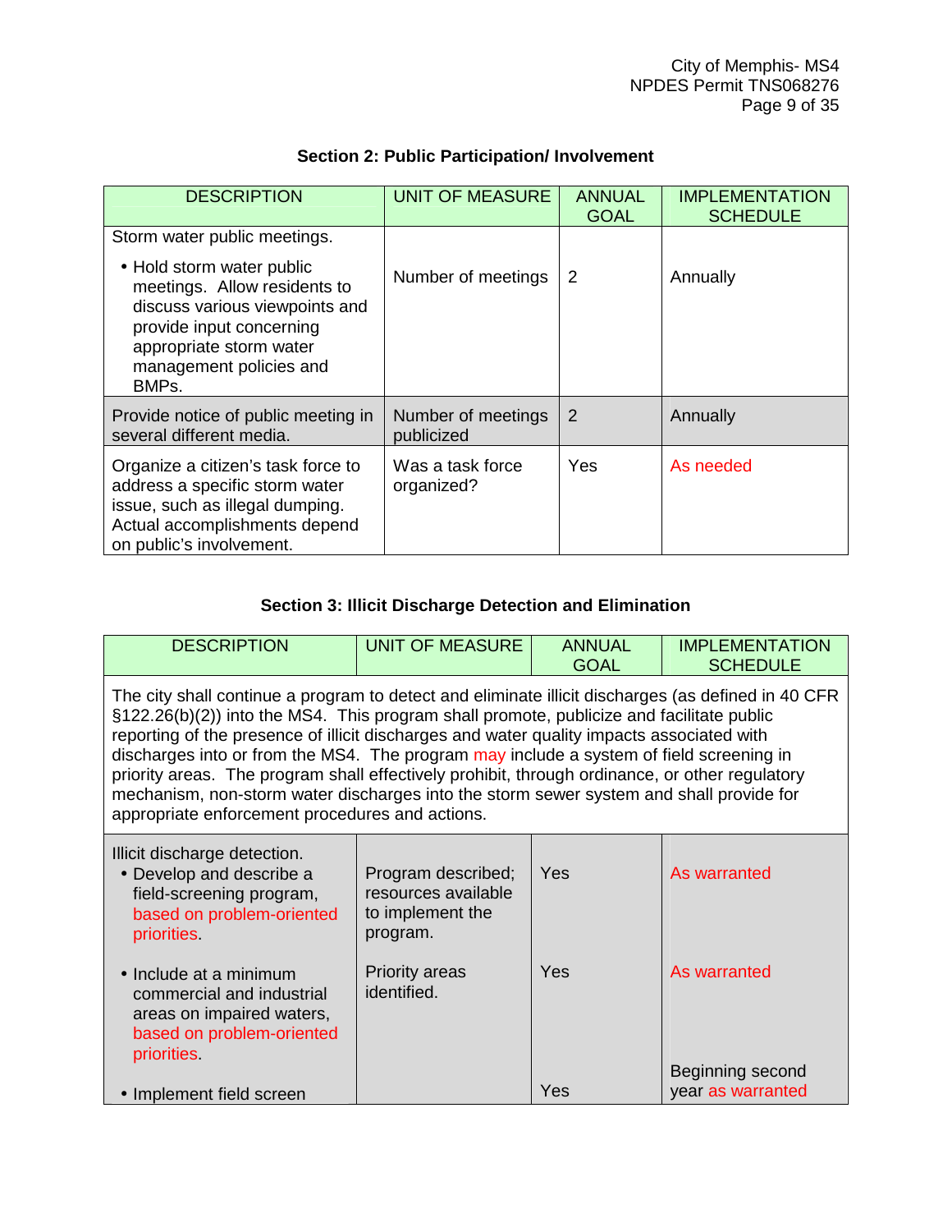### Section 2: Public Participation/ Involvement

| DESCRIPTION | UNIT OF MEASURE | ANNUAL GOAL | IMPLEMENTATION SCHEDULE |
|---|---|---|---|
| Storm water public meetings.<br>• Hold storm water public meetings. Allow residents to discuss various viewpoints and provide input concerning appropriate storm water management policies and BMPs. | Number of meetings | 2 | Annually |
| Provide notice of public meeting in several different media. | Number of meetings publicized | 2 | Annually |
| Organize a citizen's task force to address a specific storm water issue, such as illegal dumping. Actual accomplishments depend on public's involvement. | Was a task force organized? | Yes | As needed |

### Section 3: Illicit Discharge Detection and Elimination

| DESCRIPTION | UNIT OF MEASURE | ANNUAL GOAL | IMPLEMENTATION SCHEDULE |
|---|---|---|---|
| The city shall continue a program to detect and eliminate illicit discharges (as defined in 40 CFR §122.26(b)(2)) into the MS4. This program shall promote, publicize and facilitate public reporting of the presence of illicit discharges and water quality impacts associated with discharges into or from the MS4. The program may include a system of field screening in priority areas. The program shall effectively prohibit, through ordinance, or other regulatory mechanism, non-storm water discharges into the storm sewer system and shall provide for appropriate enforcement procedures and actions. | | | |
| Illicit discharge detection.<br>• Develop and describe a field-screening program, based on problem-oriented priorities. | Program described; resources available to implement the program. | Yes | As warranted |
| • Include at a minimum commercial and industrial areas on impaired waters, based on problem-oriented priorities. | Priority areas identified. | Yes | As warranted |
| • Implement field screen | | Yes | Beginning second year as warranted |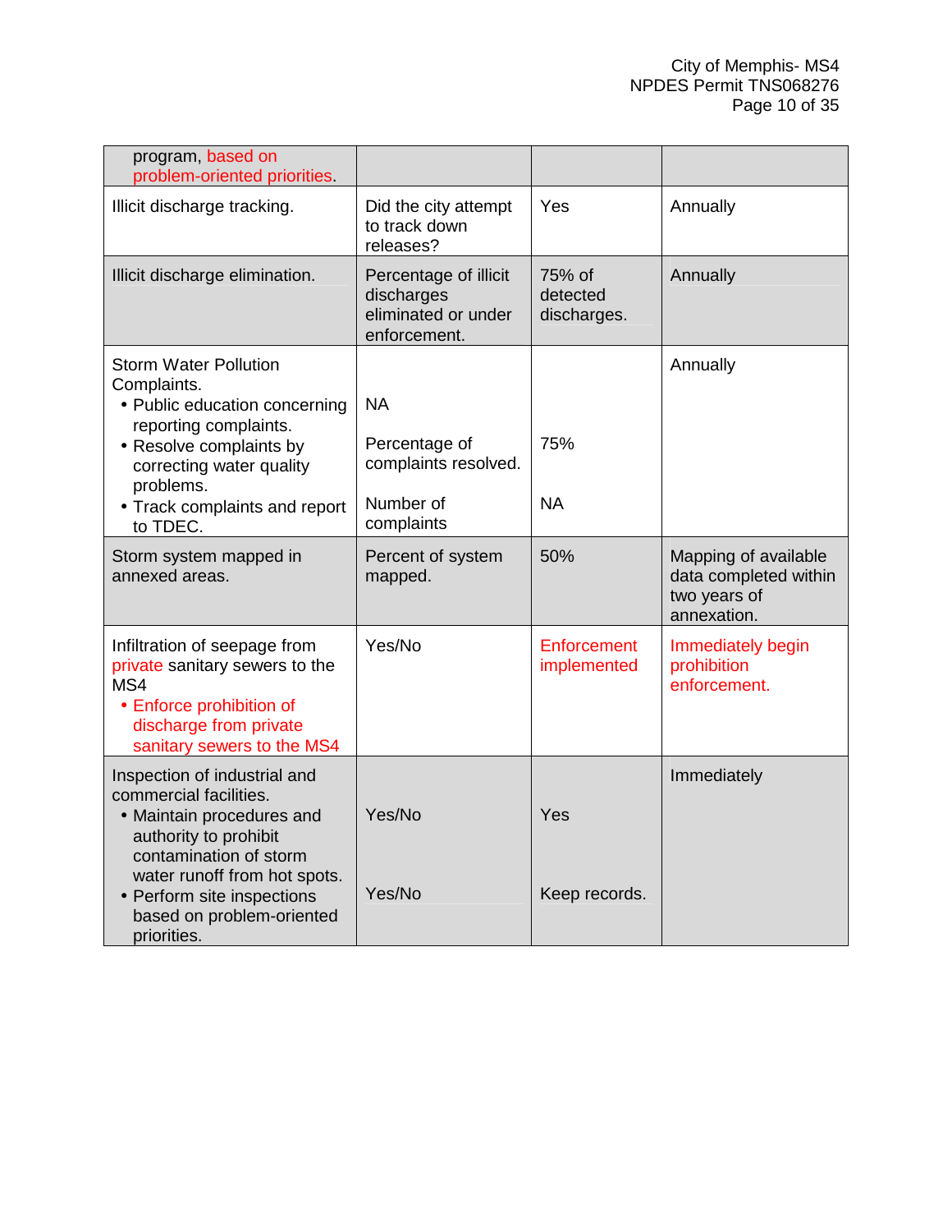| | | | |
|---|---|---|---|
| program, based on problem-oriented priorities. | | | |
| Illicit discharge tracking. | Did the city attempt to track down releases? | Yes | Annually |
| Illicit discharge elimination. | Percentage of illicit discharges eliminated or under enforcement. | 75% of detected discharges. | Annually |
| Storm Water Pollution Complaints.<br>• Public education concerning reporting complaints.<br>• Resolve complaints by correcting water quality problems.<br>• Track complaints and report to TDEC. | NA<br><br>Percentage of complaints resolved.<br><br>Number of complaints | <br><br>75%<br><br>NA | Annually |
| Storm system mapped in annexed areas. | Percent of system mapped. | 50% | Mapping of available data completed within two years of annexation. |
| Infiltration of seepage from private sanitary sewers to the MS4<br>• Enforce prohibition of discharge from private sanitary sewers to the MS4 | Yes/No | Enforcement implemented | Immediately begin prohibition enforcement. |
| Inspection of industrial and commercial facilities.<br>• Maintain procedures and authority to prohibit contamination of storm water runoff from hot spots.<br>• Perform site inspections based on problem-oriented priorities. | Yes/No<br><br>Yes/No | Yes<br><br>Keep records. | Immediately |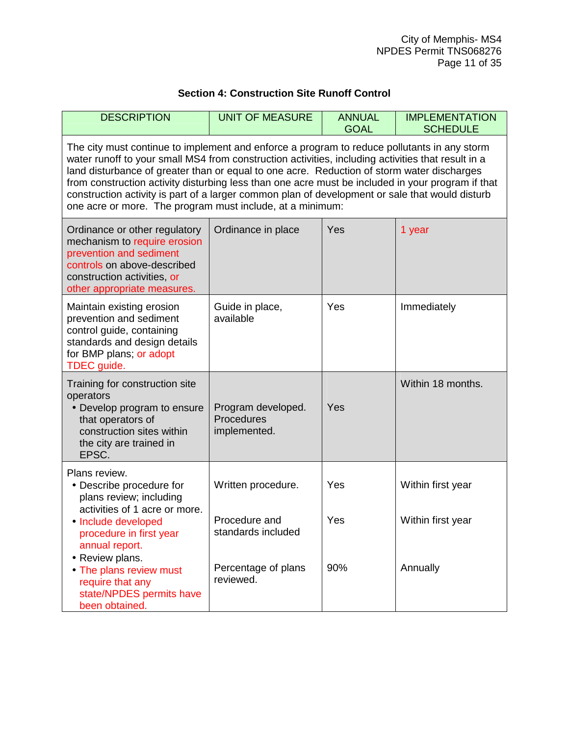### Section 4: Construction Site Runoff Control

| DESCRIPTION | UNIT OF MEASURE | ANNUAL GOAL | IMPLEMENTATION SCHEDULE |
|---|---|---|---|
| The city must continue to implement and enforce a program to reduce pollutants in any storm water runoff to your small MS4 from construction activities, including activities that result in a land disturbance of greater than or equal to one acre. Reduction of storm water discharges from construction activity disturbing less than one acre must be included in your program if that construction activity is part of a larger common plan of development or sale that would disturb one acre or more. The program must include, at a minimum: | | | |
| Ordinance or other regulatory mechanism to require erosion prevention and sediment controls on above-described construction activities, or other appropriate measures. | Ordinance in place | Yes | 1 year |
| Maintain existing erosion prevention and sediment control guide, containing standards and design details for BMP plans; or adopt TDEC guide. | Guide in place, available | Yes | Immediately |
| Training for construction site operators<br>• Develop program to ensure that operators of construction sites within the city are trained in EPSC. | Program developed. Procedures implemented. | Yes | Within 18 months. |
| Plans review.<br>• Describe procedure for plans review; including activities of 1 acre or more. | Written procedure. | Yes | Within first year |
| • Include developed procedure in first year annual report. | Procedure and standards included | Yes | Within first year |
| • Review plans.<br>• The plans review must require that any state/NPDES permits have been obtained. | Percentage of plans reviewed. | 90% | Annually |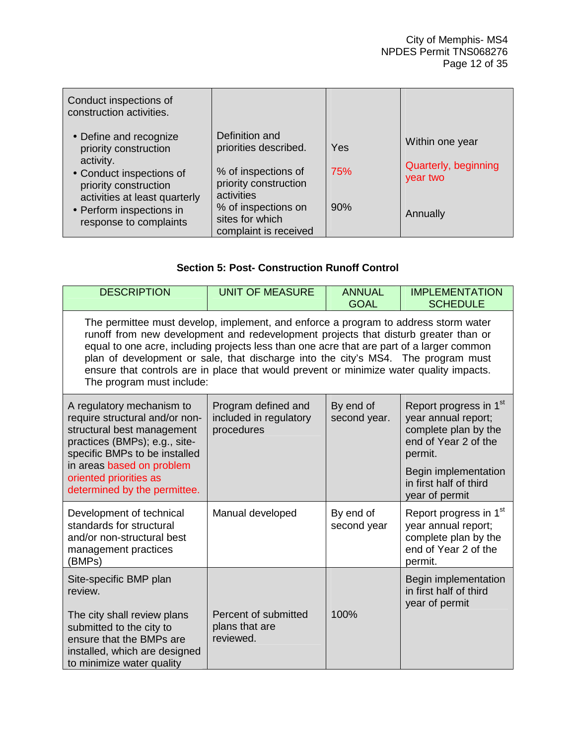| | | | |
|---|---|---|---|
| Conduct inspections of construction activities.<br>• Define and recognize priority construction activity.<br>• Conduct inspections of priority construction activities at least quarterly<br>• Perform inspections in response to complaints | Definition and priorities described.<br><br>% of inspections of priority construction activities<br><br>% of inspections on sites for which complaint is received | Yes<br><br>75%<br><br>90% | Within one year<br><br>Quarterly, beginning year two<br><br>Annually |

### Section 5: Post- Construction Runoff Control

| DESCRIPTION | UNIT OF MEASURE | ANNUAL GOAL | IMPLEMENTATION SCHEDULE |
|---|---|---|---|
| The permittee must develop, implement, and enforce a program to address storm water runoff from new development and redevelopment projects that disturb greater than or equal to one acre, including projects less than one acre that are part of a larger common plan of development or sale, that discharge into the city's MS4. The program must ensure that controls are in place that would prevent or minimize water quality impacts. The program must include: | | | |
| A regulatory mechanism to require structural and/or non-structural best management practices (BMPs); e.g., site-specific BMPs to be installed in areas based on problem oriented priorities as determined by the permittee. | Program defined and included in regulatory procedures | By end of second year. | Report progress in 1st year annual report; complete plan by the end of Year 2 of the permit.<br><br>Begin implementation in first half of third year of permit |
| Development of technical standards for structural and/or non-structural best management practices (BMPs) | Manual developed | By end of second year | Report progress in 1st year annual report; complete plan by the end of Year 2 of the permit. |
| Site-specific BMP plan review.<br><br>The city shall review plans submitted to the city to ensure that the BMPs are installed, which are designed to minimize water quality | Percent of submitted plans that are reviewed. | 100% | Begin implementation in first half of third year of permit |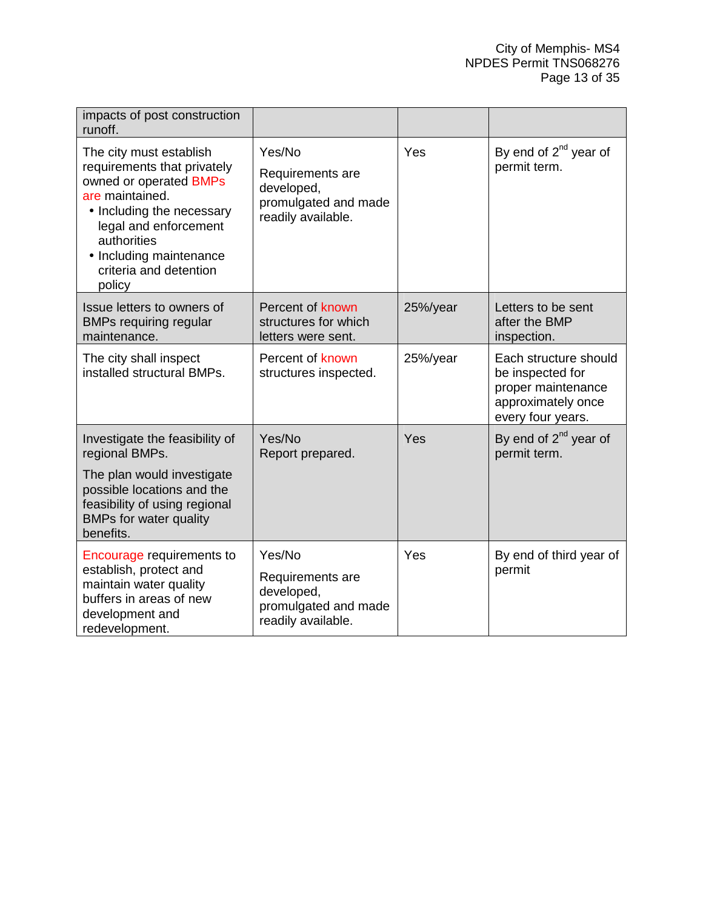| | | | |
|---|---|---|---|
| impacts of post construction runoff. | | | |
| The city must establish requirements that privately owned or operated BMPs are maintained.<br>• Including the necessary legal and enforcement authorities<br>• Including maintenance criteria and detention policy | Yes/No<br>Requirements are developed, promulgated and made readily available. | Yes | By end of 2nd year of permit term. |
| Issue letters to owners of BMPs requiring regular maintenance. | Percent of known structures for which letters were sent. | 25%/year | Letters to be sent after the BMP inspection. |
| The city shall inspect installed structural BMPs. | Percent of known structures inspected. | 25%/year | Each structure should be inspected for proper maintenance approximately once every four years. |
| Investigate the feasibility of regional BMPs.<br>The plan would investigate possible locations and the feasibility of using regional BMPs for water quality benefits. | Yes/No<br>Report prepared. | Yes | By end of 2nd year of permit term. |
| Encourage requirements to establish, protect and maintain water quality buffers in areas of new development and redevelopment. | Yes/No<br>Requirements are developed, promulgated and made readily available. | Yes | By end of third year of permit |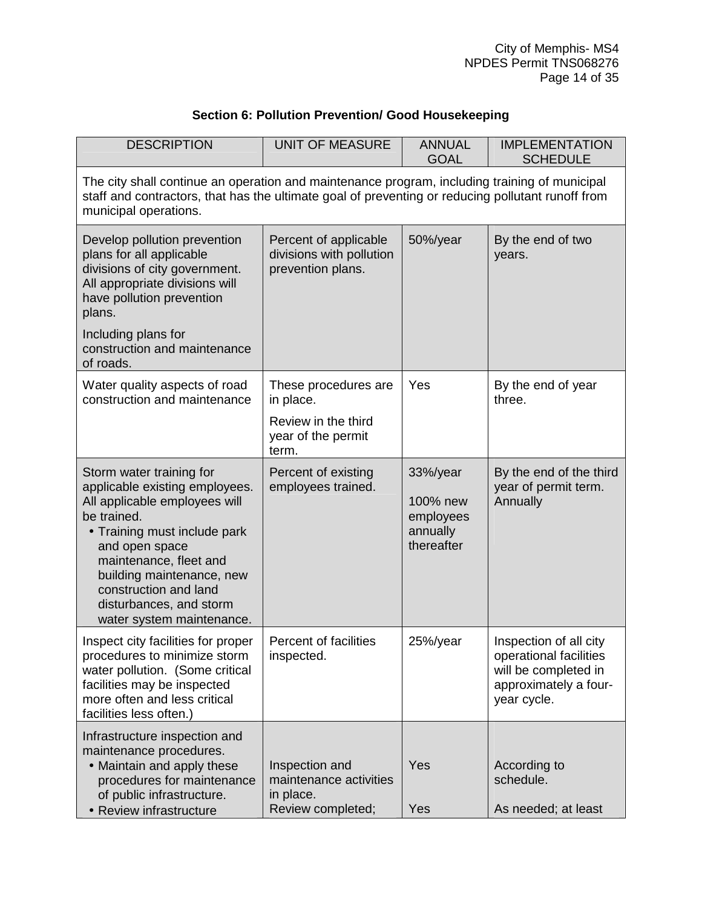## Section 6: Pollution Prevention/ Good Housekeeping

| DESCRIPTION | UNIT OF MEASURE | ANNUAL GOAL | IMPLEMENTATION SCHEDULE |
|---|---|---|---|
| The city shall continue an operation and maintenance program, including training of municipal staff and contractors, that has the ultimate goal of preventing or reducing pollutant runoff from municipal operations. | | | |
| Develop pollution prevention plans for all applicable divisions of city government. All appropriate divisions will have pollution prevention plans.<br><br>Including plans for construction and maintenance of roads. | Percent of applicable divisions with pollution prevention plans. | 50%/year | By the end of two years. |
| Water quality aspects of road construction and maintenance | These procedures are in place.<br><br>Review in the third year of the permit term. | Yes | By the end of year three. |
| Storm water training for applicable existing employees. All applicable employees will be trained.<br>• Training must include park and open space maintenance, fleet and building maintenance, new construction and land disturbances, and storm water system maintenance. | Percent of existing employees trained. | 33%/year<br><br>100% new employees annually thereafter | By the end of the third year of permit term.<br>Annually |
| Inspect city facilities for proper procedures to minimize storm water pollution. (Some critical facilities may be inspected more often and less critical facilities less often.) | Percent of facilities inspected. | 25%/year | Inspection of all city operational facilities will be completed in approximately a four-year cycle. |
| Infrastructure inspection and maintenance procedures.<br>• Maintain and apply these procedures for maintenance of public infrastructure.<br>• Review infrastructure | Inspection and maintenance activities in place.<br>Review completed; | Yes<br><br>Yes | According to schedule.<br><br>As needed; at least |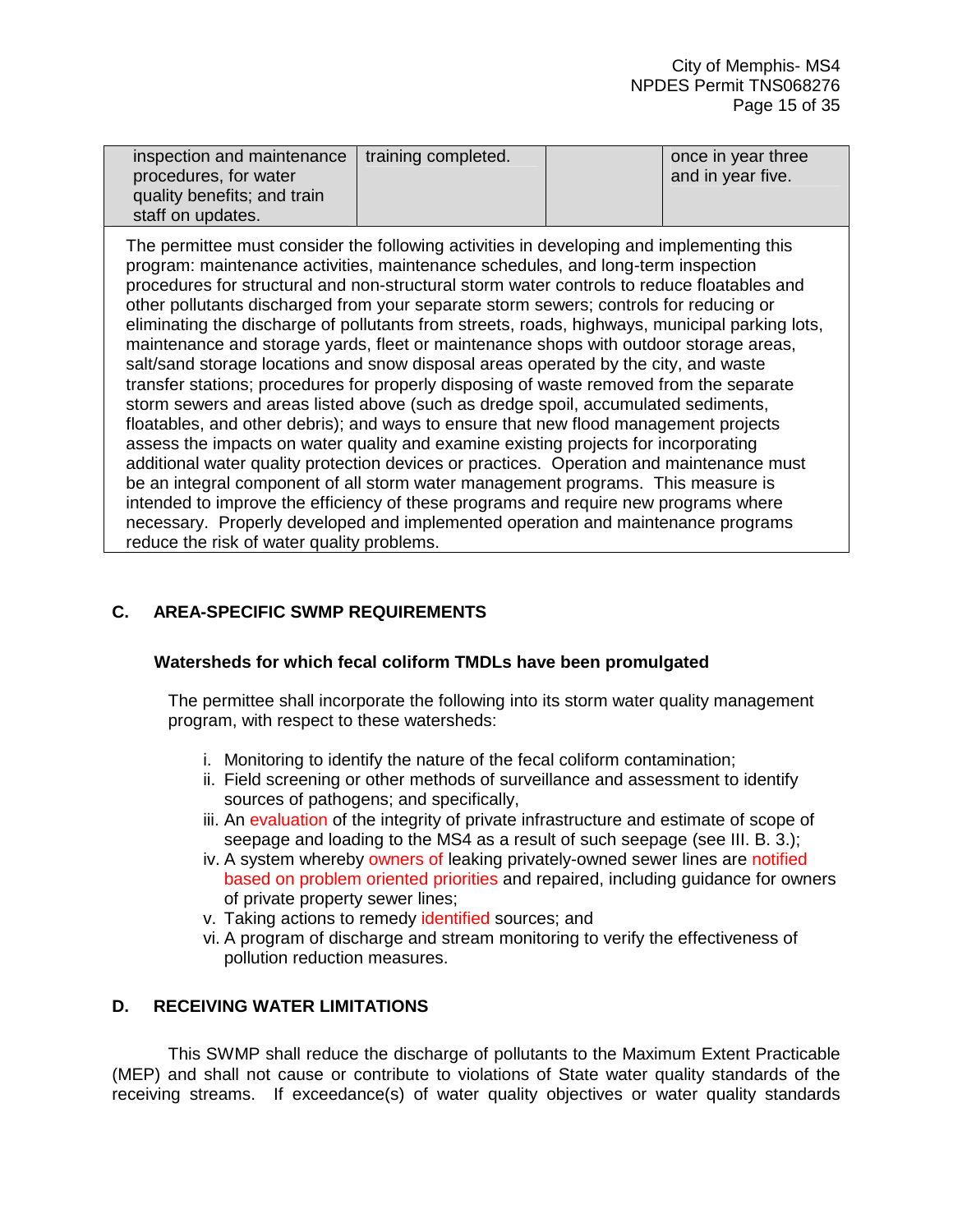| inspection and maintenance procedures, for water quality benefits; and train staff on updates. | training completed. | | once in year three and in year five. |
|---|---|---|---|

The permittee must consider the following activities in developing and implementing this program: maintenance activities, maintenance schedules, and long-term inspection procedures for structural and non-structural storm water controls to reduce floatables and other pollutants discharged from your separate storm sewers; controls for reducing or eliminating the discharge of pollutants from streets, roads, highways, municipal parking lots, maintenance and storage yards, fleet or maintenance shops with outdoor storage areas, salt/sand storage locations and snow disposal areas operated by the city, and waste transfer stations; procedures for properly disposing of waste removed from the separate storm sewers and areas listed above (such as dredge spoil, accumulated sediments, floatables, and other debris); and ways to ensure that new flood management projects assess the impacts on water quality and examine existing projects for incorporating additional water quality protection devices or practices. Operation and maintenance must be an integral component of all storm water management programs. This measure is intended to improve the efficiency of these programs and require new programs where necessary. Properly developed and implemented operation and maintenance programs reduce the risk of water quality problems.

## C. AREA-SPECIFIC SWMP REQUIREMENTS

### Watersheds for which fecal coliform TMDLs have been promulgated

The permittee shall incorporate the following into its storm water quality management program, with respect to these watersheds:

i. Monitoring to identify the nature of the fecal coliform contamination;
ii. Field screening or other methods of surveillance and assessment to identify sources of pathogens; and specifically,
iii. An evaluation of the integrity of private infrastructure and estimate of scope of seepage and loading to the MS4 as a result of such seepage (see III. B. 3.);
iv. A system whereby owners of leaking privately-owned sewer lines are notified based on problem oriented priorities and repaired, including guidance for owners of private property sewer lines;
v. Taking actions to remedy identified sources; and
vi. A program of discharge and stream monitoring to verify the effectiveness of pollution reduction measures.

## D. RECEIVING WATER LIMITATIONS

This SWMP shall reduce the discharge of pollutants to the Maximum Extent Practicable (MEP) and shall not cause or contribute to violations of State water quality standards of the receiving streams. If exceedance(s) of water quality objectives or water quality standards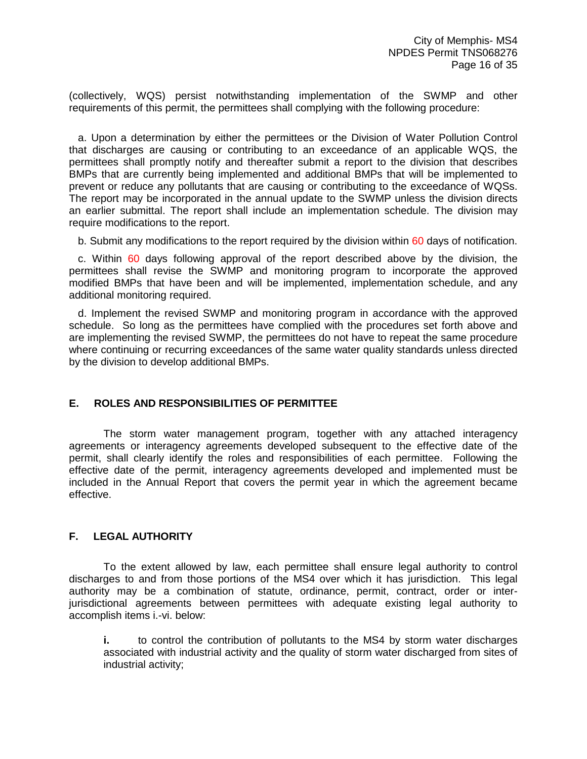(collectively, WQS) persist notwithstanding implementation of the SWMP and other requirements of this permit, the permittees shall complying with the following procedure:

a. Upon a determination by either the permittees or the Division of Water Pollution Control that discharges are causing or contributing to an exceedance of an applicable WQS, the permittees shall promptly notify and thereafter submit a report to the division that describes BMPs that are currently being implemented and additional BMPs that will be implemented to prevent or reduce any pollutants that are causing or contributing to the exceedance of WQSs. The report may be incorporated in the annual update to the SWMP unless the division directs an earlier submittal. The report shall include an implementation schedule. The division may require modifications to the report.

b. Submit any modifications to the report required by the division within 60 days of notification.

c. Within 60 days following approval of the report described above by the division, the permittees shall revise the SWMP and monitoring program to incorporate the approved modified BMPs that have been and will be implemented, implementation schedule, and any additional monitoring required.

d. Implement the revised SWMP and monitoring program in accordance with the approved schedule. So long as the permittees have complied with the procedures set forth above and are implementing the revised SWMP, the permittees do not have to repeat the same procedure where continuing or recurring exceedances of the same water quality standards unless directed by the division to develop additional BMPs.

## E. ROLES AND RESPONSIBILITIES OF PERMITTEE

The storm water management program, together with any attached interagency agreements or interagency agreements developed subsequent to the effective date of the permit, shall clearly identify the roles and responsibilities of each permittee. Following the effective date of the permit, interagency agreements developed and implemented must be included in the Annual Report that covers the permit year in which the agreement became effective.

## F. LEGAL AUTHORITY

To the extent allowed by law, each permittee shall ensure legal authority to control discharges to and from those portions of the MS4 over which it has jurisdiction. This legal authority may be a combination of statute, ordinance, permit, contract, order or inter-jurisdictional agreements between permittees with adequate existing legal authority to accomplish items i.-vi. below:

**i.** to control the contribution of pollutants to the MS4 by storm water discharges associated with industrial activity and the quality of storm water discharged from sites of industrial activity;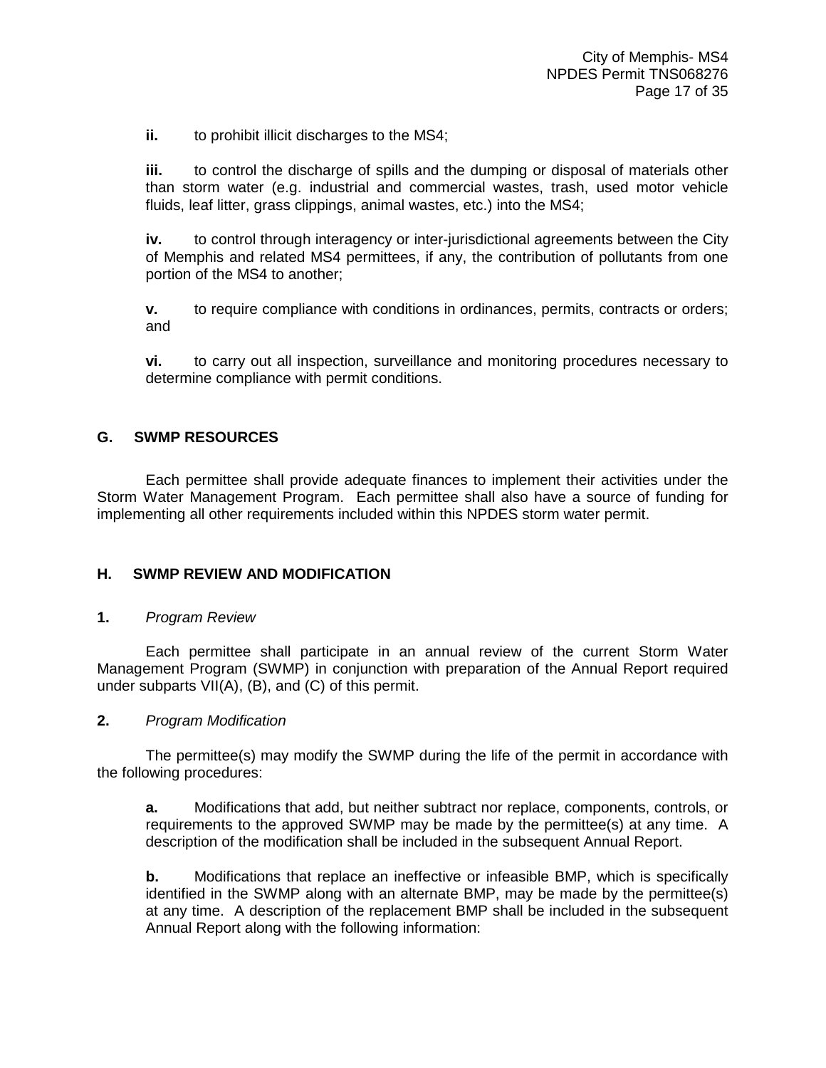**ii.** to prohibit illicit discharges to the MS4;

**iii.** to control the discharge of spills and the dumping or disposal of materials other than storm water (e.g. industrial and commercial wastes, trash, used motor vehicle fluids, leaf litter, grass clippings, animal wastes, etc.) into the MS4;

**iv.** to control through interagency or inter-jurisdictional agreements between the City of Memphis and related MS4 permittees, if any, the contribution of pollutants from one portion of the MS4 to another;

**v.** to require compliance with conditions in ordinances, permits, contracts or orders; and

**vi.** to carry out all inspection, surveillance and monitoring procedures necessary to determine compliance with permit conditions.

## G. SWMP RESOURCES

Each permittee shall provide adequate finances to implement their activities under the Storm Water Management Program. Each permittee shall also have a source of funding for implementing all other requirements included within this NPDES storm water permit.

## H. SWMP REVIEW AND MODIFICATION

**1.** *Program Review*

Each permittee shall participate in an annual review of the current Storm Water Management Program (SWMP) in conjunction with preparation of the Annual Report required under subparts VII(A), (B), and (C) of this permit.

**2.** *Program Modification*

The permittee(s) may modify the SWMP during the life of the permit in accordance with the following procedures:

**a.** Modifications that add, but neither subtract nor replace, components, controls, or requirements to the approved SWMP may be made by the permittee(s) at any time. A description of the modification shall be included in the subsequent Annual Report.

**b.** Modifications that replace an ineffective or infeasible BMP, which is specifically identified in the SWMP along with an alternate BMP, may be made by the permittee(s) at any time. A description of the replacement BMP shall be included in the subsequent Annual Report along with the following information: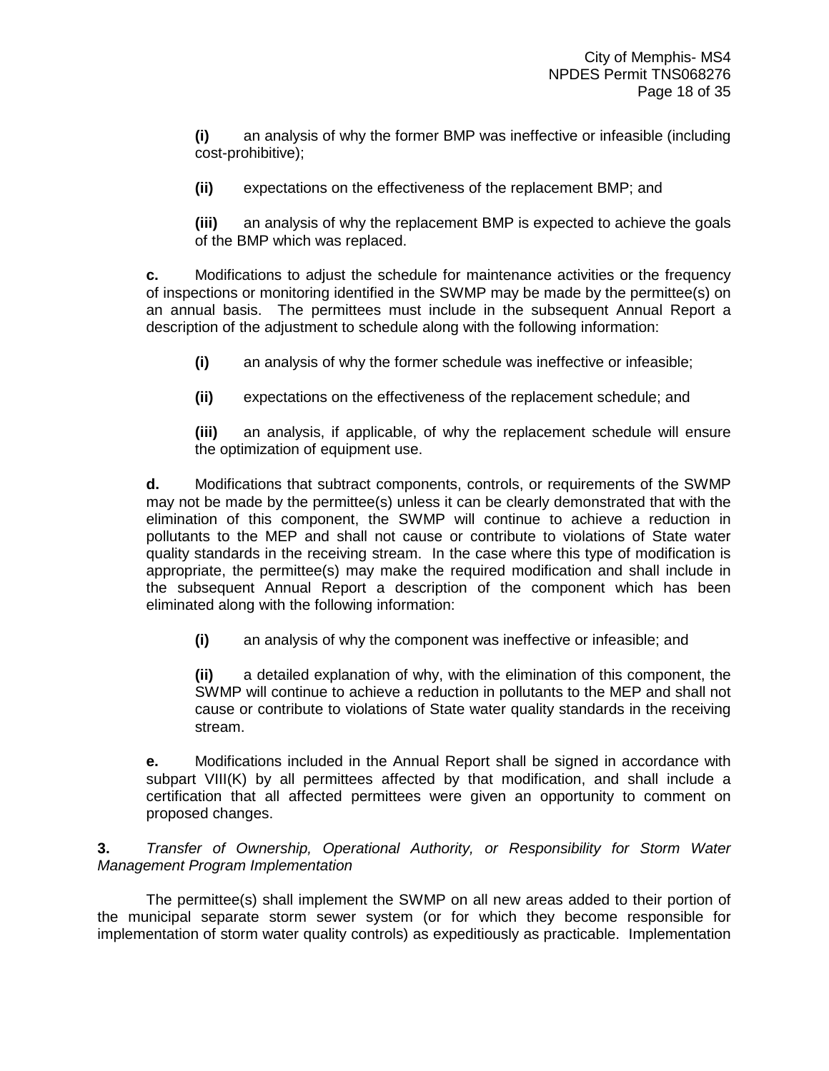**(i)** an analysis of why the former BMP was ineffective or infeasible (including cost-prohibitive);

**(ii)** expectations on the effectiveness of the replacement BMP; and

**(iii)** an analysis of why the replacement BMP is expected to achieve the goals of the BMP which was replaced.

**c.** Modifications to adjust the schedule for maintenance activities or the frequency of inspections or monitoring identified in the SWMP may be made by the permittee(s) on an annual basis. The permittees must include in the subsequent Annual Report a description of the adjustment to schedule along with the following information:

**(i)** an analysis of why the former schedule was ineffective or infeasible;

**(ii)** expectations on the effectiveness of the replacement schedule; and

**(iii)** an analysis, if applicable, of why the replacement schedule will ensure the optimization of equipment use.

**d.** Modifications that subtract components, controls, or requirements of the SWMP may not be made by the permittee(s) unless it can be clearly demonstrated that with the elimination of this component, the SWMP will continue to achieve a reduction in pollutants to the MEP and shall not cause or contribute to violations of State water quality standards in the receiving stream. In the case where this type of modification is appropriate, the permittee(s) may make the required modification and shall include in the subsequent Annual Report a description of the component which has been eliminated along with the following information:

**(i)** an analysis of why the component was ineffective or infeasible; and

**(ii)** a detailed explanation of why, with the elimination of this component, the SWMP will continue to achieve a reduction in pollutants to the MEP and shall not cause or contribute to violations of State water quality standards in the receiving stream.

**e.** Modifications included in the Annual Report shall be signed in accordance with subpart VIII(K) by all permittees affected by that modification, and shall include a certification that all affected permittees were given an opportunity to comment on proposed changes.

**3.** *Transfer of Ownership, Operational Authority, or Responsibility for Storm Water Management Program Implementation*

The permittee(s) shall implement the SWMP on all new areas added to their portion of the municipal separate storm sewer system (or for which they become responsible for implementation of storm water quality controls) as expeditiously as practicable. Implementation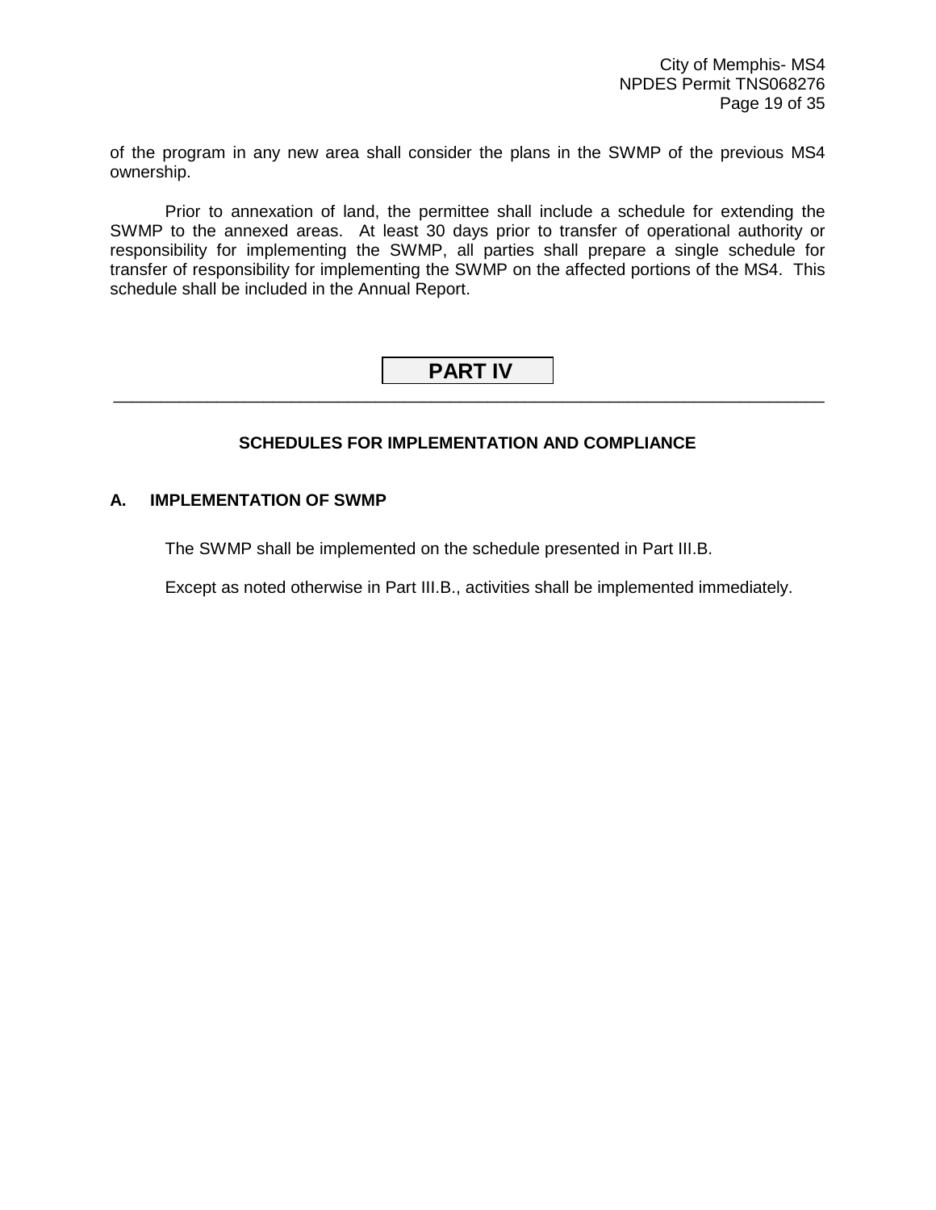of the program in any new area shall consider the plans in the SWMP of the previous MS4 ownership.

Prior to annexation of land, the permittee shall include a schedule for extending the SWMP to the annexed areas. At least 30 days prior to transfer of operational authority or responsibility for implementing the SWMP, all parties shall prepare a single schedule for transfer of responsibility for implementing the SWMP on the affected portions of the MS4. This schedule shall be included in the Annual Report.

# PART IV

## SCHEDULES FOR IMPLEMENTATION AND COMPLIANCE

### A. IMPLEMENTATION OF SWMP

The SWMP shall be implemented on the schedule presented in Part III.B.

Except as noted otherwise in Part III.B., activities shall be implemented immediately.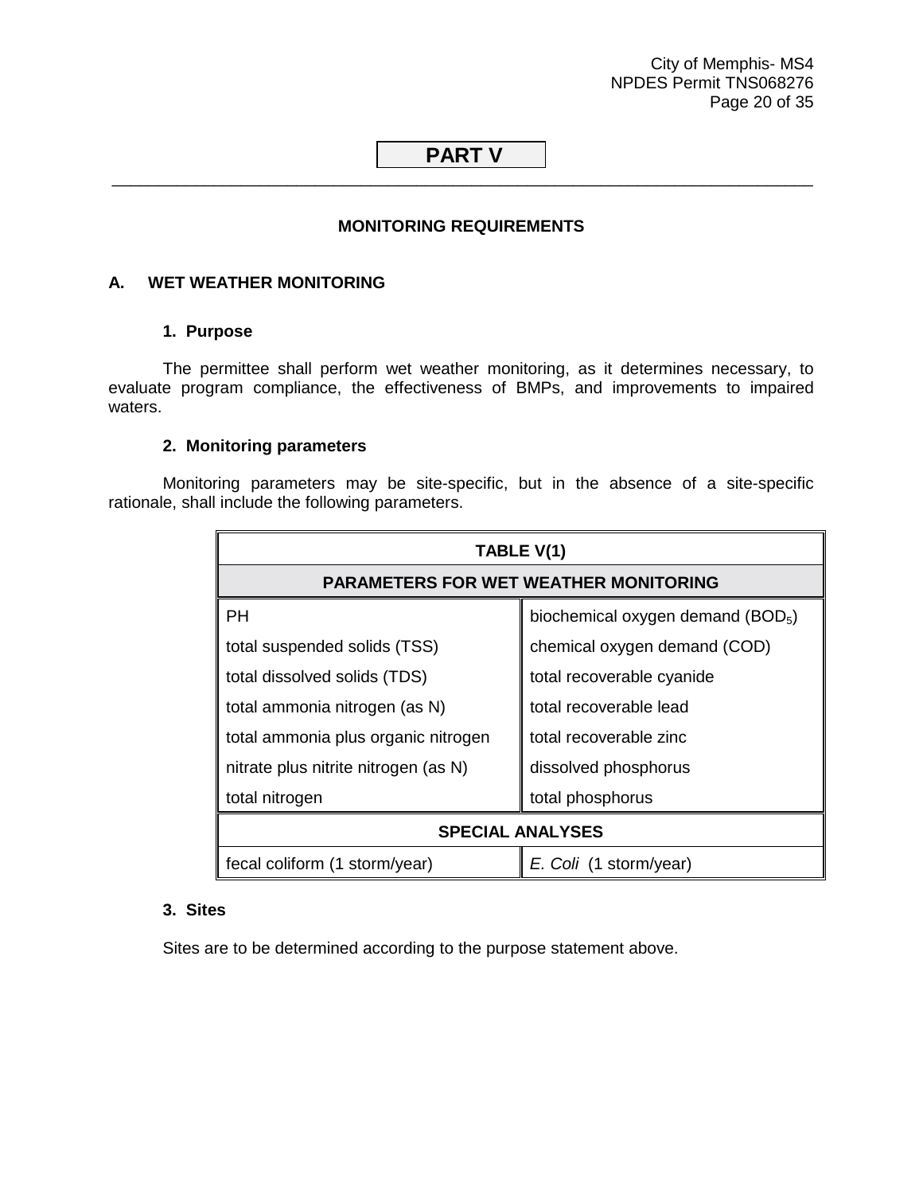# PART V

## MONITORING REQUIREMENTS

### A. WET WEATHER MONITORING

#### 1. Purpose

The permittee shall perform wet weather monitoring, as it determines necessary, to evaluate program compliance, the effectiveness of BMPs, and improvements to impaired waters.

#### 2. Monitoring parameters

Monitoring parameters may be site-specific, but in the absence of a site-specific rationale, shall include the following parameters.

| TABLE V(1) | |
|---|---|
| **PARAMETERS FOR WET WEATHER MONITORING** | |
| PH | biochemical oxygen demand ($BOD_5$) |
| total suspended solids (TSS) | chemical oxygen demand (COD) |
| total dissolved solids (TDS) | total recoverable cyanide |
| total ammonia nitrogen (as N) | total recoverable lead |
| total ammonia plus organic nitrogen | total recoverable zinc |
| nitrate plus nitrite nitrogen (as N) | dissolved phosphorus |
| total nitrogen | total phosphorus |
| **SPECIAL ANALYSES** | |
| fecal coliform (1 storm/year) | *E. Coli* (1 storm/year) |

#### 3. Sites

Sites are to be determined according to the purpose statement above.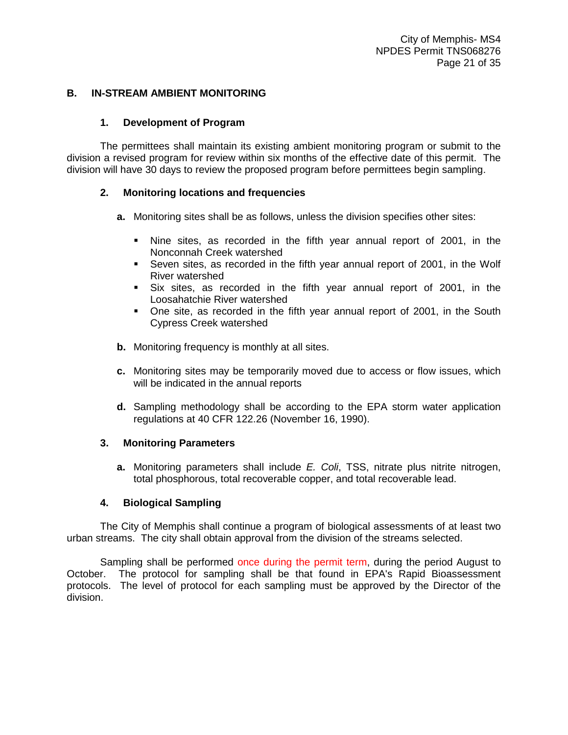## B. IN-STREAM AMBIENT MONITORING

### 1. Development of Program

The permittees shall maintain its existing ambient monitoring program or submit to the division a revised program for review within six months of the effective date of this permit. The division will have 30 days to review the proposed program before permittees begin sampling.

### 2. Monitoring locations and frequencies

**a.** Monitoring sites shall be as follows, unless the division specifies other sites:

- Nine sites, as recorded in the fifth year annual report of 2001, in the Nonconnah Creek watershed
- Seven sites, as recorded in the fifth year annual report of 2001, in the Wolf River watershed
- Six sites, as recorded in the fifth year annual report of 2001, in the Loosahatchie River watershed
- One site, as recorded in the fifth year annual report of 2001, in the South Cypress Creek watershed

**b.** Monitoring frequency is monthly at all sites.

**c.** Monitoring sites may be temporarily moved due to access or flow issues, which will be indicated in the annual reports

**d.** Sampling methodology shall be according to the EPA storm water application regulations at 40 CFR 122.26 (November 16, 1990).

### 3. Monitoring Parameters

**a.** Monitoring parameters shall include *E. Coli*, TSS, nitrate plus nitrite nitrogen, total phosphorous, total recoverable copper, and total recoverable lead.

### 4. Biological Sampling

The City of Memphis shall continue a program of biological assessments of at least two urban streams. The city shall obtain approval from the division of the streams selected.

Sampling shall be performed once during the permit term, during the period August to October. The protocol for sampling shall be that found in EPA's Rapid Bioassessment protocols. The level of protocol for each sampling must be approved by the Director of the division.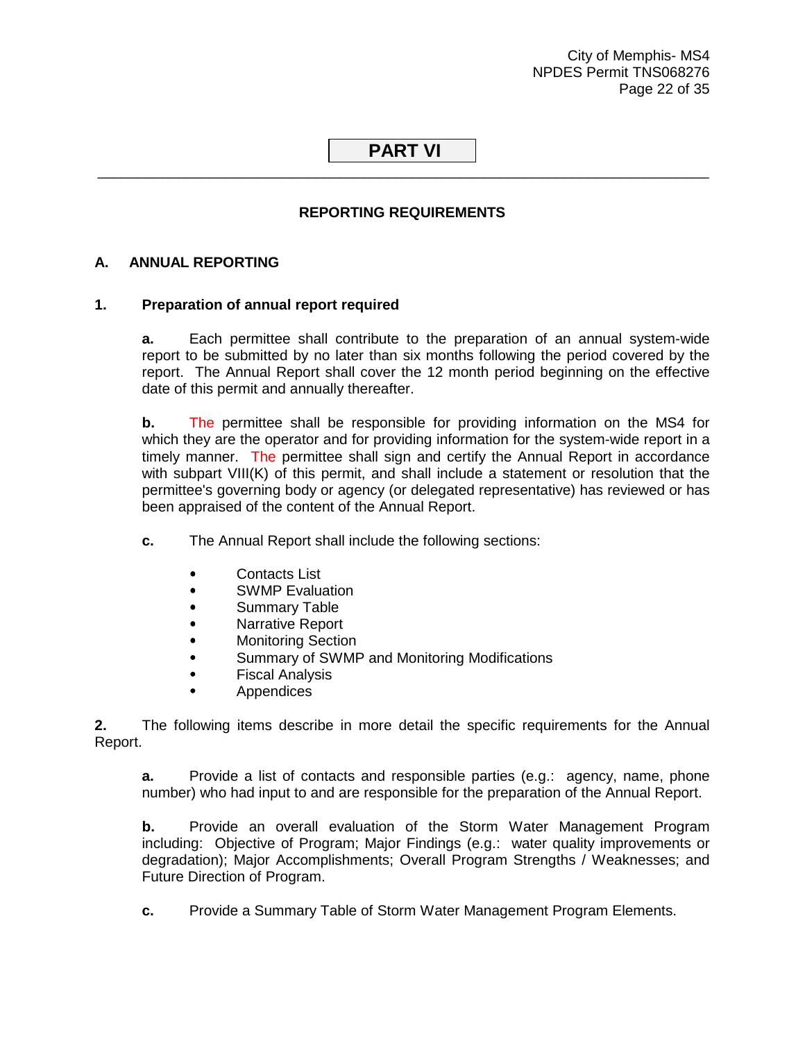# PART VI

## REPORTING REQUIREMENTS

### A. ANNUAL REPORTING

**1. Preparation of annual report required**

**a.** Each permittee shall contribute to the preparation of an annual system-wide report to be submitted by no later than six months following the period covered by the report. The Annual Report shall cover the 12 month period beginning on the effective date of this permit and annually thereafter.

**b.** The permittee shall be responsible for providing information on the MS4 for which they are the operator and for providing information for the system-wide report in a timely manner. The permittee shall sign and certify the Annual Report in accordance with subpart VIII(K) of this permit, and shall include a statement or resolution that the permittee's governing body or agency (or delegated representative) has reviewed or has been appraised of the content of the Annual Report.

**c.** The Annual Report shall include the following sections:

- Contacts List
- SWMP Evaluation
- Summary Table
- Narrative Report
- Monitoring Section
- Summary of SWMP and Monitoring Modifications
- Fiscal Analysis
- Appendices

**2.** The following items describe in more detail the specific requirements for the Annual Report.

**a.** Provide a list of contacts and responsible parties (e.g.: agency, name, phone number) who had input to and are responsible for the preparation of the Annual Report.

**b.** Provide an overall evaluation of the Storm Water Management Program including: Objective of Program; Major Findings (e.g.: water quality improvements or degradation); Major Accomplishments; Overall Program Strengths / Weaknesses; and Future Direction of Program.

**c.** Provide a Summary Table of Storm Water Management Program Elements.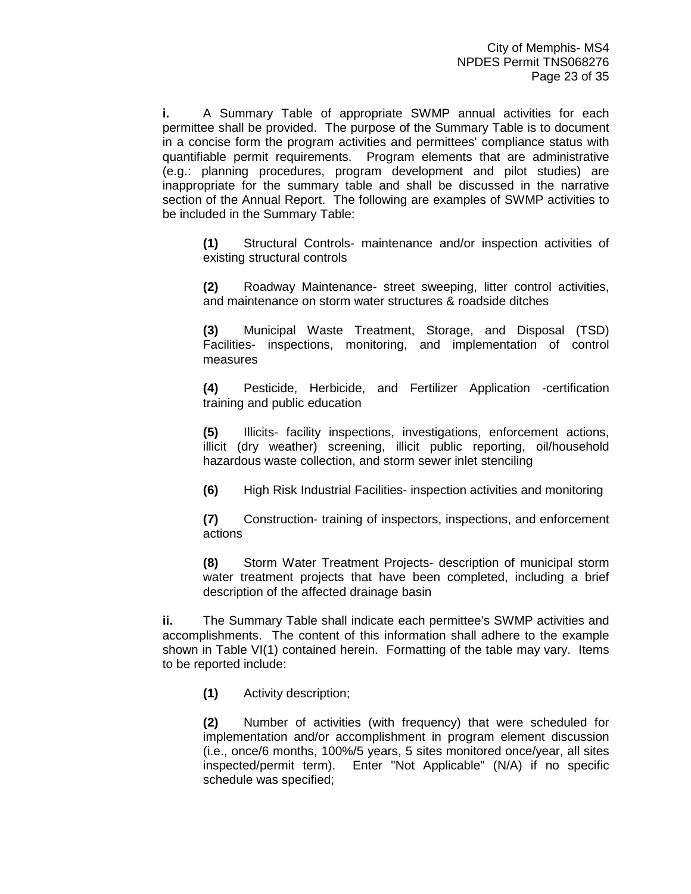**i.** A Summary Table of appropriate SWMP annual activities for each permittee shall be provided. The purpose of the Summary Table is to document in a concise form the program activities and permittees' compliance status with quantifiable permit requirements. Program elements that are administrative (e.g.: planning procedures, program development and pilot studies) are inappropriate for the summary table and shall be discussed in the narrative section of the Annual Report. The following are examples of SWMP activities to be included in the Summary Table:

> **(1)** Structural Controls- maintenance and/or inspection activities of existing structural controls
>
> **(2)** Roadway Maintenance- street sweeping, litter control activities, and maintenance on storm water structures & roadside ditches
>
> **(3)** Municipal Waste Treatment, Storage, and Disposal (TSD) Facilities- inspections, monitoring, and implementation of control measures
>
> **(4)** Pesticide, Herbicide, and Fertilizer Application -certification training and public education
>
> **(5)** Illicits- facility inspections, investigations, enforcement actions, illicit (dry weather) screening, illicit public reporting, oil/household hazardous waste collection, and storm sewer inlet stenciling
>
> **(6)** High Risk Industrial Facilities- inspection activities and monitoring
>
> **(7)** Construction- training of inspectors, inspections, and enforcement actions
>
> **(8)** Storm Water Treatment Projects- description of municipal storm water treatment projects that have been completed, including a brief description of the affected drainage basin

**ii.** The Summary Table shall indicate each permittee's SWMP activities and accomplishments. The content of this information shall adhere to the example shown in Table VI(1) contained herein. Formatting of the table may vary. Items to be reported include:

> **(1)** Activity description;
>
> **(2)** Number of activities (with frequency) that were scheduled for implementation and/or accomplishment in program element discussion (i.e., once/6 months, 100%/5 years, 5 sites monitored once/year, all sites inspected/permit term). Enter "Not Applicable" (N/A) if no specific schedule was specified;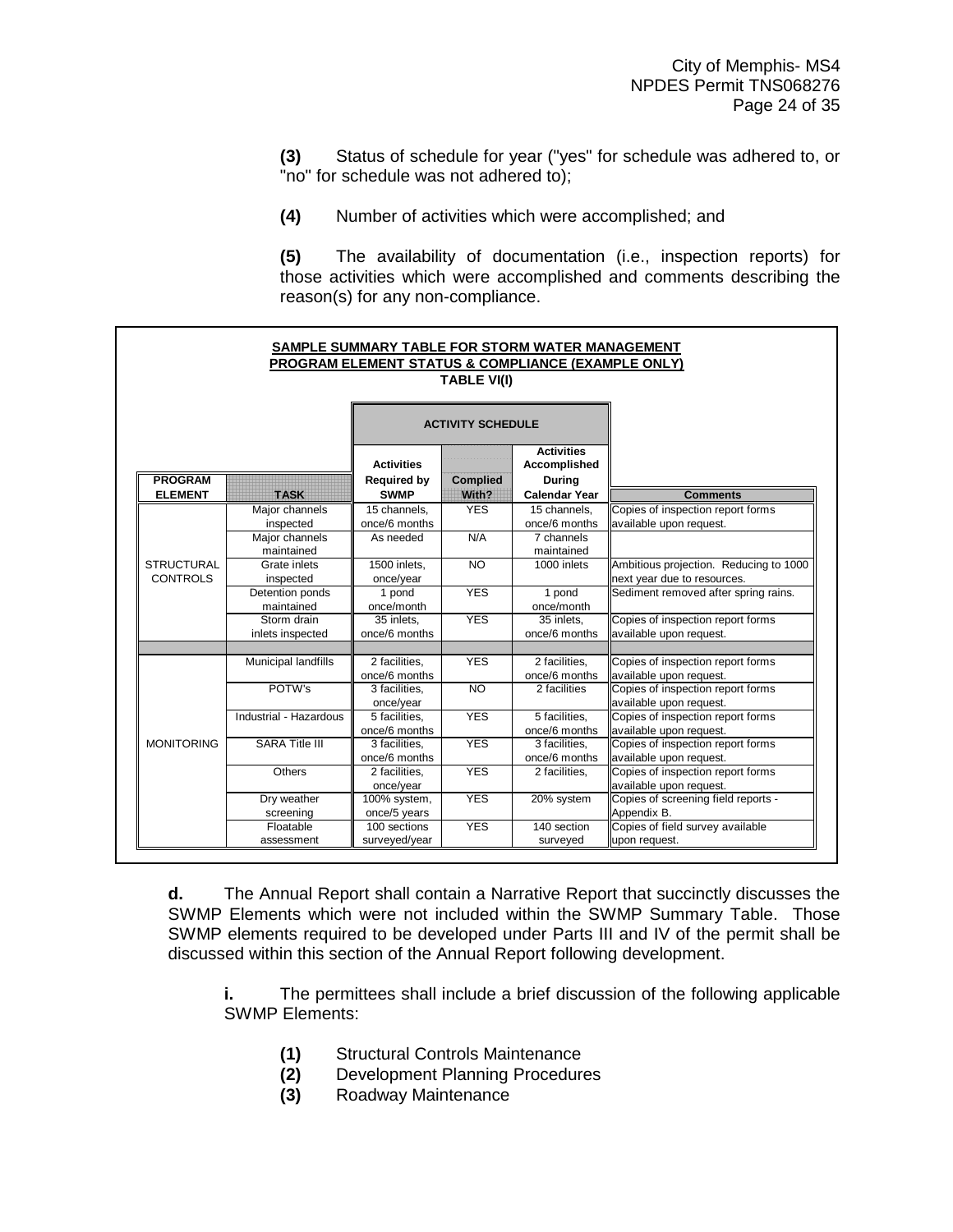**(3)** Status of schedule for year ("yes" for schedule was adhered to, or "no" for schedule was not adhered to);

**(4)** Number of activities which were accomplished; and

**(5)** The availability of documentation (i.e., inspection reports) for those activities which were accomplished and comments describing the reason(s) for any non-compliance.

**SAMPLE SUMMARY TABLE FOR STORM WATER MANAGEMENT PROGRAM ELEMENT STATUS & COMPLIANCE (EXAMPLE ONLY)**

**TABLE VI(I)**

| | | ACTIVITY SCHEDULE | | | |
|---|---|---|---|---|---|
| **PROGRAM ELEMENT** | **TASK** | **Activities Required by SWMP** | **Complied With?** | **Activities Accomplished During Calendar Year** | **Comments** |
| STRUCTURAL CONTROLS | Major channels inspected | 15 channels, once/6 months | YES | 15 channels, once/6 months | Copies of inspection report forms available upon request. |
| | Major channels maintained | As needed | N/A | 7 channels maintained | |
| | Grate inlets inspected | 1500 inlets, once/year | NO | 1000 inlets | Ambitious projection. Reducing to 1000 next year due to resources. |
| | Detention ponds maintained | 1 pond once/month | YES | 1 pond once/month | Sediment removed after spring rains. |
| | Storm drain inlets inspected | 35 inlets, once/6 months | YES | 35 inlets, once/6 months | Copies of inspection report forms available upon request. |
| | | | | | |
| MONITORING | Municipal landfills | 2 facilities, once/6 months | YES | 2 facilities, once/6 months | Copies of inspection report forms available upon request. |
| | POTW's | 3 facilities, once/year | NO | 2 facilities | Copies of inspection report forms available upon request. |
| | Industrial - Hazardous | 5 facilities, once/6 months | YES | 5 facilities, once/6 months | Copies of inspection report forms available upon request. |
| | SARA Title III | 3 facilities, once/6 months | YES | 3 facilities, once/6 months | Copies of inspection report forms available upon request. |
| | Others | 2 facilities, once/year | YES | 2 facilities, | Copies of inspection report forms available upon request. |
| | Dry weather screening | 100% system, once/5 years | YES | 20% system | Copies of screening field reports - Appendix B. |
| | Floatable assessment | 100 sections surveyed/year | YES | 140 section surveyed | Copies of field survey available upon request. |

**d.** The Annual Report shall contain a Narrative Report that succinctly discusses the SWMP Elements which were not included within the SWMP Summary Table. Those SWMP elements required to be developed under Parts III and IV of the permit shall be discussed within this section of the Annual Report following development.

**i.** The permittees shall include a brief discussion of the following applicable SWMP Elements:

**(1)** Structural Controls Maintenance
**(2)** Development Planning Procedures
**(3)** Roadway Maintenance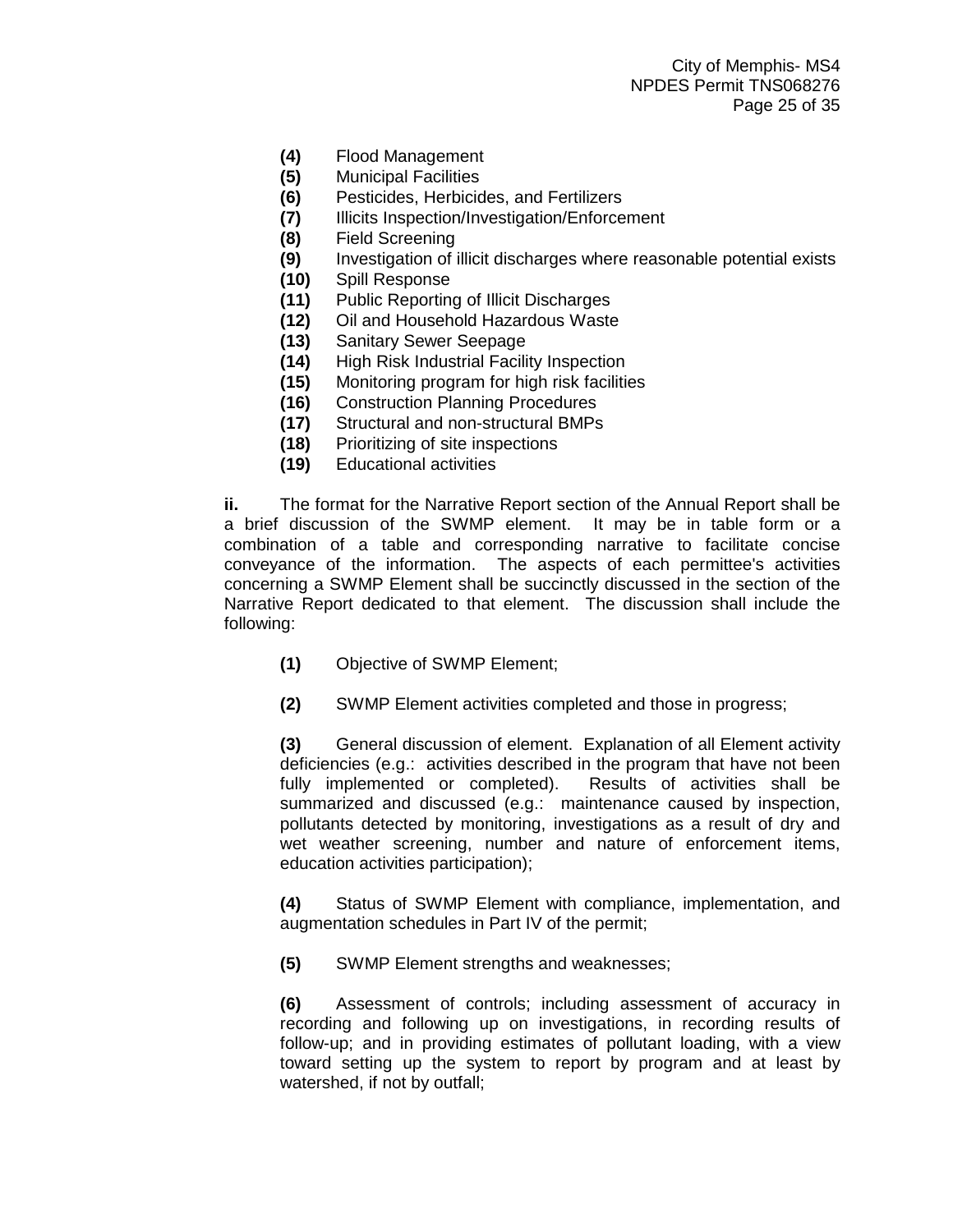**(4)** Flood Management
**(5)** Municipal Facilities
**(6)** Pesticides, Herbicides, and Fertilizers
**(7)** Illicits Inspection/Investigation/Enforcement
**(8)** Field Screening
**(9)** Investigation of illicit discharges where reasonable potential exists
**(10)** Spill Response
**(11)** Public Reporting of Illicit Discharges
**(12)** Oil and Household Hazardous Waste
**(13)** Sanitary Sewer Seepage
**(14)** High Risk Industrial Facility Inspection
**(15)** Monitoring program for high risk facilities
**(16)** Construction Planning Procedures
**(17)** Structural and non-structural BMPs
**(18)** Prioritizing of site inspections
**(19)** Educational activities

**ii.** The format for the Narrative Report section of the Annual Report shall be a brief discussion of the SWMP element. It may be in table form or a combination of a table and corresponding narrative to facilitate concise conveyance of the information. The aspects of each permittee's activities concerning a SWMP Element shall be succinctly discussed in the section of the Narrative Report dedicated to that element. The discussion shall include the following:

**(1)** Objective of SWMP Element;

**(2)** SWMP Element activities completed and those in progress;

**(3)** General discussion of element. Explanation of all Element activity deficiencies (e.g.: activities described in the program that have not been fully implemented or completed). Results of activities shall be summarized and discussed (e.g.: maintenance caused by inspection, pollutants detected by monitoring, investigations as a result of dry and wet weather screening, number and nature of enforcement items, education activities participation);

**(4)** Status of SWMP Element with compliance, implementation, and augmentation schedules in Part IV of the permit;

**(5)** SWMP Element strengths and weaknesses;

**(6)** Assessment of controls; including assessment of accuracy in recording and following up on investigations, in recording results of follow-up; and in providing estimates of pollutant loading, with a view toward setting up the system to report by program and at least by watershed, if not by outfall;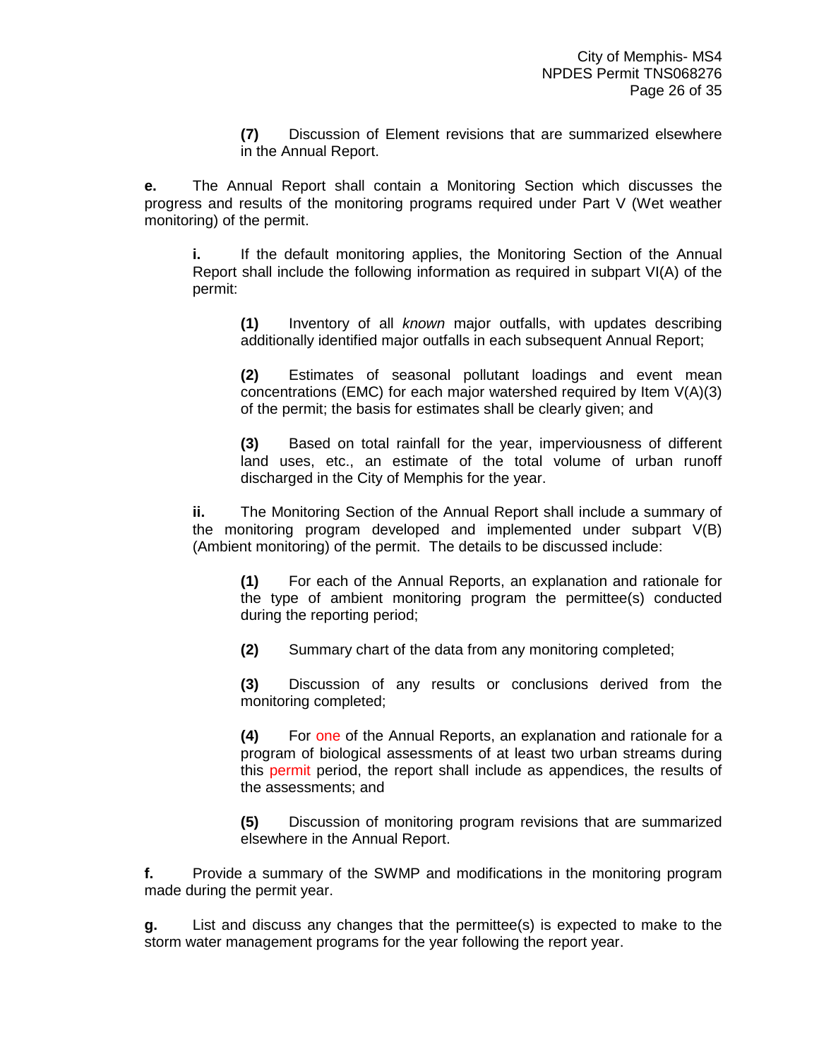**(7)** Discussion of Element revisions that are summarized elsewhere in the Annual Report.

**e.** The Annual Report shall contain a Monitoring Section which discusses the progress and results of the monitoring programs required under Part V (Wet weather monitoring) of the permit.

**i.** If the default monitoring applies, the Monitoring Section of the Annual Report shall include the following information as required in subpart VI(A) of the permit:

**(1)** Inventory of all *known* major outfalls, with updates describing additionally identified major outfalls in each subsequent Annual Report;

**(2)** Estimates of seasonal pollutant loadings and event mean concentrations (EMC) for each major watershed required by Item V(A)(3) of the permit; the basis for estimates shall be clearly given; and

**(3)** Based on total rainfall for the year, imperviousness of different land uses, etc., an estimate of the total volume of urban runoff discharged in the City of Memphis for the year.

**ii.** The Monitoring Section of the Annual Report shall include a summary of the monitoring program developed and implemented under subpart V(B) (Ambient monitoring) of the permit. The details to be discussed include:

**(1)** For each of the Annual Reports, an explanation and rationale for the type of ambient monitoring program the permittee(s) conducted during the reporting period;

**(2)** Summary chart of the data from any monitoring completed;

**(3)** Discussion of any results or conclusions derived from the monitoring completed;

**(4)** For one of the Annual Reports, an explanation and rationale for a program of biological assessments of at least two urban streams during this permit period, the report shall include as appendices, the results of the assessments; and

**(5)** Discussion of monitoring program revisions that are summarized elsewhere in the Annual Report.

**f.** Provide a summary of the SWMP and modifications in the monitoring program made during the permit year.

**g.** List and discuss any changes that the permittee(s) is expected to make to the storm water management programs for the year following the report year.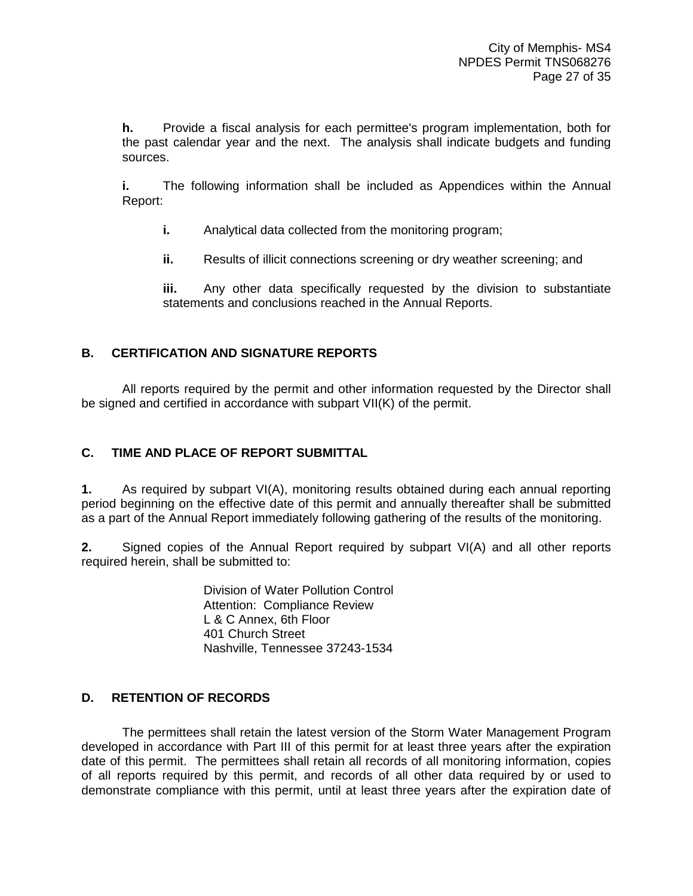**h.** Provide a fiscal analysis for each permittee's program implementation, both for the past calendar year and the next. The analysis shall indicate budgets and funding sources.

**i.** The following information shall be included as Appendices within the Annual Report:

> **i.** Analytical data collected from the monitoring program;
>
> **ii.** Results of illicit connections screening or dry weather screening; and
>
> **iii.** Any other data specifically requested by the division to substantiate statements and conclusions reached in the Annual Reports.

## B. CERTIFICATION AND SIGNATURE REPORTS

All reports required by the permit and other information requested by the Director shall be signed and certified in accordance with subpart VII(K) of the permit.

## C. TIME AND PLACE OF REPORT SUBMITTAL

**1.** As required by subpart VI(A), monitoring results obtained during each annual reporting period beginning on the effective date of this permit and annually thereafter shall be submitted as a part of the Annual Report immediately following gathering of the results of the monitoring.

**2.** Signed copies of the Annual Report required by subpart VI(A) and all other reports required herein, shall be submitted to:

Division of Water Pollution Control
Attention: Compliance Review
L & C Annex, 6th Floor
401 Church Street
Nashville, Tennessee 37243-1534

## D. RETENTION OF RECORDS

The permittees shall retain the latest version of the Storm Water Management Program developed in accordance with Part III of this permit for at least three years after the expiration date of this permit. The permittees shall retain all records of all monitoring information, copies of all reports required by this permit, and records of all other data required by or used to demonstrate compliance with this permit, until at least three years after the expiration date of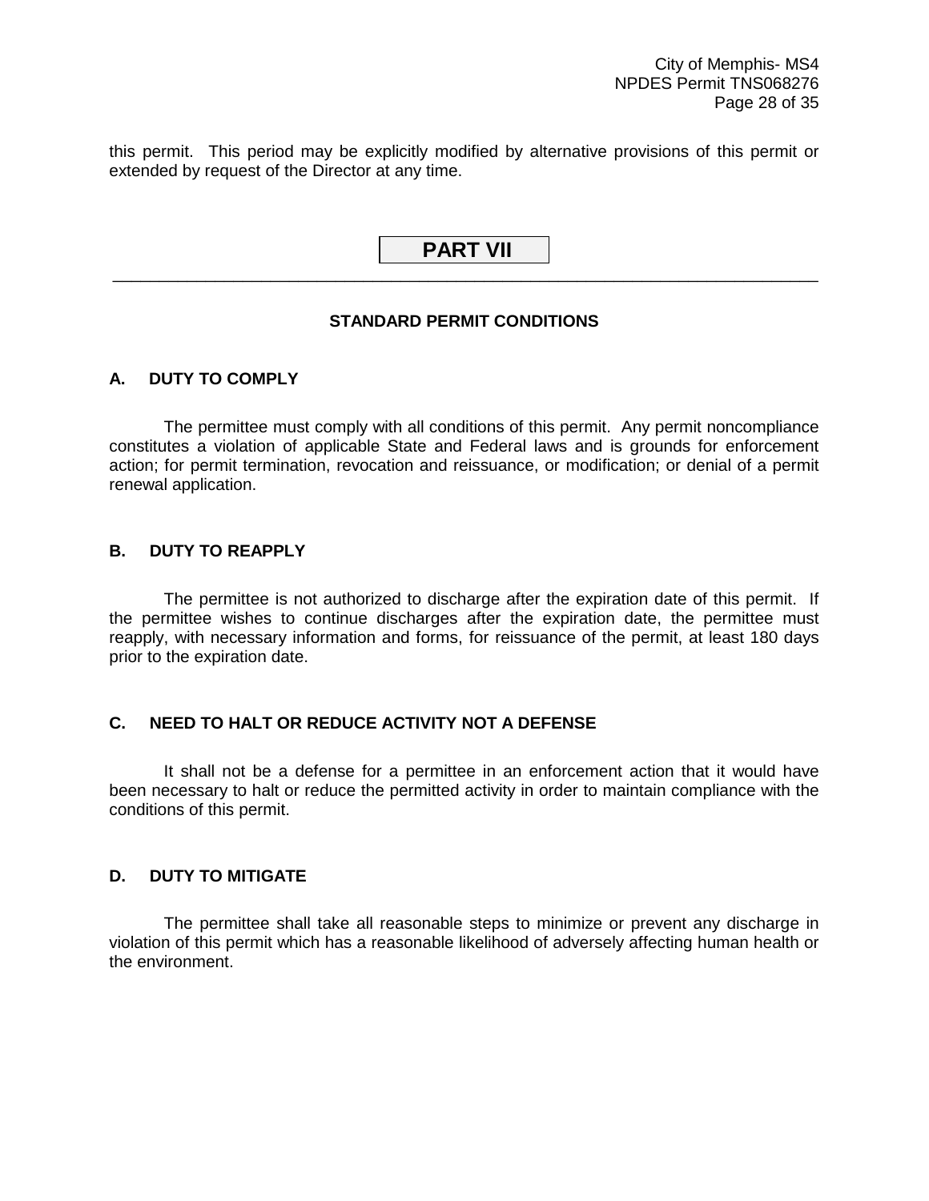this permit. This period may be explicitly modified by alternative provisions of this permit or extended by request of the Director at any time.

# PART VII

## STANDARD PERMIT CONDITIONS

### A. DUTY TO COMPLY

The permittee must comply with all conditions of this permit. Any permit noncompliance constitutes a violation of applicable State and Federal laws and is grounds for enforcement action; for permit termination, revocation and reissuance, or modification; or denial of a permit renewal application.

### B. DUTY TO REAPPLY

The permittee is not authorized to discharge after the expiration date of this permit. If the permittee wishes to continue discharges after the expiration date, the permittee must reapply, with necessary information and forms, for reissuance of the permit, at least 180 days prior to the expiration date.

### C. NEED TO HALT OR REDUCE ACTIVITY NOT A DEFENSE

It shall not be a defense for a permittee in an enforcement action that it would have been necessary to halt or reduce the permitted activity in order to maintain compliance with the conditions of this permit.

### D. DUTY TO MITIGATE

The permittee shall take all reasonable steps to minimize or prevent any discharge in violation of this permit which has a reasonable likelihood of adversely affecting human health or the environment.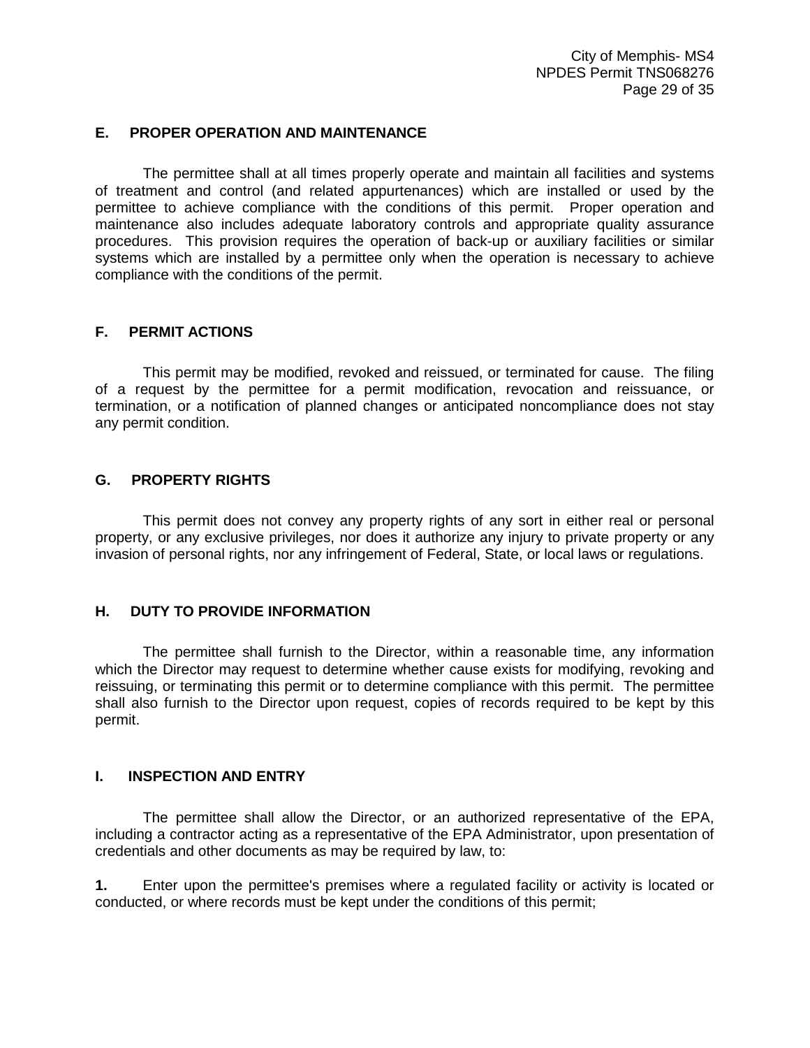### E. PROPER OPERATION AND MAINTENANCE

The permittee shall at all times properly operate and maintain all facilities and systems of treatment and control (and related appurtenances) which are installed or used by the permittee to achieve compliance with the conditions of this permit. Proper operation and maintenance also includes adequate laboratory controls and appropriate quality assurance procedures. This provision requires the operation of back-up or auxiliary facilities or similar systems which are installed by a permittee only when the operation is necessary to achieve compliance with the conditions of the permit.

### F. PERMIT ACTIONS

This permit may be modified, revoked and reissued, or terminated for cause. The filing of a request by the permittee for a permit modification, revocation and reissuance, or termination, or a notification of planned changes or anticipated noncompliance does not stay any permit condition.

### G. PROPERTY RIGHTS

This permit does not convey any property rights of any sort in either real or personal property, or any exclusive privileges, nor does it authorize any injury to private property or any invasion of personal rights, nor any infringement of Federal, State, or local laws or regulations.

### H. DUTY TO PROVIDE INFORMATION

The permittee shall furnish to the Director, within a reasonable time, any information which the Director may request to determine whether cause exists for modifying, revoking and reissuing, or terminating this permit or to determine compliance with this permit. The permittee shall also furnish to the Director upon request, copies of records required to be kept by this permit.

### I. INSPECTION AND ENTRY

The permittee shall allow the Director, or an authorized representative of the EPA, including a contractor acting as a representative of the EPA Administrator, upon presentation of credentials and other documents as may be required by law, to:

**1.** Enter upon the permittee's premises where a regulated facility or activity is located or conducted, or where records must be kept under the conditions of this permit;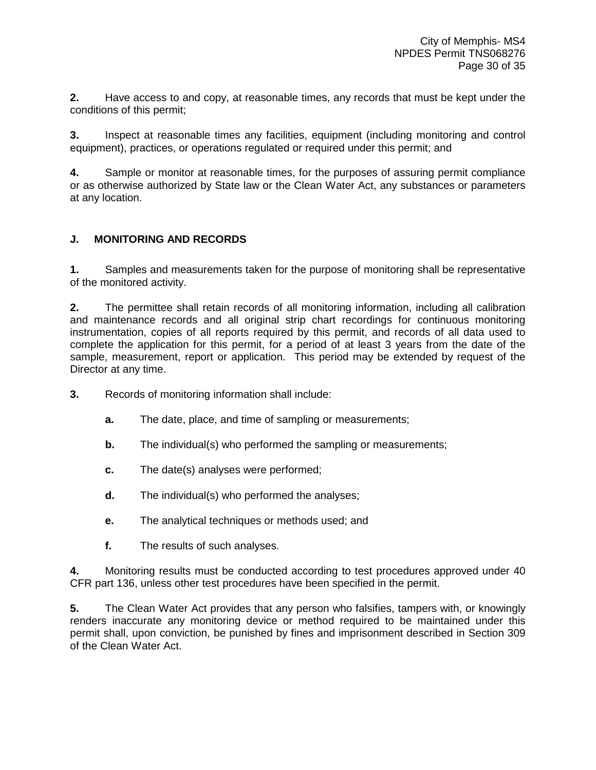**2.** Have access to and copy, at reasonable times, any records that must be kept under the conditions of this permit;

**3.** Inspect at reasonable times any facilities, equipment (including monitoring and control equipment), practices, or operations regulated or required under this permit; and

**4.** Sample or monitor at reasonable times, for the purposes of assuring permit compliance or as otherwise authorized by State law or the Clean Water Act, any substances or parameters at any location.

## J. MONITORING AND RECORDS

**1.** Samples and measurements taken for the purpose of monitoring shall be representative of the monitored activity.

**2.** The permittee shall retain records of all monitoring information, including all calibration and maintenance records and all original strip chart recordings for continuous monitoring instrumentation, copies of all reports required by this permit, and records of all data used to complete the application for this permit, for a period of at least 3 years from the date of the sample, measurement, report or application. This period may be extended by request of the Director at any time.

**3.** Records of monitoring information shall include:

- **a.** The date, place, and time of sampling or measurements;
- **b.** The individual(s) who performed the sampling or measurements;
- **c.** The date(s) analyses were performed;
- **d.** The individual(s) who performed the analyses;
- **e.** The analytical techniques or methods used; and
- **f.** The results of such analyses.

**4.** Monitoring results must be conducted according to test procedures approved under 40 CFR part 136, unless other test procedures have been specified in the permit.

**5.** The Clean Water Act provides that any person who falsifies, tampers with, or knowingly renders inaccurate any monitoring device or method required to be maintained under this permit shall, upon conviction, be punished by fines and imprisonment described in Section 309 of the Clean Water Act.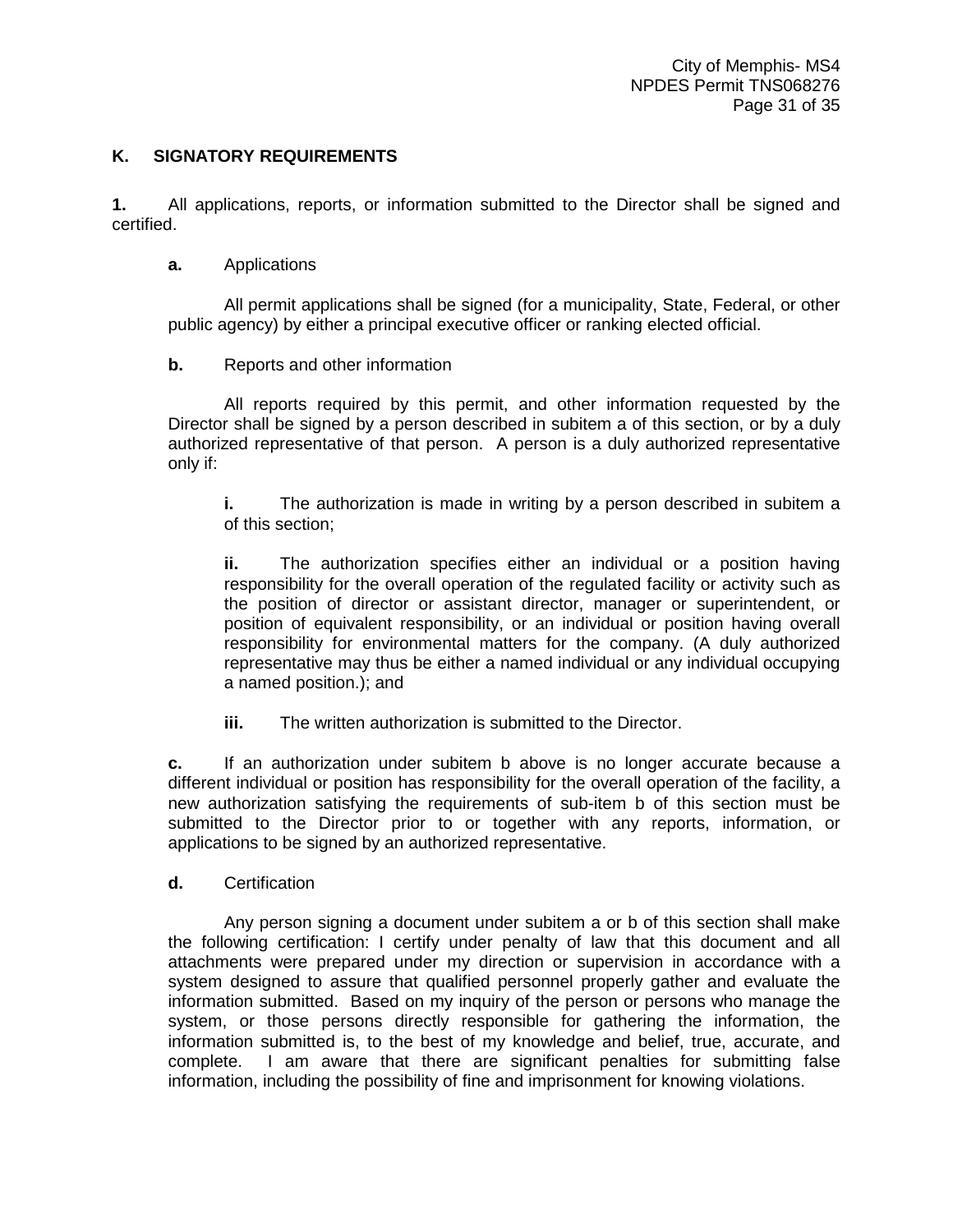## K. SIGNATORY REQUIREMENTS

**1.** All applications, reports, or information submitted to the Director shall be signed and certified.

**a.** Applications

All permit applications shall be signed (for a municipality, State, Federal, or other public agency) by either a principal executive officer or ranking elected official.

**b.** Reports and other information

All reports required by this permit, and other information requested by the Director shall be signed by a person described in subitem a of this section, or by a duly authorized representative of that person. A person is a duly authorized representative only if:

**i.** The authorization is made in writing by a person described in subitem a of this section;

**ii.** The authorization specifies either an individual or a position having responsibility for the overall operation of the regulated facility or activity such as the position of director or assistant director, manager or superintendent, or position of equivalent responsibility, or an individual or position having overall responsibility for environmental matters for the company. (A duly authorized representative may thus be either a named individual or any individual occupying a named position.); and

**iii.** The written authorization is submitted to the Director.

**c.** If an authorization under subitem b above is no longer accurate because a different individual or position has responsibility for the overall operation of the facility, a new authorization satisfying the requirements of sub-item b of this section must be submitted to the Director prior to or together with any reports, information, or applications to be signed by an authorized representative.

**d.** Certification

Any person signing a document under subitem a or b of this section shall make the following certification: I certify under penalty of law that this document and all attachments were prepared under my direction or supervision in accordance with a system designed to assure that qualified personnel properly gather and evaluate the information submitted. Based on my inquiry of the person or persons who manage the system, or those persons directly responsible for gathering the information, the information submitted is, to the best of my knowledge and belief, true, accurate, and complete. I am aware that there are significant penalties for submitting false information, including the possibility of fine and imprisonment for knowing violations.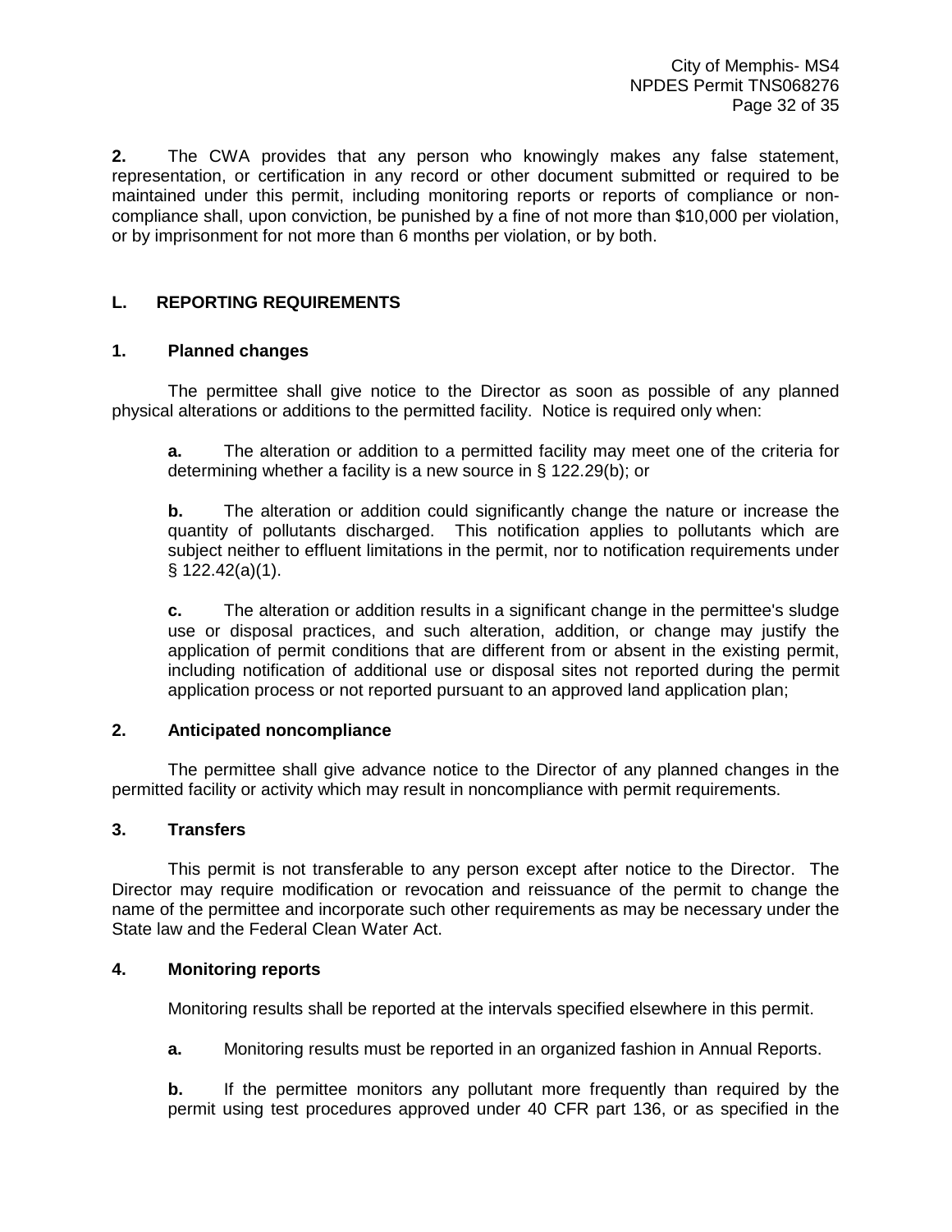**2.** The CWA provides that any person who knowingly makes any false statement, representation, or certification in any record or other document submitted or required to be maintained under this permit, including monitoring reports or reports of compliance or non-compliance shall, upon conviction, be punished by a fine of not more than $10,000 per violation, or by imprisonment for not more than 6 months per violation, or by both.

## L. REPORTING REQUIREMENTS

### 1. Planned changes

The permittee shall give notice to the Director as soon as possible of any planned physical alterations or additions to the permitted facility. Notice is required only when:

**a.** The alteration or addition to a permitted facility may meet one of the criteria for determining whether a facility is a new source in § 122.29(b); or

**b.** The alteration or addition could significantly change the nature or increase the quantity of pollutants discharged. This notification applies to pollutants which are subject neither to effluent limitations in the permit, nor to notification requirements under § 122.42(a)(1).

**c.** The alteration or addition results in a significant change in the permittee's sludge use or disposal practices, and such alteration, addition, or change may justify the application of permit conditions that are different from or absent in the existing permit, including notification of additional use or disposal sites not reported during the permit application process or not reported pursuant to an approved land application plan;

### 2. Anticipated noncompliance

The permittee shall give advance notice to the Director of any planned changes in the permitted facility or activity which may result in noncompliance with permit requirements.

### 3. Transfers

This permit is not transferable to any person except after notice to the Director. The Director may require modification or revocation and reissuance of the permit to change the name of the permittee and incorporate such other requirements as may be necessary under the State law and the Federal Clean Water Act.

### 4. Monitoring reports

Monitoring results shall be reported at the intervals specified elsewhere in this permit.

**a.** Monitoring results must be reported in an organized fashion in Annual Reports.

**b.** If the permittee monitors any pollutant more frequently than required by the permit using test procedures approved under 40 CFR part 136, or as specified in the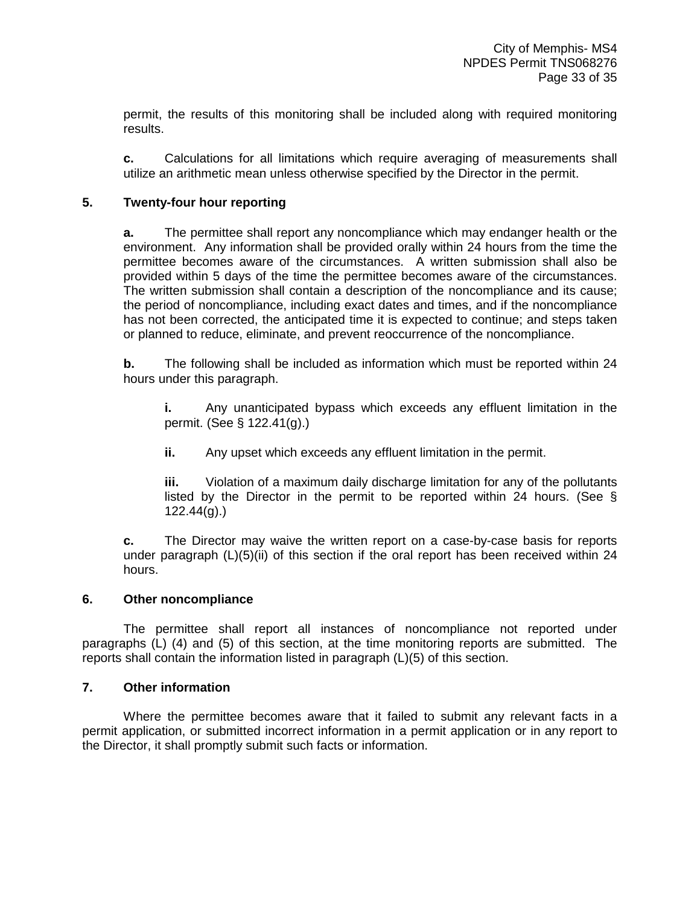permit, the results of this monitoring shall be included along with required monitoring results.

**c.** Calculations for all limitations which require averaging of measurements shall utilize an arithmetic mean unless otherwise specified by the Director in the permit.

**5. Twenty-four hour reporting**

**a.** The permittee shall report any noncompliance which may endanger health or the environment. Any information shall be provided orally within 24 hours from the time the permittee becomes aware of the circumstances. A written submission shall also be provided within 5 days of the time the permittee becomes aware of the circumstances. The written submission shall contain a description of the noncompliance and its cause; the period of noncompliance, including exact dates and times, and if the noncompliance has not been corrected, the anticipated time it is expected to continue; and steps taken or planned to reduce, eliminate, and prevent reoccurrence of the noncompliance.

**b.** The following shall be included as information which must be reported within 24 hours under this paragraph.

**i.** Any unanticipated bypass which exceeds any effluent limitation in the permit. (See § 122.41(g).)

**ii.** Any upset which exceeds any effluent limitation in the permit.

**iii.** Violation of a maximum daily discharge limitation for any of the pollutants listed by the Director in the permit to be reported within 24 hours. (See § 122.44(g).)

**c.** The Director may waive the written report on a case-by-case basis for reports under paragraph (L)(5)(ii) of this section if the oral report has been received within 24 hours.

**6. Other noncompliance**

The permittee shall report all instances of noncompliance not reported under paragraphs (L) (4) and (5) of this section, at the time monitoring reports are submitted. The reports shall contain the information listed in paragraph (L)(5) of this section.

**7. Other information**

Where the permittee becomes aware that it failed to submit any relevant facts in a permit application, or submitted incorrect information in a permit application or in any report to the Director, it shall promptly submit such facts or information.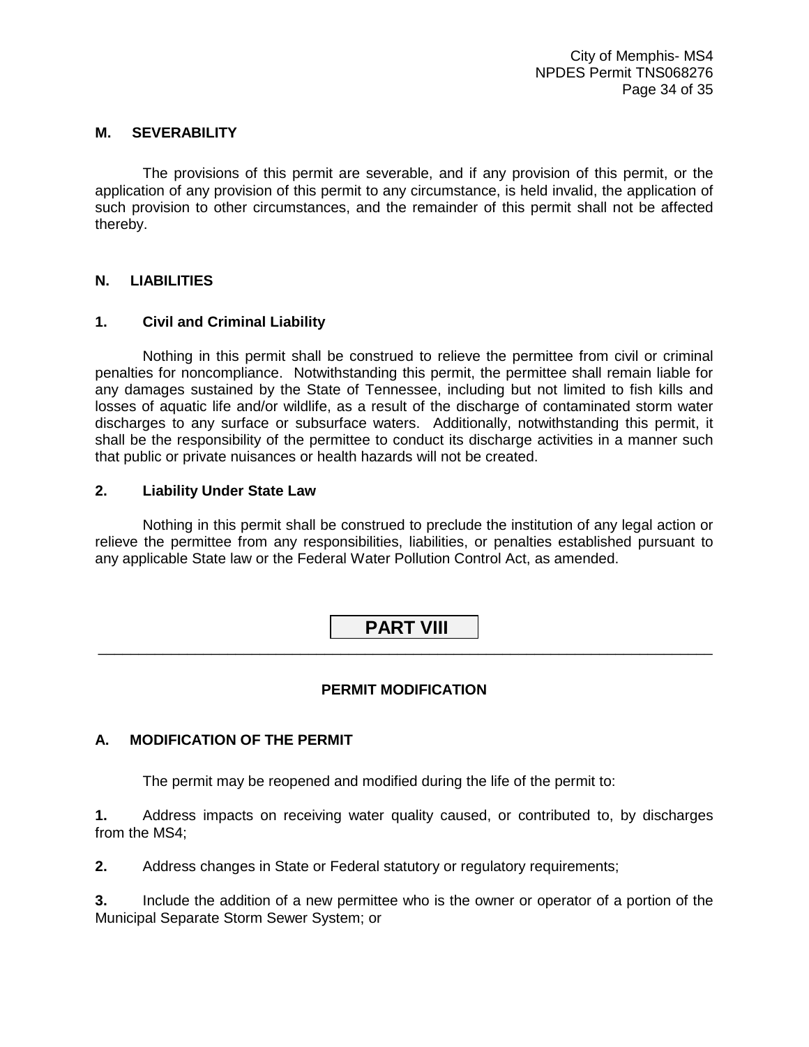### M. SEVERABILITY

The provisions of this permit are severable, and if any provision of this permit, or the application of any provision of this permit to any circumstance, is held invalid, the application of such provision to other circumstances, and the remainder of this permit shall not be affected thereby.

### N. LIABILITIES

#### 1. Civil and Criminal Liability

Nothing in this permit shall be construed to relieve the permittee from civil or criminal penalties for noncompliance. Notwithstanding this permit, the permittee shall remain liable for any damages sustained by the State of Tennessee, including but not limited to fish kills and losses of aquatic life and/or wildlife, as a result of the discharge of contaminated storm water discharges to any surface or subsurface waters. Additionally, notwithstanding this permit, it shall be the responsibility of the permittee to conduct its discharge activities in a manner such that public or private nuisances or health hazards will not be created.

#### 2. Liability Under State Law

Nothing in this permit shall be construed to preclude the institution of any legal action or relieve the permittee from any responsibilities, liabilities, or penalties established pursuant to any applicable State law or the Federal Water Pollution Control Act, as amended.

# PART VIII

## PERMIT MODIFICATION

### A. MODIFICATION OF THE PERMIT

The permit may be reopened and modified during the life of the permit to:

**1.** Address impacts on receiving water quality caused, or contributed to, by discharges from the MS4;

**2.** Address changes in State or Federal statutory or regulatory requirements;

**3.** Include the addition of a new permittee who is the owner or operator of a portion of the Municipal Separate Storm Sewer System; or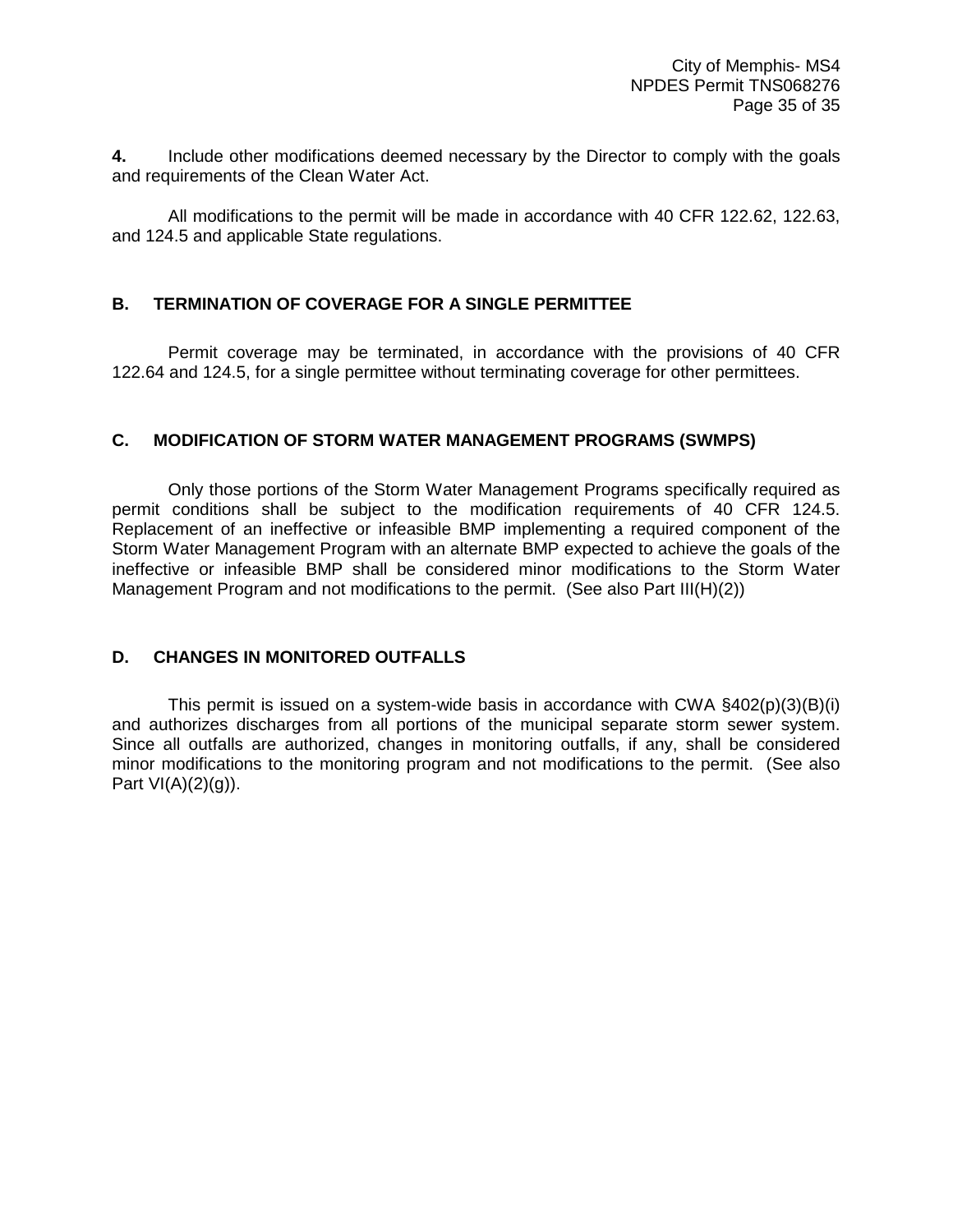**4.** Include other modifications deemed necessary by the Director to comply with the goals and requirements of the Clean Water Act.

All modifications to the permit will be made in accordance with 40 CFR 122.62, 122.63, and 124.5 and applicable State regulations.

## B. TERMINATION OF COVERAGE FOR A SINGLE PERMITTEE

Permit coverage may be terminated, in accordance with the provisions of 40 CFR 122.64 and 124.5, for a single permittee without terminating coverage for other permittees.

## C. MODIFICATION OF STORM WATER MANAGEMENT PROGRAMS (SWMPS)

Only those portions of the Storm Water Management Programs specifically required as permit conditions shall be subject to the modification requirements of 40 CFR 124.5. Replacement of an ineffective or infeasible BMP implementing a required component of the Storm Water Management Program with an alternate BMP expected to achieve the goals of the ineffective or infeasible BMP shall be considered minor modifications to the Storm Water Management Program and not modifications to the permit. (See also Part III(H)(2))

## D. CHANGES IN MONITORED OUTFALLS

This permit is issued on a system-wide basis in accordance with CWA §402(p)(3)(B)(i) and authorizes discharges from all portions of the municipal separate storm sewer system. Since all outfalls are authorized, changes in monitoring outfalls, if any, shall be considered minor modifications to the monitoring program and not modifications to the permit. (See also Part VI(A)(2)(g)).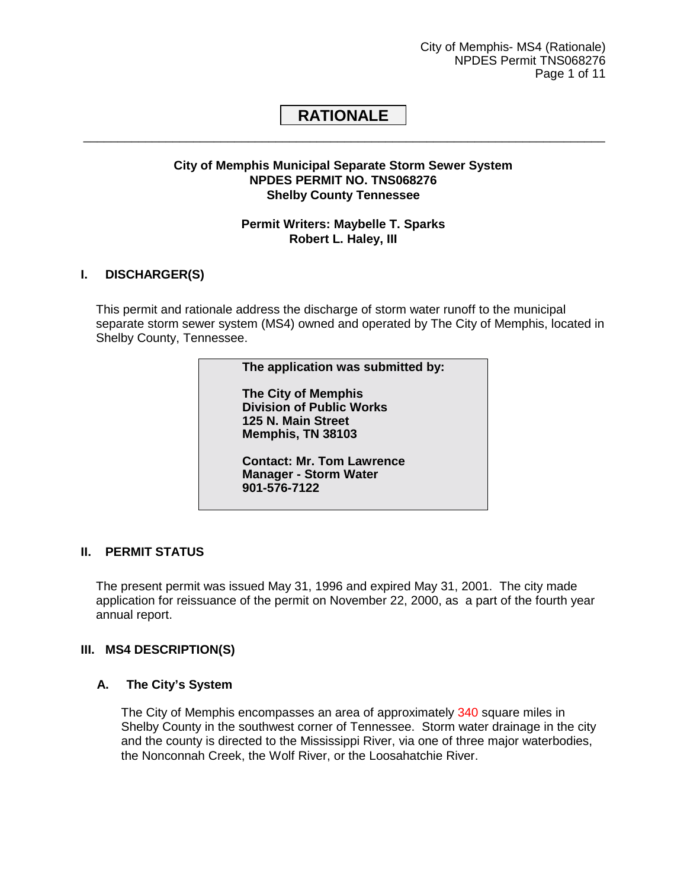# RATIONALE

**City of Memphis Municipal Separate Storm Sewer System**
**NPDES PERMIT NO. TNS068276**
**Shelby County Tennessee**

**Permit Writers: Maybelle T. Sparks**
**Robert L. Haley, III**

## I. DISCHARGER(S)

This permit and rationale address the discharge of storm water runoff to the municipal separate storm sewer system (MS4) owned and operated by The City of Memphis, located in Shelby County, Tennessee.

**The application was submitted by:**

**The City of Memphis**
**Division of Public Works**
**125 N. Main Street**
**Memphis, TN 38103**

**Contact: Mr. Tom Lawrence**
**Manager - Storm Water**
**901-576-7122**

## II. PERMIT STATUS

The present permit was issued May 31, 1996 and expired May 31, 2001. The city made application for reissuance of the permit on November 22, 2000, as a part of the fourth year annual report.

## III. MS4 DESCRIPTION(S)

### A. The City's System

The City of Memphis encompasses an area of approximately 340 square miles in Shelby County in the southwest corner of Tennessee. Storm water drainage in the city and the county is directed to the Mississippi River, via one of three major waterbodies, the Nonconnah Creek, the Wolf River, or the Loosahatchie River.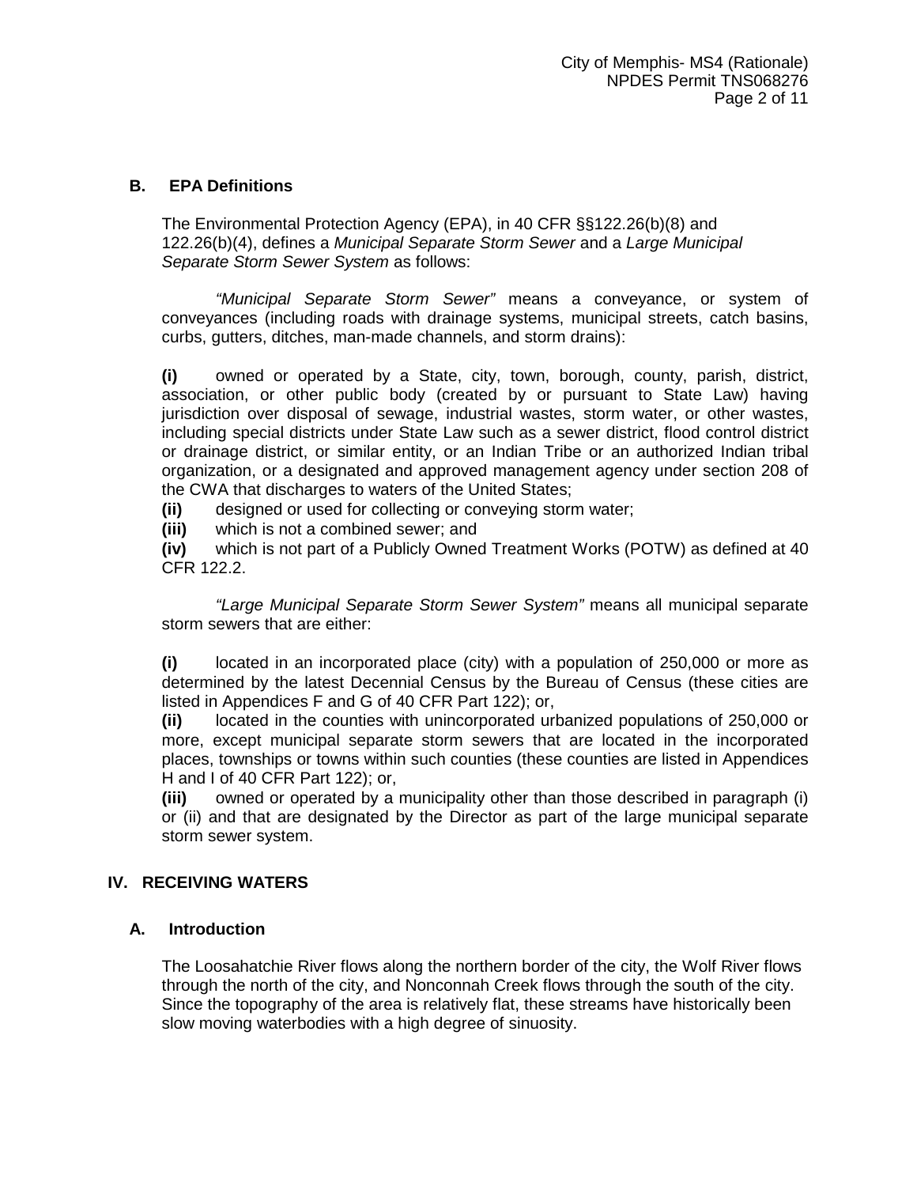### B. EPA Definitions

The Environmental Protection Agency (EPA), in 40 CFR §§122.26(b)(8) and 122.26(b)(4), defines a *Municipal Separate Storm Sewer* and a *Large Municipal Separate Storm Sewer System* as follows:

*"Municipal Separate Storm Sewer"* means a conveyance, or system of conveyances (including roads with drainage systems, municipal streets, catch basins, curbs, gutters, ditches, man-made channels, and storm drains):

**(i)** owned or operated by a State, city, town, borough, county, parish, district, association, or other public body (created by or pursuant to State Law) having jurisdiction over disposal of sewage, industrial wastes, storm water, or other wastes, including special districts under State Law such as a sewer district, flood control district or drainage district, or similar entity, or an Indian Tribe or an authorized Indian tribal organization, or a designated and approved management agency under section 208 of the CWA that discharges to waters of the United States;
**(ii)** designed or used for collecting or conveying storm water;
**(iii)** which is not a combined sewer; and
**(iv)** which is not part of a Publicly Owned Treatment Works (POTW) as defined at 40 CFR 122.2.

*"Large Municipal Separate Storm Sewer System"* means all municipal separate storm sewers that are either:

**(i)** located in an incorporated place (city) with a population of 250,000 or more as determined by the latest Decennial Census by the Bureau of Census (these cities are listed in Appendices F and G of 40 CFR Part 122); or,
**(ii)** located in the counties with unincorporated urbanized populations of 250,000 or more, except municipal separate storm sewers that are located in the incorporated places, townships or towns within such counties (these counties are listed in Appendices H and I of 40 CFR Part 122); or,
**(iii)** owned or operated by a municipality other than those described in paragraph (i) or (ii) and that are designated by the Director as part of the large municipal separate storm sewer system.

## IV. RECEIVING WATERS

### A. Introduction

The Loosahatchie River flows along the northern border of the city, the Wolf River flows through the north of the city, and Nonconnah Creek flows through the south of the city. Since the topography of the area is relatively flat, these streams have historically been slow moving waterbodies with a high degree of sinuosity.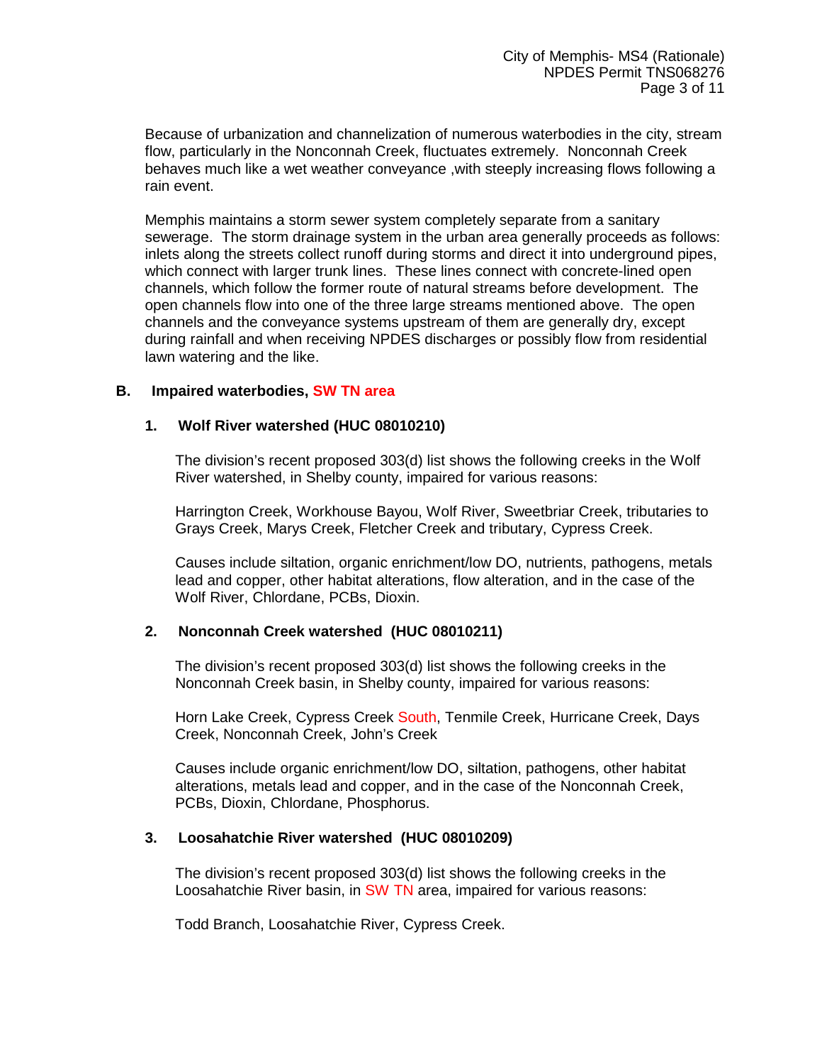Because of urbanization and channelization of numerous waterbodies in the city, stream flow, particularly in the Nonconnah Creek, fluctuates extremely. Nonconnah Creek behaves much like a wet weather conveyance ,with steeply increasing flows following a rain event.

Memphis maintains a storm sewer system completely separate from a sanitary sewerage. The storm drainage system in the urban area generally proceeds as follows: inlets along the streets collect runoff during storms and direct it into underground pipes, which connect with larger trunk lines. These lines connect with concrete-lined open channels, which follow the former route of natural streams before development. The open channels flow into one of the three large streams mentioned above. The open channels and the conveyance systems upstream of them are generally dry, except during rainfall and when receiving NPDES discharges or possibly flow from residential lawn watering and the like.

## B. Impaired waterbodies, SW TN area

### 1. Wolf River watershed (HUC 08010210)

The division's recent proposed 303(d) list shows the following creeks in the Wolf River watershed, in Shelby county, impaired for various reasons:

Harrington Creek, Workhouse Bayou, Wolf River, Sweetbriar Creek, tributaries to Grays Creek, Marys Creek, Fletcher Creek and tributary, Cypress Creek.

Causes include siltation, organic enrichment/low DO, nutrients, pathogens, metals lead and copper, other habitat alterations, flow alteration, and in the case of the Wolf River, Chlordane, PCBs, Dioxin.

### 2. Nonconnah Creek watershed (HUC 08010211)

The division's recent proposed 303(d) list shows the following creeks in the Nonconnah Creek basin, in Shelby county, impaired for various reasons:

Horn Lake Creek, Cypress Creek South, Tenmile Creek, Hurricane Creek, Days Creek, Nonconnah Creek, John's Creek

Causes include organic enrichment/low DO, siltation, pathogens, other habitat alterations, metals lead and copper, and in the case of the Nonconnah Creek, PCBs, Dioxin, Chlordane, Phosphorus.

### 3. Loosahatchie River watershed (HUC 08010209)

The division's recent proposed 303(d) list shows the following creeks in the Loosahatchie River basin, in SW TN area, impaired for various reasons:

Todd Branch, Loosahatchie River, Cypress Creek.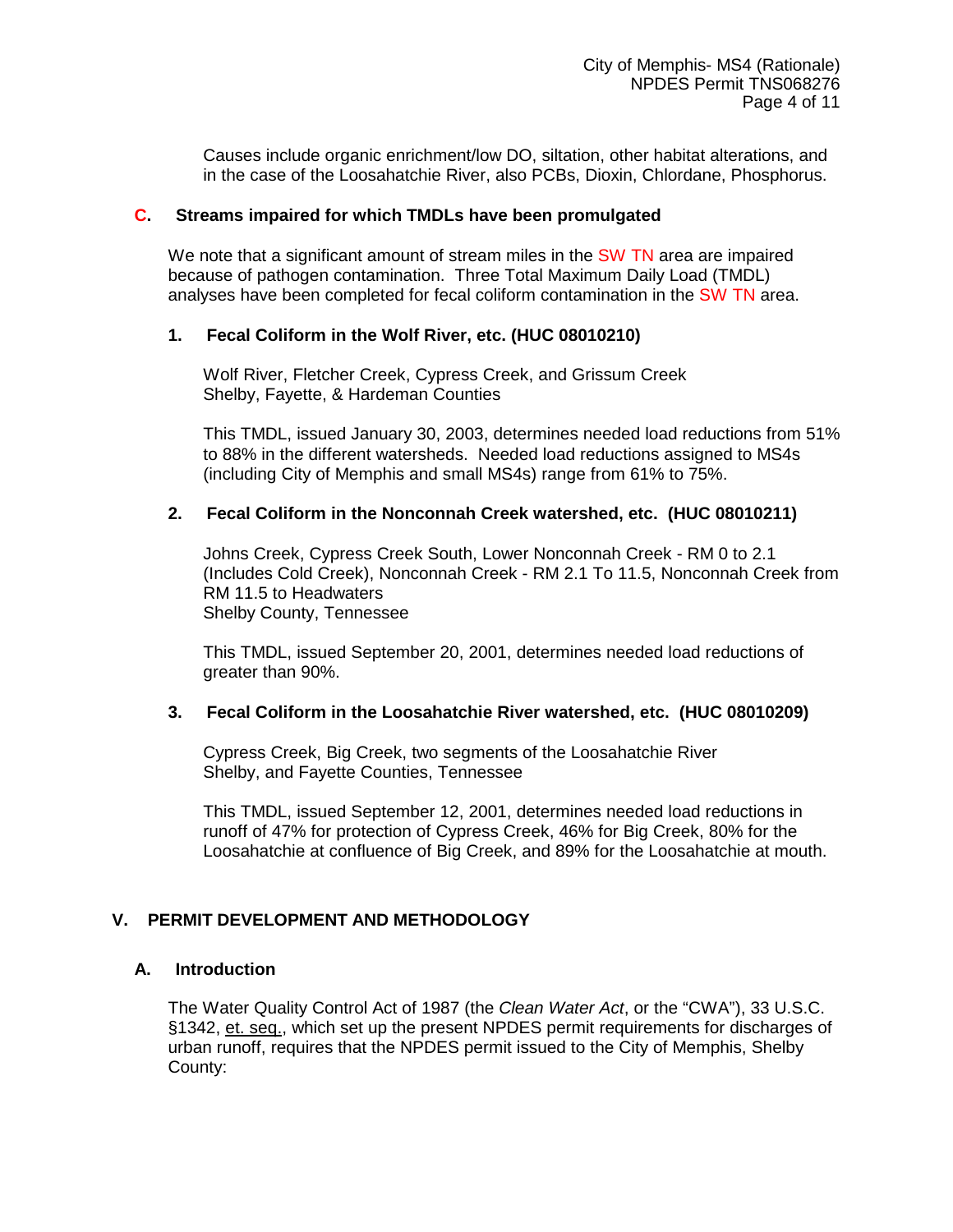Causes include organic enrichment/low DO, siltation, other habitat alterations, and in the case of the Loosahatchie River, also PCBs, Dioxin, Chlordane, Phosphorus.

### C. Streams impaired for which TMDLs have been promulgated

We note that a significant amount of stream miles in the SW TN area are impaired because of pathogen contamination. Three Total Maximum Daily Load (TMDL) analyses have been completed for fecal coliform contamination in the SW TN area.

#### 1. Fecal Coliform in the Wolf River, etc. (HUC 08010210)

Wolf River, Fletcher Creek, Cypress Creek, and Grissum Creek
Shelby, Fayette, & Hardeman Counties

This TMDL, issued January 30, 2003, determines needed load reductions from 51% to 88% in the different watersheds. Needed load reductions assigned to MS4s (including City of Memphis and small MS4s) range from 61% to 75%.

#### 2. Fecal Coliform in the Nonconnah Creek watershed, etc. (HUC 08010211)

Johns Creek, Cypress Creek South, Lower Nonconnah Creek - RM 0 to 2.1 (Includes Cold Creek), Nonconnah Creek - RM 2.1 To 11.5, Nonconnah Creek from RM 11.5 to Headwaters
Shelby County, Tennessee

This TMDL, issued September 20, 2001, determines needed load reductions of greater than 90%.

#### 3. Fecal Coliform in the Loosahatchie River watershed, etc. (HUC 08010209)

Cypress Creek, Big Creek, two segments of the Loosahatchie River
Shelby, and Fayette Counties, Tennessee

This TMDL, issued September 12, 2001, determines needed load reductions in runoff of 47% for protection of Cypress Creek, 46% for Big Creek, 80% for the Loosahatchie at confluence of Big Creek, and 89% for the Loosahatchie at mouth.

## V. PERMIT DEVELOPMENT AND METHODOLOGY

### A. Introduction

The Water Quality Control Act of 1987 (the *Clean Water Act*, or the "CWA"), 33 U.S.C. §1342, et. seq., which set up the present NPDES permit requirements for discharges of urban runoff, requires that the NPDES permit issued to the City of Memphis, Shelby County: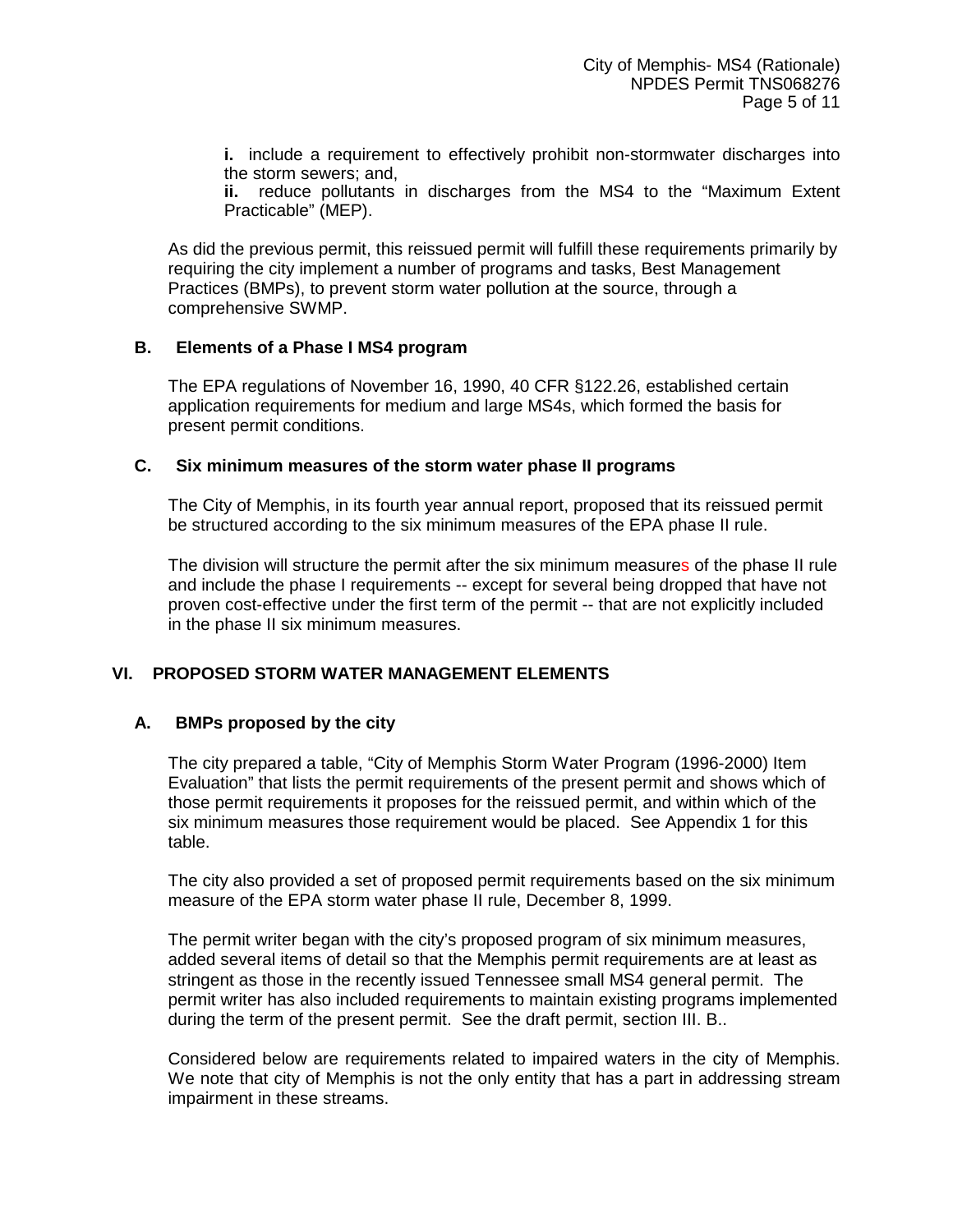**i.** include a requirement to effectively prohibit non-stormwater discharges into the storm sewers; and,

**ii.** reduce pollutants in discharges from the MS4 to the "Maximum Extent Practicable" (MEP).

As did the previous permit, this reissued permit will fulfill these requirements primarily by requiring the city implement a number of programs and tasks, Best Management Practices (BMPs), to prevent storm water pollution at the source, through a comprehensive SWMP.

### B. Elements of a Phase I MS4 program

The EPA regulations of November 16, 1990, 40 CFR §122.26, established certain application requirements for medium and large MS4s, which formed the basis for present permit conditions.

### C. Six minimum measures of the storm water phase II programs

The City of Memphis, in its fourth year annual report, proposed that its reissued permit be structured according to the six minimum measures of the EPA phase II rule.

The division will structure the permit after the six minimum measures of the phase II rule and include the phase I requirements -- except for several being dropped that have not proven cost-effective under the first term of the permit -- that are not explicitly included in the phase II six minimum measures.

## VI. PROPOSED STORM WATER MANAGEMENT ELEMENTS

### A. BMPs proposed by the city

The city prepared a table, "City of Memphis Storm Water Program (1996-2000) Item Evaluation" that lists the permit requirements of the present permit and shows which of those permit requirements it proposes for the reissued permit, and within which of the six minimum measures those requirement would be placed. See Appendix 1 for this table.

The city also provided a set of proposed permit requirements based on the six minimum measure of the EPA storm water phase II rule, December 8, 1999.

The permit writer began with the city's proposed program of six minimum measures, added several items of detail so that the Memphis permit requirements are at least as stringent as those in the recently issued Tennessee small MS4 general permit. The permit writer has also included requirements to maintain existing programs implemented during the term of the present permit. See the draft permit, section III. B..

Considered below are requirements related to impaired waters in the city of Memphis. We note that city of Memphis is not the only entity that has a part in addressing stream impairment in these streams.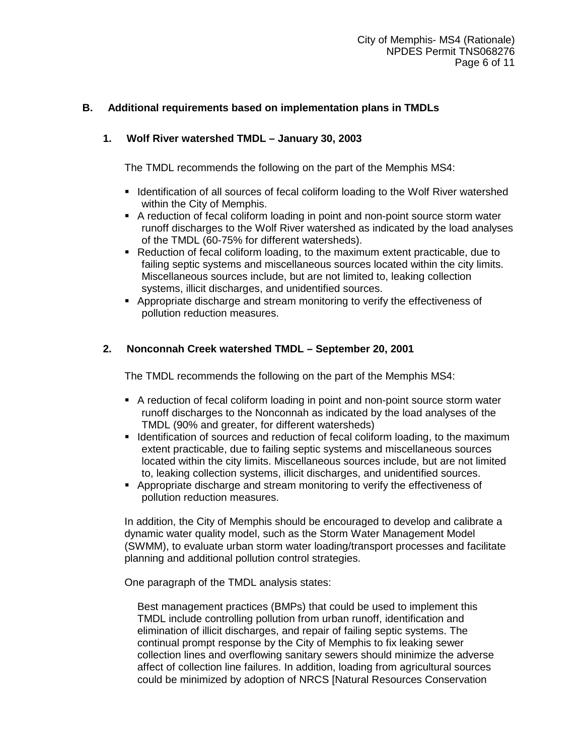## B. Additional requirements based on implementation plans in TMDLs

### 1. Wolf River watershed TMDL – January 30, 2003

The TMDL recommends the following on the part of the Memphis MS4:

- Identification of all sources of fecal coliform loading to the Wolf River watershed within the City of Memphis.
- A reduction of fecal coliform loading in point and non-point source storm water runoff discharges to the Wolf River watershed as indicated by the load analyses of the TMDL (60-75% for different watersheds).
- Reduction of fecal coliform loading, to the maximum extent practicable, due to failing septic systems and miscellaneous sources located within the city limits. Miscellaneous sources include, but are not limited to, leaking collection systems, illicit discharges, and unidentified sources.
- Appropriate discharge and stream monitoring to verify the effectiveness of pollution reduction measures.

### 2. Nonconnah Creek watershed TMDL – September 20, 2001

The TMDL recommends the following on the part of the Memphis MS4:

- A reduction of fecal coliform loading in point and non-point source storm water runoff discharges to the Nonconnah as indicated by the load analyses of the TMDL (90% and greater, for different watersheds)
- Identification of sources and reduction of fecal coliform loading, to the maximum extent practicable, due to failing septic systems and miscellaneous sources located within the city limits. Miscellaneous sources include, but are not limited to, leaking collection systems, illicit discharges, and unidentified sources.
- Appropriate discharge and stream monitoring to verify the effectiveness of pollution reduction measures.

In addition, the City of Memphis should be encouraged to develop and calibrate a dynamic water quality model, such as the Storm Water Management Model (SWMM), to evaluate urban storm water loading/transport processes and facilitate planning and additional pollution control strategies.

One paragraph of the TMDL analysis states:

> Best management practices (BMPs) that could be used to implement this TMDL include controlling pollution from urban runoff, identification and elimination of illicit discharges, and repair of failing septic systems. The continual prompt response by the City of Memphis to fix leaking sewer collection lines and overflowing sanitary sewers should minimize the adverse affect of collection line failures. In addition, loading from agricultural sources could be minimized by adoption of NRCS [Natural Resources Conservation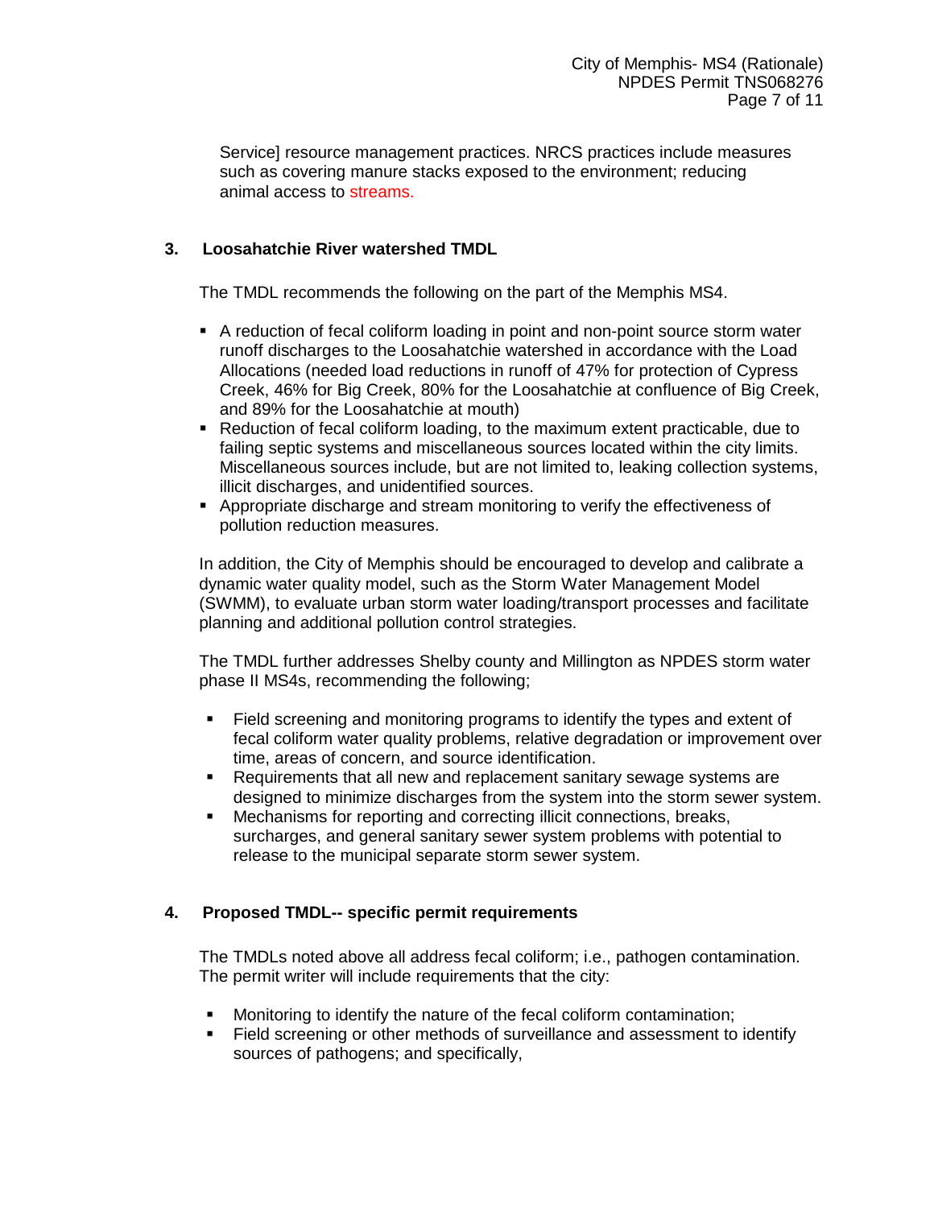Service] resource management practices. NRCS practices include measures such as covering manure stacks exposed to the environment; reducing animal access to streams.

### 3. Loosahatchie River watershed TMDL

The TMDL recommends the following on the part of the Memphis MS4.

- A reduction of fecal coliform loading in point and non-point source storm water runoff discharges to the Loosahatchie watershed in accordance with the Load Allocations (needed load reductions in runoff of 47% for protection of Cypress Creek, 46% for Big Creek, 80% for the Loosahatchie at confluence of Big Creek, and 89% for the Loosahatchie at mouth)
- Reduction of fecal coliform loading, to the maximum extent practicable, due to failing septic systems and miscellaneous sources located within the city limits. Miscellaneous sources include, but are not limited to, leaking collection systems, illicit discharges, and unidentified sources.
- Appropriate discharge and stream monitoring to verify the effectiveness of pollution reduction measures.

In addition, the City of Memphis should be encouraged to develop and calibrate a dynamic water quality model, such as the Storm Water Management Model (SWMM), to evaluate urban storm water loading/transport processes and facilitate planning and additional pollution control strategies.

The TMDL further addresses Shelby county and Millington as NPDES storm water phase II MS4s, recommending the following;

- Field screening and monitoring programs to identify the types and extent of fecal coliform water quality problems, relative degradation or improvement over time, areas of concern, and source identification.
- Requirements that all new and replacement sanitary sewage systems are designed to minimize discharges from the system into the storm sewer system.
- Mechanisms for reporting and correcting illicit connections, breaks, surcharges, and general sanitary sewer system problems with potential to release to the municipal separate storm sewer system.

### 4. Proposed TMDL-- specific permit requirements

The TMDLs noted above all address fecal coliform; i.e., pathogen contamination. The permit writer will include requirements that the city:

- Monitoring to identify the nature of the fecal coliform contamination;
- Field screening or other methods of surveillance and assessment to identify sources of pathogens; and specifically,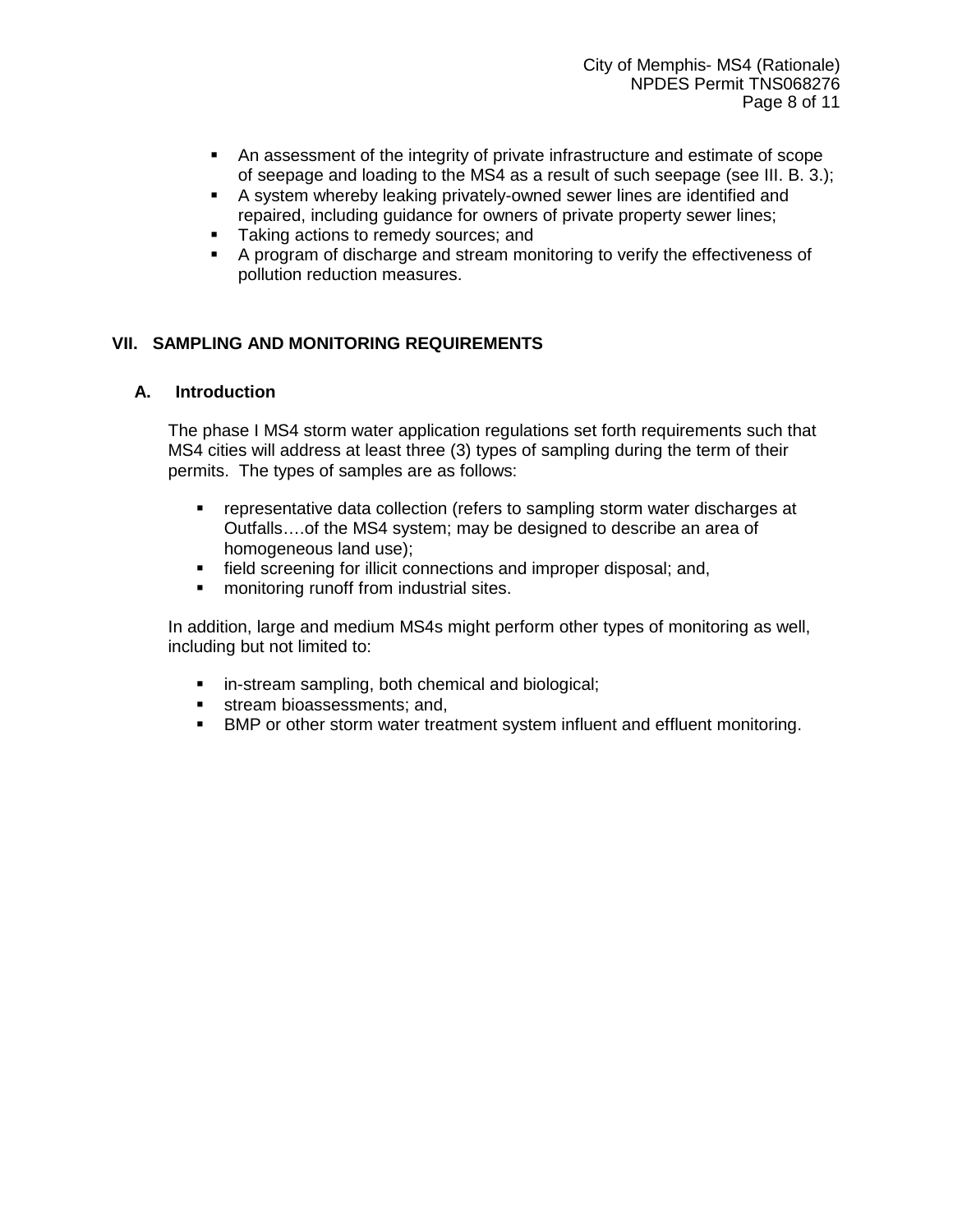- An assessment of the integrity of private infrastructure and estimate of scope of seepage and loading to the MS4 as a result of such seepage (see III. B. 3.);
- A system whereby leaking privately-owned sewer lines are identified and repaired, including guidance for owners of private property sewer lines;
- Taking actions to remedy sources; and
- A program of discharge and stream monitoring to verify the effectiveness of pollution reduction measures.

## VII. SAMPLING AND MONITORING REQUIREMENTS

### A. Introduction

The phase I MS4 storm water application regulations set forth requirements such that MS4 cities will address at least three (3) types of sampling during the term of their permits. The types of samples are as follows:

- representative data collection (refers to sampling storm water discharges at Outfalls….of the MS4 system; may be designed to describe an area of homogeneous land use);
- field screening for illicit connections and improper disposal; and,
- monitoring runoff from industrial sites.

In addition, large and medium MS4s might perform other types of monitoring as well, including but not limited to:

- in-stream sampling, both chemical and biological;
- stream bioassessments; and,
- BMP or other storm water treatment system influent and effluent monitoring.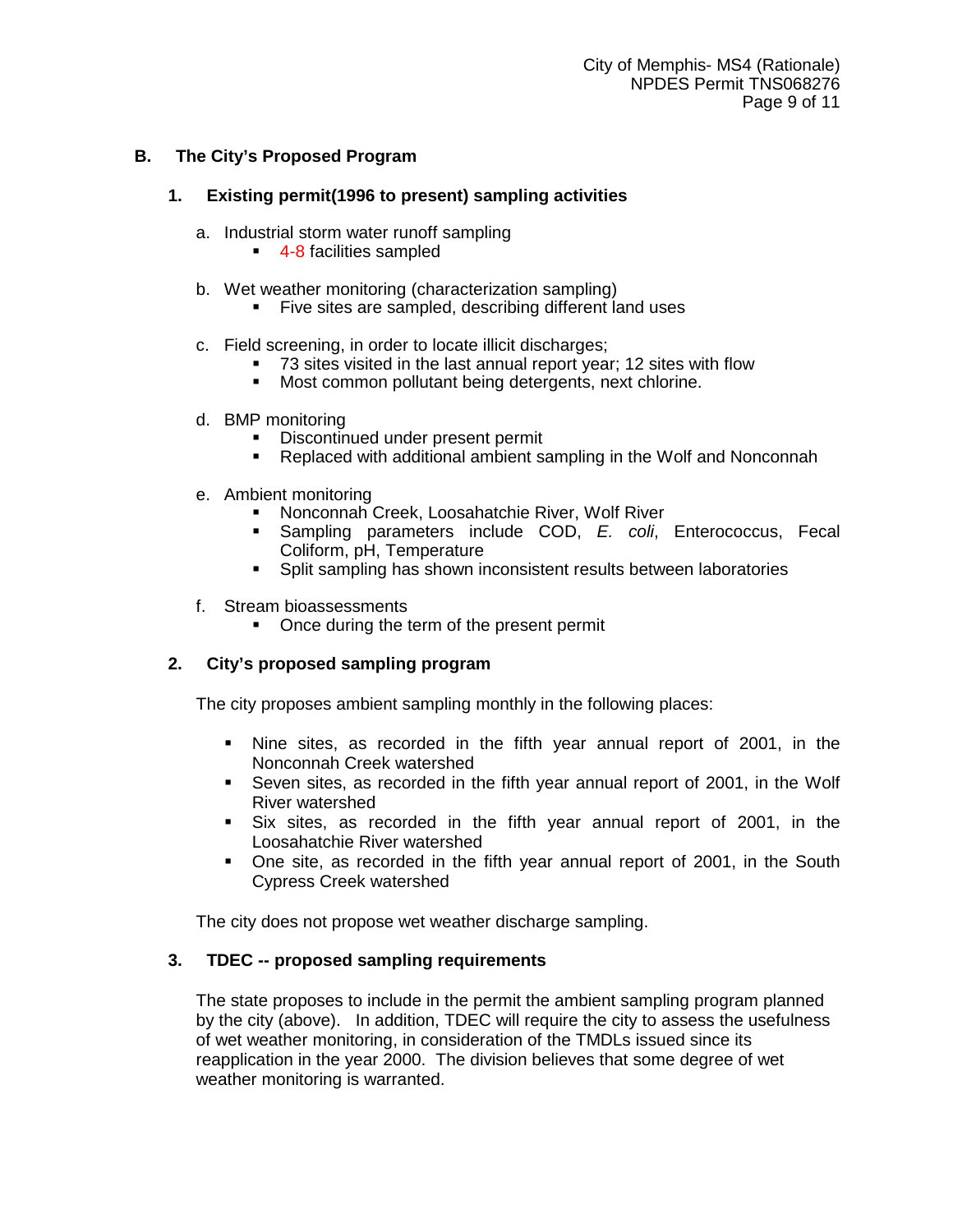## B. The City's Proposed Program

### 1. Existing permit(1996 to present) sampling activities

a. Industrial storm water runoff sampling
   - 4-8 facilities sampled

b. Wet weather monitoring (characterization sampling)
   - Five sites are sampled, describing different land uses

c. Field screening, in order to locate illicit discharges;
   - 73 sites visited in the last annual report year; 12 sites with flow
   - Most common pollutant being detergents, next chlorine.

d. BMP monitoring
   - Discontinued under present permit
   - Replaced with additional ambient sampling in the Wolf and Nonconnah

e. Ambient monitoring
   - Nonconnah Creek, Loosahatchie River, Wolf River
   - Sampling parameters include COD, *E. coli*, Enterococcus, Fecal Coliform, pH, Temperature
   - Split sampling has shown inconsistent results between laboratories

f. Stream bioassessments
   - Once during the term of the present permit

### 2. City's proposed sampling program

The city proposes ambient sampling monthly in the following places:

- Nine sites, as recorded in the fifth year annual report of 2001, in the Nonconnah Creek watershed
- Seven sites, as recorded in the fifth year annual report of 2001, in the Wolf River watershed
- Six sites, as recorded in the fifth year annual report of 2001, in the Loosahatchie River watershed
- One site, as recorded in the fifth year annual report of 2001, in the South Cypress Creek watershed

The city does not propose wet weather discharge sampling.

### 3. TDEC -- proposed sampling requirements

The state proposes to include in the permit the ambient sampling program planned by the city (above). In addition, TDEC will require the city to assess the usefulness of wet weather monitoring, in consideration of the TMDLs issued since its reapplication in the year 2000. The division believes that some degree of wet weather monitoring is warranted.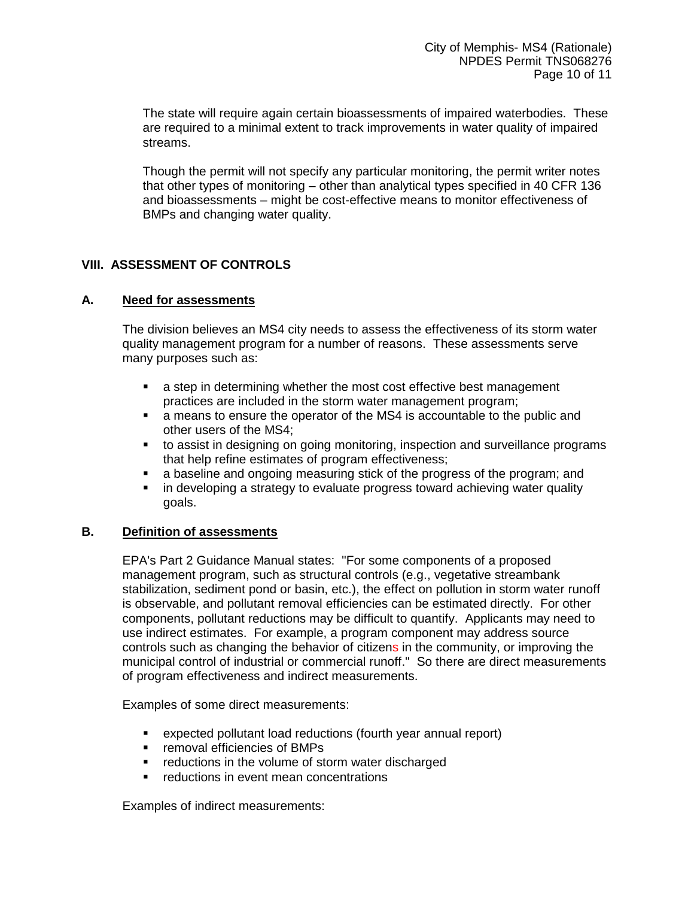The state will require again certain bioassessments of impaired waterbodies. These are required to a minimal extent to track improvements in water quality of impaired streams.

Though the permit will not specify any particular monitoring, the permit writer notes that other types of monitoring – other than analytical types specified in 40 CFR 136 and bioassessments – might be cost-effective means to monitor effectiveness of BMPs and changing water quality.

## VIII. ASSESSMENT OF CONTROLS

### A. Need for assessments

The division believes an MS4 city needs to assess the effectiveness of its storm water quality management program for a number of reasons. These assessments serve many purposes such as:

- a step in determining whether the most cost effective best management practices are included in the storm water management program;
- a means to ensure the operator of the MS4 is accountable to the public and other users of the MS4;
- to assist in designing on going monitoring, inspection and surveillance programs that help refine estimates of program effectiveness;
- a baseline and ongoing measuring stick of the progress of the program; and
- in developing a strategy to evaluate progress toward achieving water quality goals.

### B. Definition of assessments

EPA's Part 2 Guidance Manual states: "For some components of a proposed management program, such as structural controls (e.g., vegetative streambank stabilization, sediment pond or basin, etc.), the effect on pollution in storm water runoff is observable, and pollutant removal efficiencies can be estimated directly. For other components, pollutant reductions may be difficult to quantify. Applicants may need to use indirect estimates. For example, a program component may address source controls such as changing the behavior of citizens in the community, or improving the municipal control of industrial or commercial runoff." So there are direct measurements of program effectiveness and indirect measurements.

Examples of some direct measurements:

- expected pollutant load reductions (fourth year annual report)
- removal efficiencies of BMPs
- reductions in the volume of storm water discharged
- reductions in event mean concentrations

Examples of indirect measurements: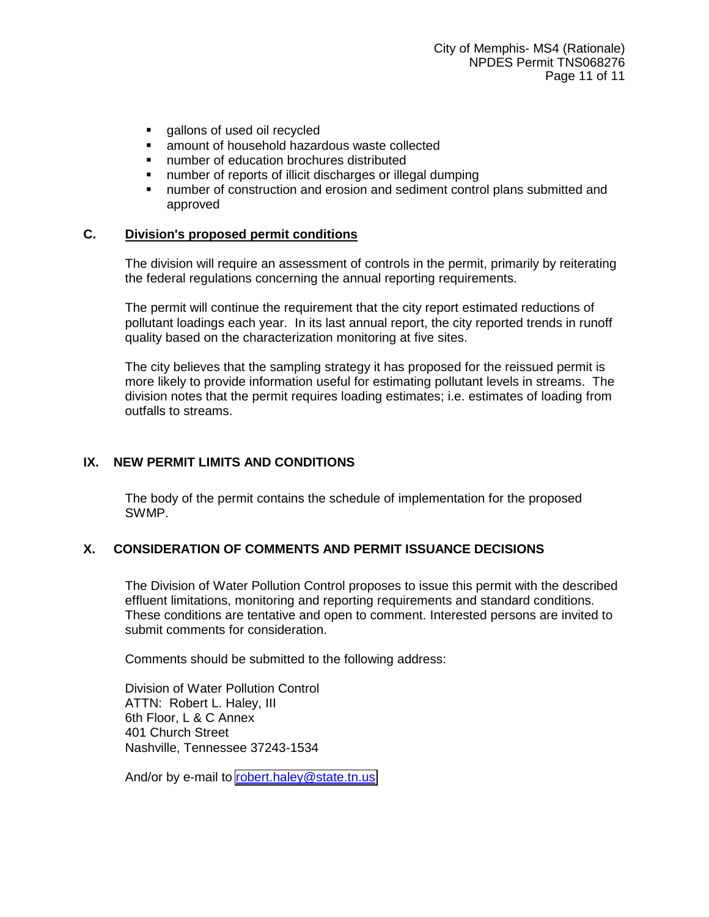- gallons of used oil recycled
- amount of household hazardous waste collected
- number of education brochures distributed
- number of reports of illicit discharges or illegal dumping
- number of construction and erosion and sediment control plans submitted and approved

### C. Division's proposed permit conditions

The division will require an assessment of controls in the permit, primarily by reiterating the federal regulations concerning the annual reporting requirements.

The permit will continue the requirement that the city report estimated reductions of pollutant loadings each year. In its last annual report, the city reported trends in runoff quality based on the characterization monitoring at five sites.

The city believes that the sampling strategy it has proposed for the reissued permit is more likely to provide information useful for estimating pollutant levels in streams. The division notes that the permit requires loading estimates; i.e. estimates of loading from outfalls to streams.

## IX. NEW PERMIT LIMITS AND CONDITIONS

The body of the permit contains the schedule of implementation for the proposed SWMP.

## X. CONSIDERATION OF COMMENTS AND PERMIT ISSUANCE DECISIONS

The Division of Water Pollution Control proposes to issue this permit with the described effluent limitations, monitoring and reporting requirements and standard conditions. These conditions are tentative and open to comment. Interested persons are invited to submit comments for consideration.

Comments should be submitted to the following address:

Division of Water Pollution Control
ATTN: Robert L. Haley, III
6th Floor, L & C Annex
401 Church Street
Nashville, Tennessee 37243-1534

And/or by e-mail to robert.haley@state.tn.us